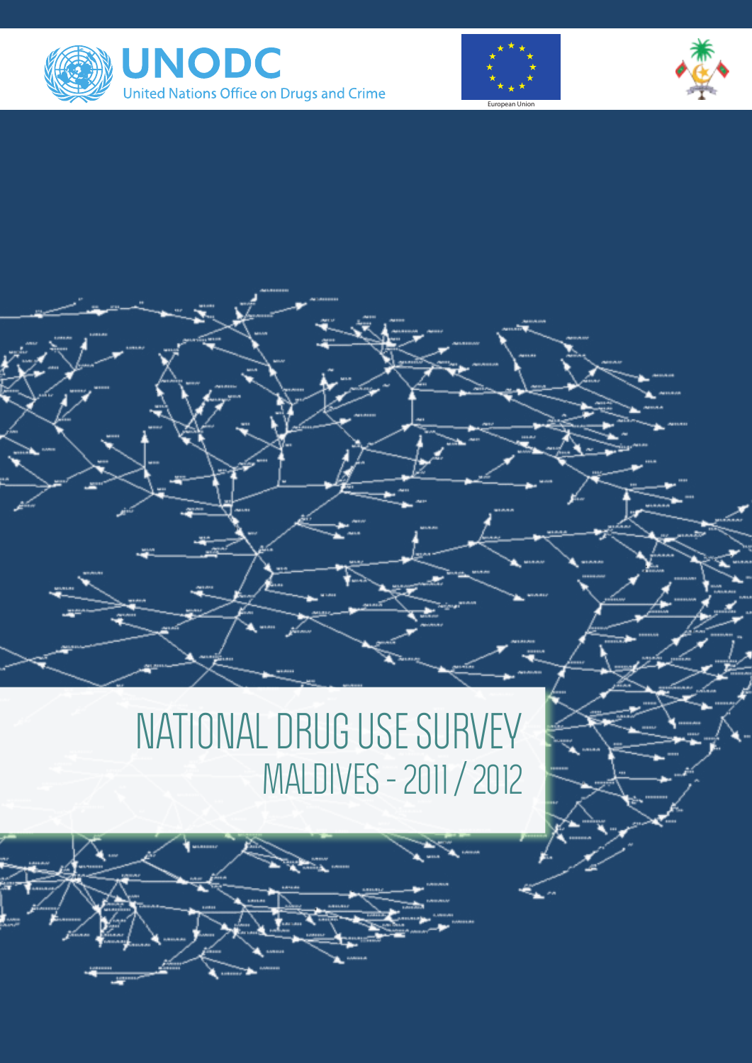UNODC

United Nations Office on Drugs and Crime

European Union

# NATIONAL DRUG USE SURVEY

## MALDIVES - 2011 / 2012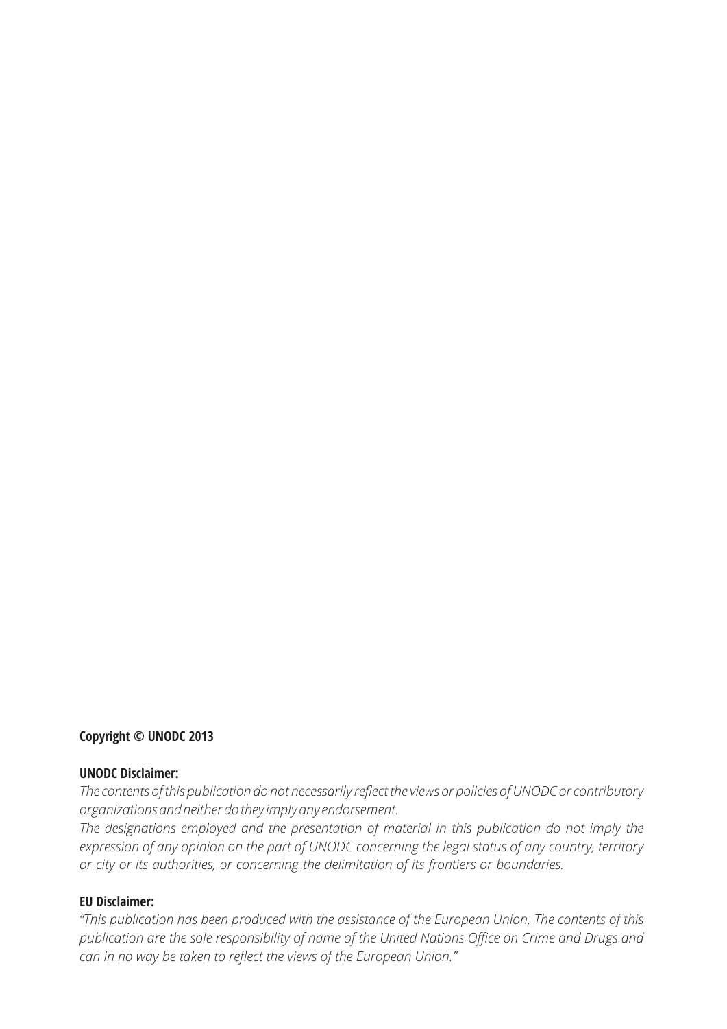**Copyright © UNODC 2013**

**UNODC Disclaimer:**

*The contents of this publication do not necessarily reflect the views or policies of UNODC or contributory organizations and neither do they imply any endorsement.*

*The designations employed and the presentation of material in this publication do not imply the expression of any opinion on the part of UNODC concerning the legal status of any country, territory or city or its authorities, or concerning the delimitation of its frontiers or boundaries.*

**EU Disclaimer:**

*"This publication has been produced with the assistance of the European Union. The contents of this publication are the sole responsibility of name of the United Nations Office on Crime and Drugs and can in no way be taken to reflect the views of the European Union."*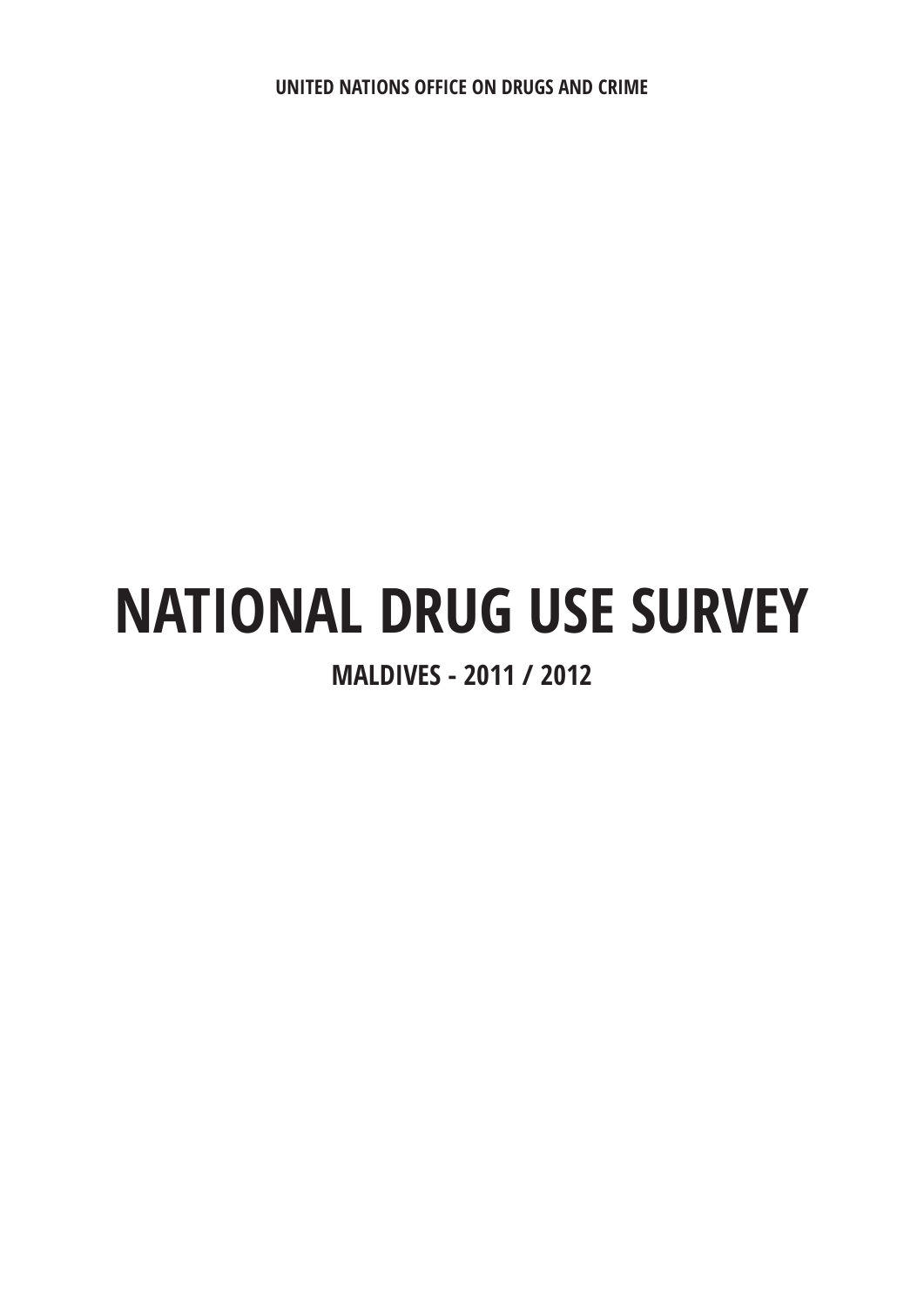**UNITED NATIONS OFFICE ON DRUGS AND CRIME**

# NATIONAL DRUG USE SURVEY

## MALDIVES - 2011 / 2012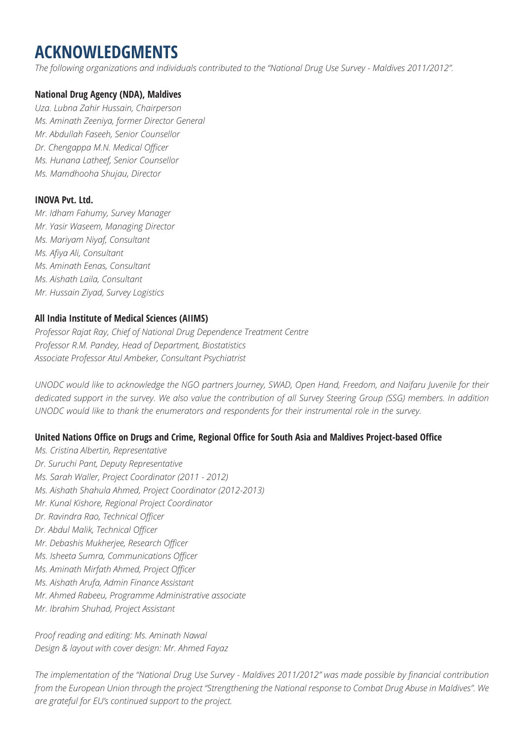# ACKNOWLEDGMENTS

*The following organizations and individuals contributed to the "National Drug Use Survey - Maldives 2011/2012".*

**National Drug Agency (NDA), Maldives**

*Uza. Lubna Zahir Hussain, Chairperson*
*Ms. Aminath Zeeniya, former Director General*
*Mr. Abdullah Faseeh, Senior Counsellor*
*Dr. Chengappa M.N. Medical Officer*
*Ms. Hunana Latheef, Senior Counsellor*
*Ms. Mamdhooha Shujau, Director*

**INOVA Pvt. Ltd.**

*Mr. Idham Fahumy, Survey Manager*
*Mr. Yasir Waseem, Managing Director*
*Ms. Mariyam Niyaf, Consultant*
*Ms. Afiya Ali, Consultant*
*Ms. Aminath Eenas, Consultant*
*Ms. Aishath Laila, Consultant*
*Mr. Hussain Ziyad, Survey Logistics*

**All India Institute of Medical Sciences (AIIMS)**

*Professor Rajat Ray, Chief of National Drug Dependence Treatment Centre*
*Professor R.M. Pandey, Head of Department, Biostatistics*
*Associate Professor Atul Ambeker, Consultant Psychiatrist*

*UNODC would like to acknowledge the NGO partners Journey, SWAD, Open Hand, Freedom, and Naifaru Juvenile for their dedicated support in the survey. We also value the contribution of all Survey Steering Group (SSG) members. In addition UNODC would like to thank the enumerators and respondents for their instrumental role in the survey.*

**United Nations Office on Drugs and Crime, Regional Office for South Asia and Maldives Project-based Office**

*Ms. Cristina Albertin, Representative*
*Dr. Suruchi Pant, Deputy Representative*
*Ms. Sarah Waller, Project Coordinator (2011 - 2012)*
*Ms. Aishath Shahula Ahmed, Project Coordinator (2012-2013)*
*Mr. Kunal Kishore, Regional Project Coordinator*
*Dr. Ravindra Rao, Technical Officer*
*Dr. Abdul Malik, Technical Officer*
*Mr. Debashis Mukherjee, Research Officer*
*Ms. Isheeta Sumra, Communications Officer*
*Ms. Aminath Mirfath Ahmed, Project Officer*
*Ms. Aishath Arufa, Admin Finance Assistant*
*Mr. Ahmed Rabeeu, Programme Administrative associate*
*Mr. Ibrahim Shuhad, Project Assistant*

*Proof reading and editing: Ms. Aminath Nawal*
*Design & layout with cover design: Mr. Ahmed Fayaz*

*The implementation of the "National Drug Use Survey - Maldives 2011/2012" was made possible by financial contribution from the European Union through the project "Strengthening the National response to Combat Drug Abuse in Maldives". We are grateful for EU's continued support to the project.*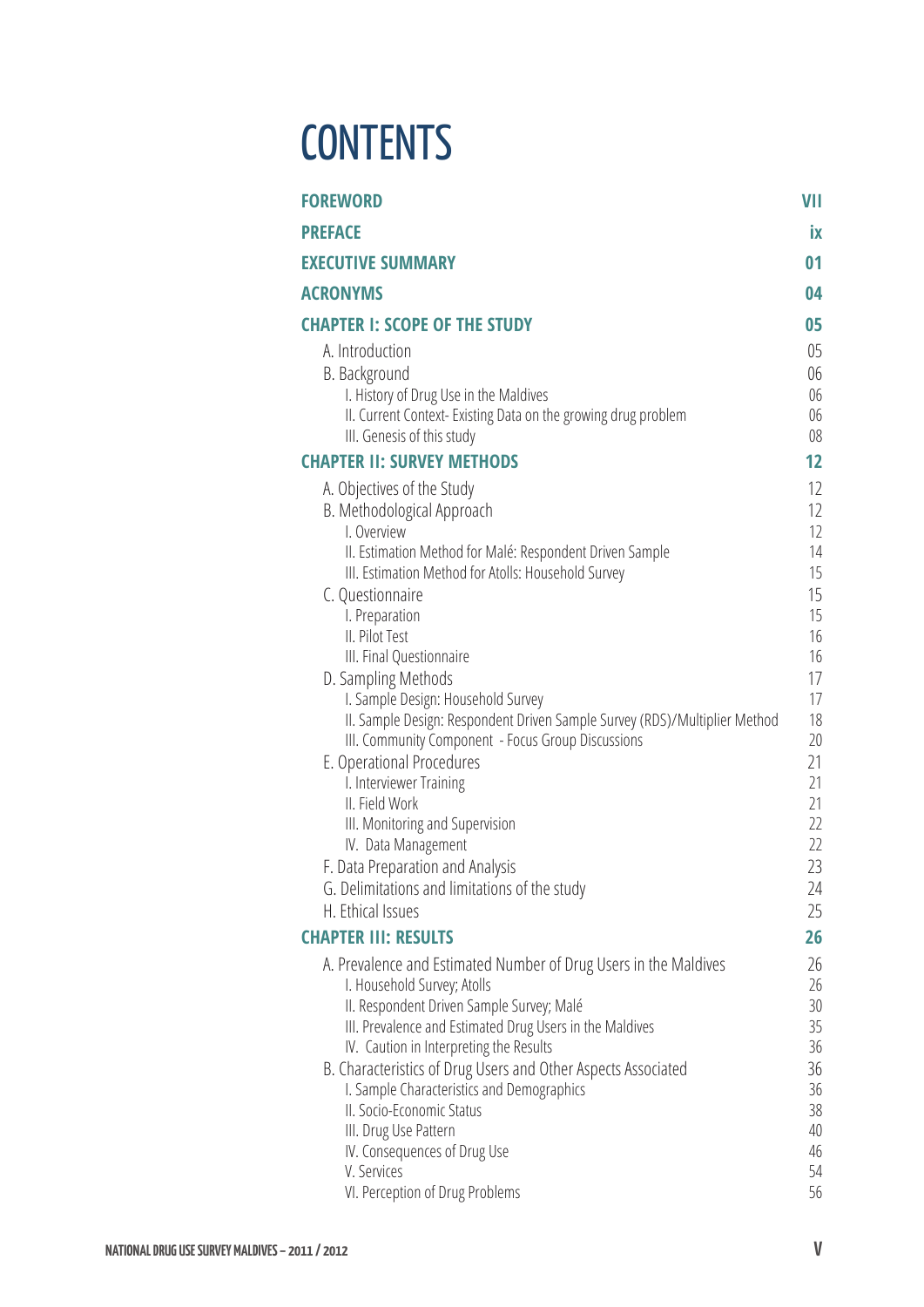# CONTENTS

| | |
|---|---|
| **FOREWORD** | **VII** |
| **PREFACE** | **ix** |
| **EXECUTIVE SUMMARY** | **01** |
| **ACRONYMS** | **04** |
| **CHAPTER I: SCOPE OF THE STUDY** | **05** |
| A. Introduction | 05 |
| B. Background | 06 |
| I. History of Drug Use in the Maldives | 06 |
| II. Current Context- Existing Data on the growing drug problem | 06 |
| III. Genesis of this study | 08 |
| **CHAPTER II: SURVEY METHODS** | **12** |
| A. Objectives of the Study | 12 |
| B. Methodological Approach | 12 |
| I. Overview | 12 |
| II. Estimation Method for Malé: Respondent Driven Sample | 14 |
| III. Estimation Method for Atolls: Household Survey | 15 |
| C. Questionnaire | 15 |
| I. Preparation | 15 |
| II. Pilot Test | 16 |
| III. Final Questionnaire | 16 |
| D. Sampling Methods | 17 |
| I. Sample Design: Household Survey | 17 |
| II. Sample Design: Respondent Driven Sample Survey (RDS)/Multiplier Method | 18 |
| III. Community Component - Focus Group Discussions | 20 |
| E. Operational Procedures | 21 |
| I. Interviewer Training | 21 |
| II. Field Work | 21 |
| III. Monitoring and Supervision | 22 |
| IV. Data Management | 22 |
| F. Data Preparation and Analysis | 23 |
| G. Delimitations and limitations of the study | 24 |
| H. Ethical Issues | 25 |
| **CHAPTER III: RESULTS** | **26** |
| A. Prevalence and Estimated Number of Drug Users in the Maldives | 26 |
| I. Household Survey; Atolls | 26 |
| II. Respondent Driven Sample Survey; Malé | 30 |
| III. Prevalence and Estimated Drug Users in the Maldives | 35 |
| IV. Caution in Interpreting the Results | 36 |
| B. Characteristics of Drug Users and Other Aspects Associated | 36 |
| I. Sample Characteristics and Demographics | 36 |
| II. Socio-Economic Status | 38 |
| III. Drug Use Pattern | 40 |
| IV. Consequences of Drug Use | 46 |
| V. Services | 54 |
| VI. Perception of Drug Problems | 56 |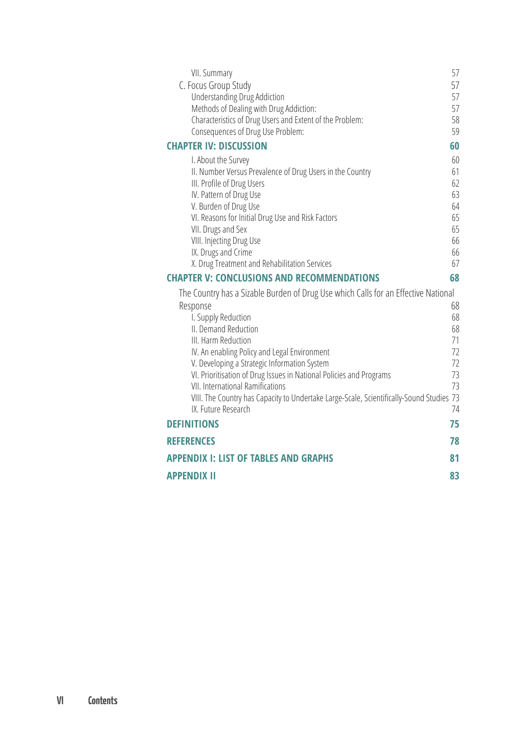VII. Summary 57

C. Focus Group Study 57

Understanding Drug Addiction 57

Methods of Dealing with Drug Addiction: 57

Characteristics of Drug Users and Extent of the Problem: 58

Consequences of Drug Use Problem: 59

**CHAPTER IV: DISCUSSION 60**

I. About the Survey 60

II. Number Versus Prevalence of Drug Users in the Country 61

III. Profile of Drug Users 62

IV. Pattern of Drug Use 63

V. Burden of Drug Use 64

VI. Reasons for Initial Drug Use and Risk Factors 65

VII. Drugs and Sex 65

VIII. Injecting Drug Use 66

IX. Drugs and Crime 66

X. Drug Treatment and Rehabilitation Services 67

**CHAPTER V: CONCLUSIONS AND RECOMMENDATIONS 68**

The Country has a Sizable Burden of Drug Use which Calls for an Effective National Response 68

I. Supply Reduction 68

II. Demand Reduction 68

III. Harm Reduction 71

IV. An enabling Policy and Legal Environment 72

V. Developing a Strategic Information System 72

VI. Prioritisation of Drug Issues in National Policies and Programs 73

VII. International Ramifications 73

VIII. The Country has Capacity to Undertake Large-Scale, Scientifically-Sound Studies 73

IX. Future Research 74

**DEFINITIONS 75**

**REFERENCES 78**

**APPENDIX I: LIST OF TABLES AND GRAPHS 81**

**APPENDIX II 83**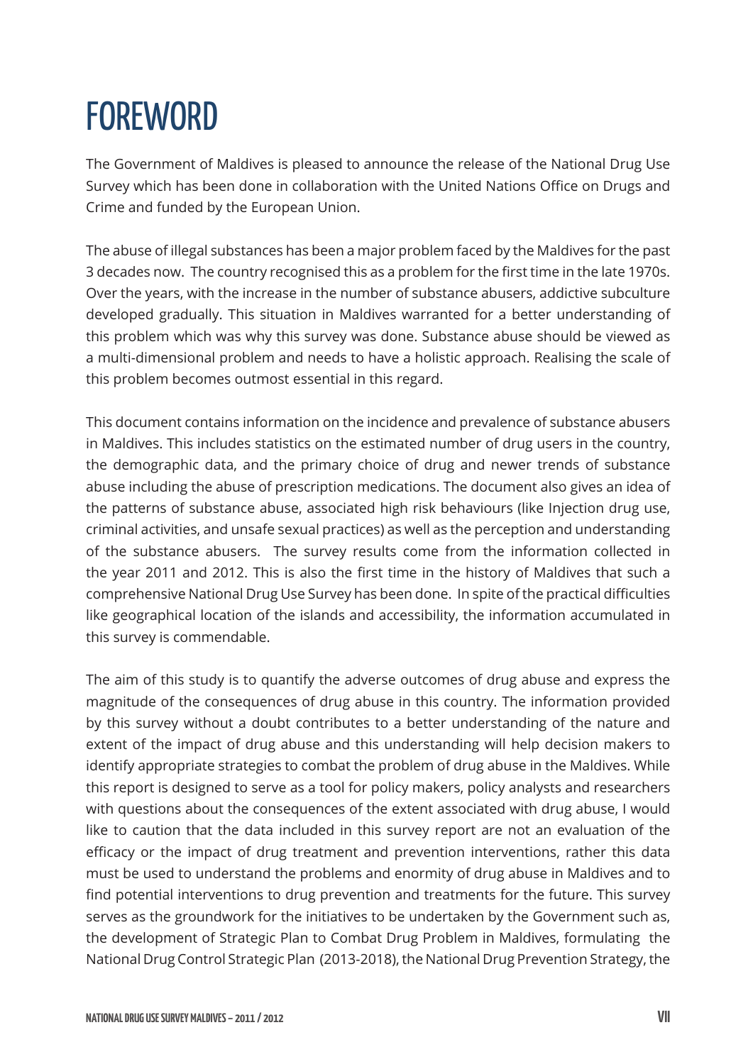# FOREWORD

The Government of Maldives is pleased to announce the release of the National Drug Use Survey which has been done in collaboration with the United Nations Office on Drugs and Crime and funded by the European Union.

The abuse of illegal substances has been a major problem faced by the Maldives for the past 3 decades now. The country recognised this as a problem for the first time in the late 1970s. Over the years, with the increase in the number of substance abusers, addictive subculture developed gradually. This situation in Maldives warranted for a better understanding of this problem which was why this survey was done. Substance abuse should be viewed as a multi-dimensional problem and needs to have a holistic approach. Realising the scale of this problem becomes outmost essential in this regard.

This document contains information on the incidence and prevalence of substance abusers in Maldives. This includes statistics on the estimated number of drug users in the country, the demographic data, and the primary choice of drug and newer trends of substance abuse including the abuse of prescription medications. The document also gives an idea of the patterns of substance abuse, associated high risk behaviours (like Injection drug use, criminal activities, and unsafe sexual practices) as well as the perception and understanding of the substance abusers. The survey results come from the information collected in the year 2011 and 2012. This is also the first time in the history of Maldives that such a comprehensive National Drug Use Survey has been done. In spite of the practical difficulties like geographical location of the islands and accessibility, the information accumulated in this survey is commendable.

The aim of this study is to quantify the adverse outcomes of drug abuse and express the magnitude of the consequences of drug abuse in this country. The information provided by this survey without a doubt contributes to a better understanding of the nature and extent of the impact of drug abuse and this understanding will help decision makers to identify appropriate strategies to combat the problem of drug abuse in the Maldives. While this report is designed to serve as a tool for policy makers, policy analysts and researchers with questions about the consequences of the extent associated with drug abuse, I would like to caution that the data included in this survey report are not an evaluation of the efficacy or the impact of drug treatment and prevention interventions, rather this data must be used to understand the problems and enormity of drug abuse in Maldives and to find potential interventions to drug prevention and treatments for the future. This survey serves as the groundwork for the initiatives to be undertaken by the Government such as, the development of Strategic Plan to Combat Drug Problem in Maldives, formulating the National Drug Control Strategic Plan (2013-2018), the National Drug Prevention Strategy, the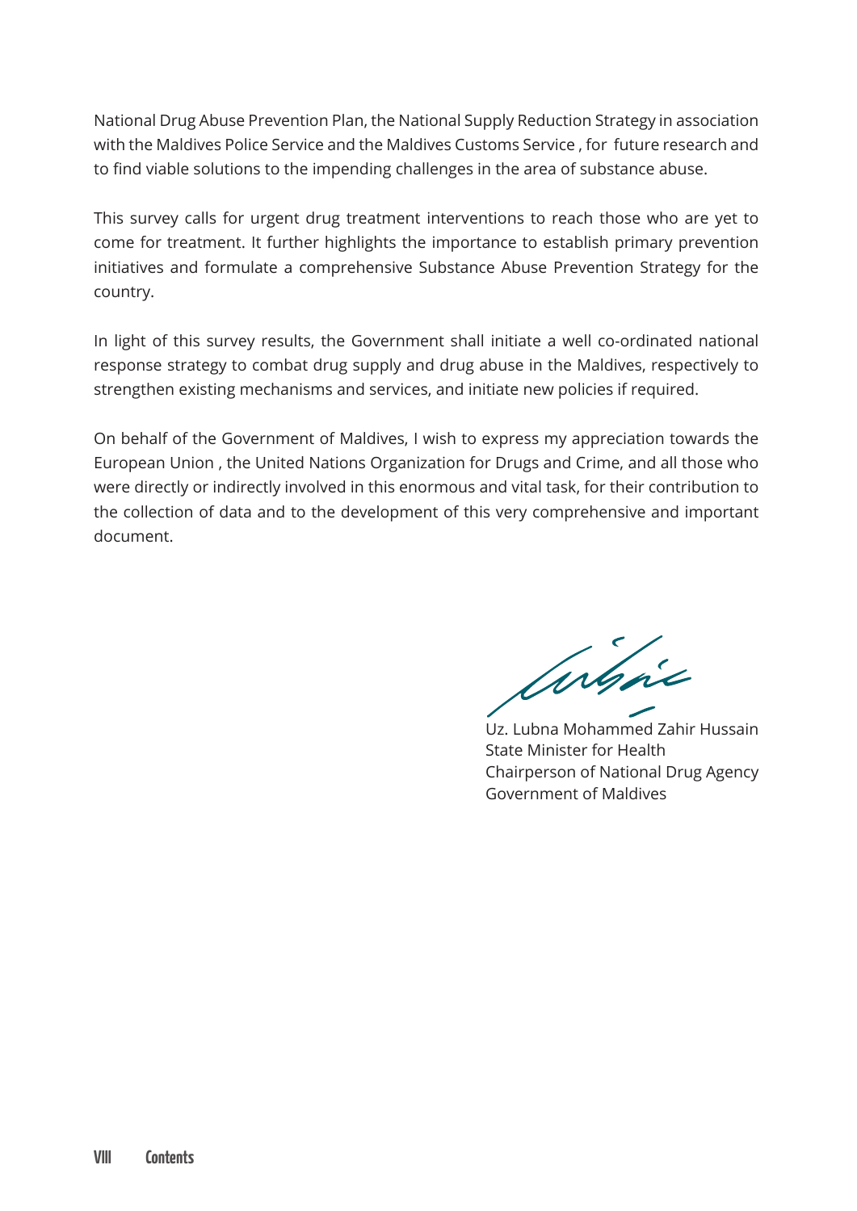National Drug Abuse Prevention Plan, the National Supply Reduction Strategy in association with the Maldives Police Service and the Maldives Customs Service , for future research and to find viable solutions to the impending challenges in the area of substance abuse.

This survey calls for urgent drug treatment interventions to reach those who are yet to come for treatment. It further highlights the importance to establish primary prevention initiatives and formulate a comprehensive Substance Abuse Prevention Strategy for the country.

In light of this survey results, the Government shall initiate a well co-ordinated national response strategy to combat drug supply and drug abuse in the Maldives, respectively to strengthen existing mechanisms and services, and initiate new policies if required.

On behalf of the Government of Maldives, I wish to express my appreciation towards the European Union , the United Nations Organization for Drugs and Crime, and all those who were directly or indirectly involved in this enormous and vital task, for their contribution to the collection of data and to the development of this very comprehensive and important document.

Uz. Lubna Mohammed Zahir Hussain
State Minister for Health
Chairperson of National Drug Agency
Government of Maldives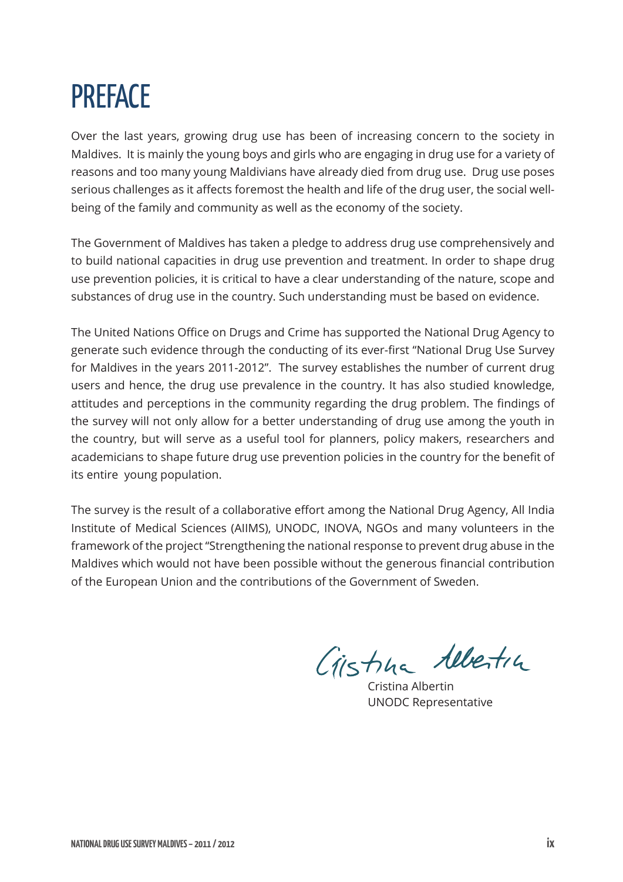# PREFACE

Over the last years, growing drug use has been of increasing concern to the society in Maldives. It is mainly the young boys and girls who are engaging in drug use for a variety of reasons and too many young Maldivians have already died from drug use. Drug use poses serious challenges as it affects foremost the health and life of the drug user, the social well-being of the family and community as well as the economy of the society.

The Government of Maldives has taken a pledge to address drug use comprehensively and to build national capacities in drug use prevention and treatment. In order to shape drug use prevention policies, it is critical to have a clear understanding of the nature, scope and substances of drug use in the country. Such understanding must be based on evidence.

The United Nations Office on Drugs and Crime has supported the National Drug Agency to generate such evidence through the conducting of its ever-first "National Drug Use Survey for Maldives in the years 2011-2012". The survey establishes the number of current drug users and hence, the drug use prevalence in the country. It has also studied knowledge, attitudes and perceptions in the community regarding the drug problem. The findings of the survey will not only allow for a better understanding of drug use among the youth in the country, but will serve as a useful tool for planners, policy makers, researchers and academicians to shape future drug use prevention policies in the country for the benefit of its entire young population.

The survey is the result of a collaborative effort among the National Drug Agency, All India Institute of Medical Sciences (AIIMS), UNODC, INOVA, NGOs and many volunteers in the framework of the project "Strengthening the national response to prevent drug abuse in the Maldives which would not have been possible without the generous financial contribution of the European Union and the contributions of the Government of Sweden.

Cristina Albertin
UNODC Representative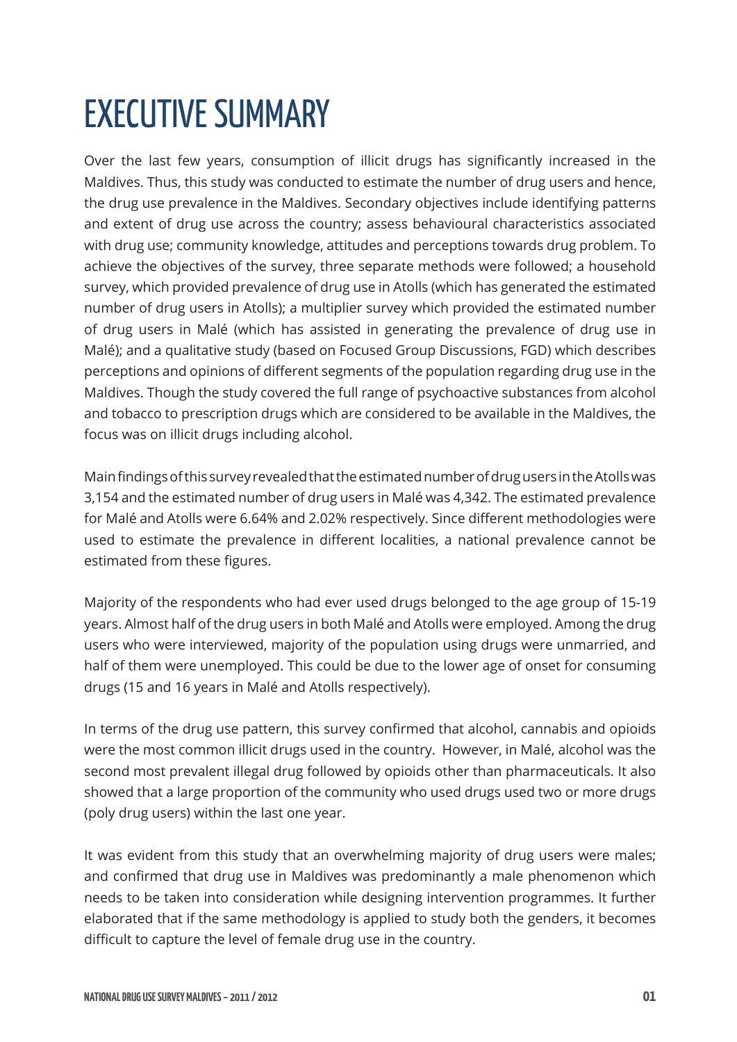# EXECUTIVE SUMMARY

Over the last few years, consumption of illicit drugs has significantly increased in the Maldives. Thus, this study was conducted to estimate the number of drug users and hence, the drug use prevalence in the Maldives. Secondary objectives include identifying patterns and extent of drug use across the country; assess behavioural characteristics associated with drug use; community knowledge, attitudes and perceptions towards drug problem. To achieve the objectives of the survey, three separate methods were followed; a household survey, which provided prevalence of drug use in Atolls (which has generated the estimated number of drug users in Atolls); a multiplier survey which provided the estimated number of drug users in Malé (which has assisted in generating the prevalence of drug use in Malé); and a qualitative study (based on Focused Group Discussions, FGD) which describes perceptions and opinions of different segments of the population regarding drug use in the Maldives. Though the study covered the full range of psychoactive substances from alcohol and tobacco to prescription drugs which are considered to be available in the Maldives, the focus was on illicit drugs including alcohol.

Main findings of this survey revealed that the estimated number of drug users in the Atolls was 3,154 and the estimated number of drug users in Malé was 4,342. The estimated prevalence for Malé and Atolls were 6.64% and 2.02% respectively. Since different methodologies were used to estimate the prevalence in different localities, a national prevalence cannot be estimated from these figures.

Majority of the respondents who had ever used drugs belonged to the age group of 15-19 years. Almost half of the drug users in both Malé and Atolls were employed. Among the drug users who were interviewed, majority of the population using drugs were unmarried, and half of them were unemployed. This could be due to the lower age of onset for consuming drugs (15 and 16 years in Malé and Atolls respectively).

In terms of the drug use pattern, this survey confirmed that alcohol, cannabis and opioids were the most common illicit drugs used in the country. However, in Malé, alcohol was the second most prevalent illegal drug followed by opioids other than pharmaceuticals. It also showed that a large proportion of the community who used drugs used two or more drugs (poly drug users) within the last one year.

It was evident from this study that an overwhelming majority of drug users were males; and confirmed that drug use in Maldives was predominantly a male phenomenon which needs to be taken into consideration while designing intervention programmes. It further elaborated that if the same methodology is applied to study both the genders, it becomes difficult to capture the level of female drug use in the country.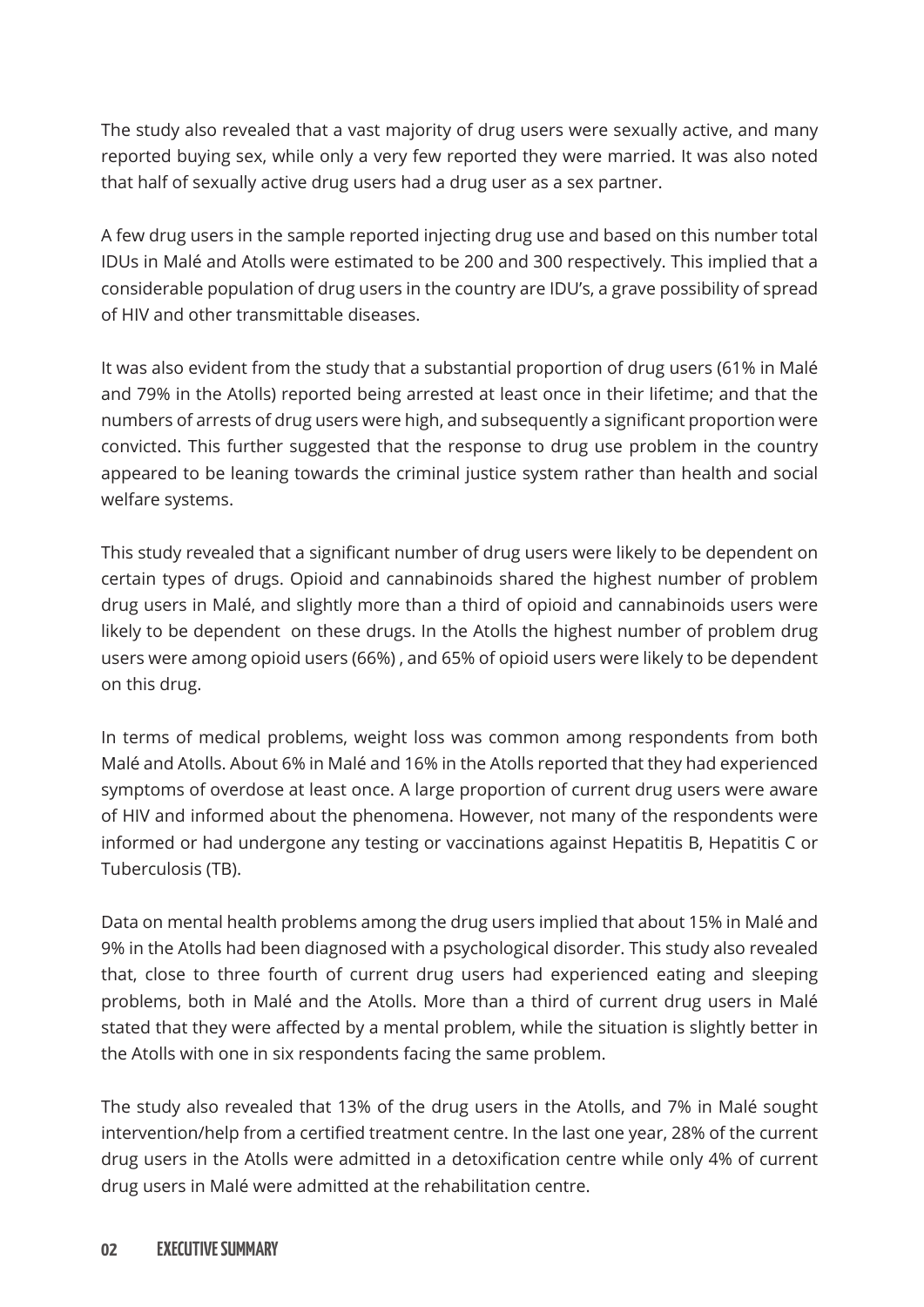The study also revealed that a vast majority of drug users were sexually active, and many reported buying sex, while only a very few reported they were married. It was also noted that half of sexually active drug users had a drug user as a sex partner.

A few drug users in the sample reported injecting drug use and based on this number total IDUs in Malé and Atolls were estimated to be 200 and 300 respectively. This implied that a considerable population of drug users in the country are IDU's, a grave possibility of spread of HIV and other transmittable diseases.

It was also evident from the study that a substantial proportion of drug users (61% in Malé and 79% in the Atolls) reported being arrested at least once in their lifetime; and that the numbers of arrests of drug users were high, and subsequently a significant proportion were convicted. This further suggested that the response to drug use problem in the country appeared to be leaning towards the criminal justice system rather than health and social welfare systems.

This study revealed that a significant number of drug users were likely to be dependent on certain types of drugs. Opioid and cannabinoids shared the highest number of problem drug users in Malé, and slightly more than a third of opioid and cannabinoids users were likely to be dependent on these drugs. In the Atolls the highest number of problem drug users were among opioid users (66%) , and 65% of opioid users were likely to be dependent on this drug.

In terms of medical problems, weight loss was common among respondents from both Malé and Atolls. About 6% in Malé and 16% in the Atolls reported that they had experienced symptoms of overdose at least once. A large proportion of current drug users were aware of HIV and informed about the phenomena. However, not many of the respondents were informed or had undergone any testing or vaccinations against Hepatitis B, Hepatitis C or Tuberculosis (TB).

Data on mental health problems among the drug users implied that about 15% in Malé and 9% in the Atolls had been diagnosed with a psychological disorder. This study also revealed that, close to three fourth of current drug users had experienced eating and sleeping problems, both in Malé and the Atolls. More than a third of current drug users in Malé stated that they were affected by a mental problem, while the situation is slightly better in the Atolls with one in six respondents facing the same problem.

The study also revealed that 13% of the drug users in the Atolls, and 7% in Malé sought intervention/help from a certified treatment centre. In the last one year, 28% of the current drug users in the Atolls were admitted in a detoxification centre while only 4% of current drug users in Malé were admitted at the rehabilitation centre.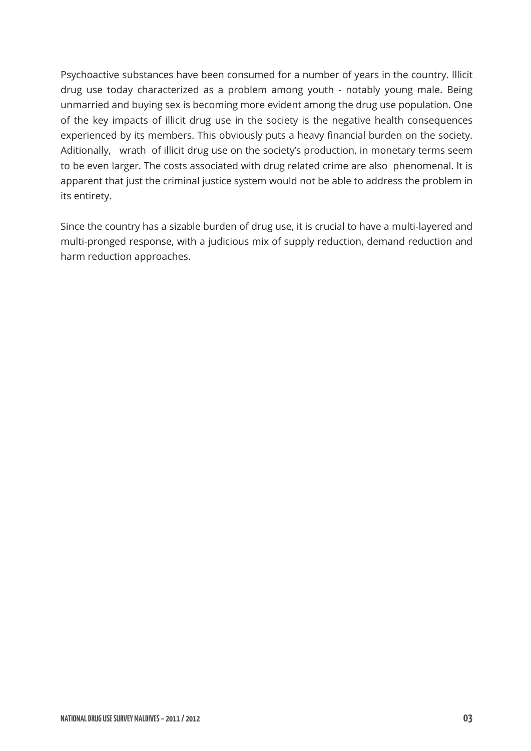Psychoactive substances have been consumed for a number of years in the country. Illicit drug use today characterized as a problem among youth - notably young male. Being unmarried and buying sex is becoming more evident among the drug use population. One of the key impacts of illicit drug use in the society is the negative health consequences experienced by its members. This obviously puts a heavy financial burden on the society. Aditionally, wrath of illicit drug use on the society's production, in monetary terms seem to be even larger. The costs associated with drug related crime are also phenomenal. It is apparent that just the criminal justice system would not be able to address the problem in its entirety.

Since the country has a sizable burden of drug use, it is crucial to have a multi-layered and multi-pronged response, with a judicious mix of supply reduction, demand reduction and harm reduction approaches.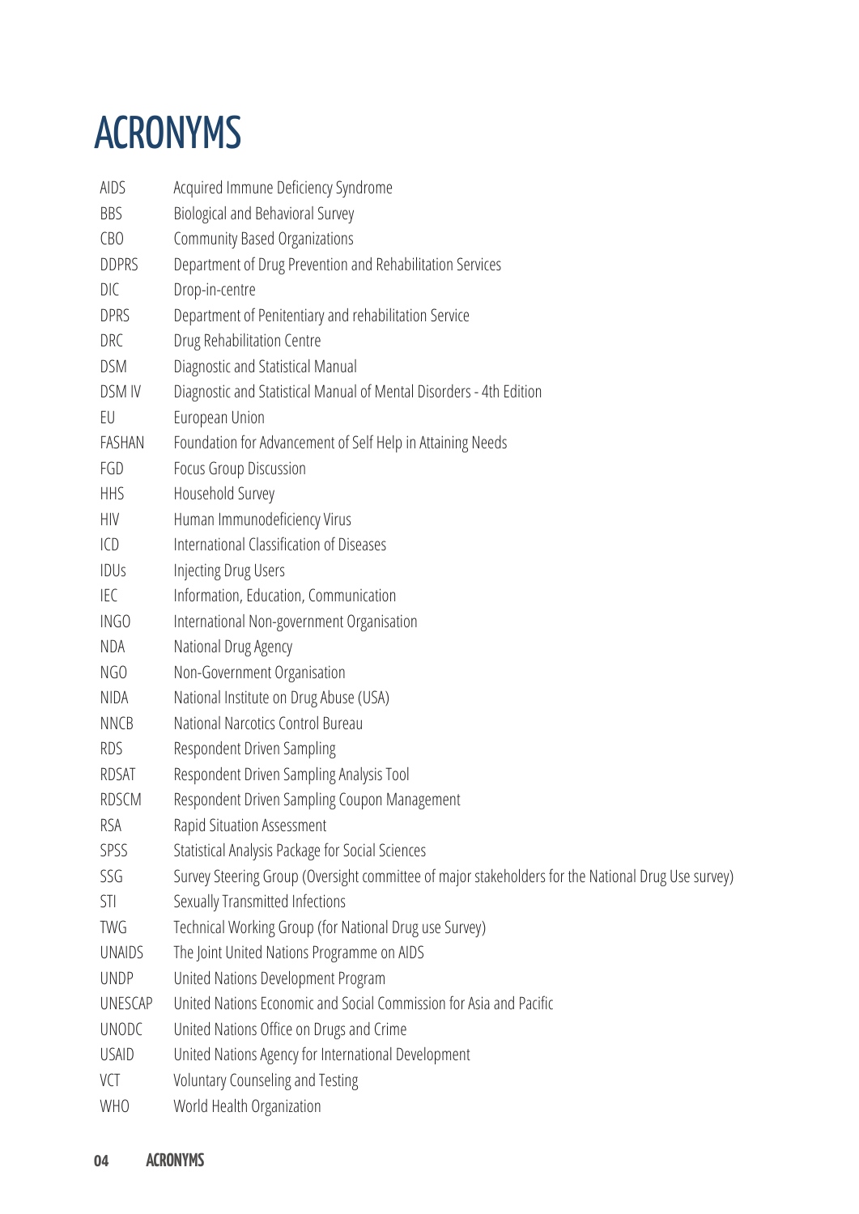# ACRONYMS

| | |
|---|---|
| AIDS | Acquired Immune Deficiency Syndrome |
| BBS | Biological and Behavioral Survey |
| CBO | Community Based Organizations |
| DDPRS | Department of Drug Prevention and Rehabilitation Services |
| DIC | Drop-in-centre |
| DPRS | Department of Penitentiary and rehabilitation Service |
| DRC | Drug Rehabilitation Centre |
| DSM | Diagnostic and Statistical Manual |
| DSM IV | Diagnostic and Statistical Manual of Mental Disorders - 4th Edition |
| EU | European Union |
| FASHAN | Foundation for Advancement of Self Help in Attaining Needs |
| FGD | Focus Group Discussion |
| HHS | Household Survey |
| HIV | Human Immunodeficiency Virus |
| ICD | International Classification of Diseases |
| IDUs | Injecting Drug Users |
| IEC | Information, Education, Communication |
| INGO | International Non-government Organisation |
| NDA | National Drug Agency |
| NGO | Non-Government Organisation |
| NIDA | National Institute on Drug Abuse (USA) |
| NNCB | National Narcotics Control Bureau |
| RDS | Respondent Driven Sampling |
| RDSAT | Respondent Driven Sampling Analysis Tool |
| RDSCM | Respondent Driven Sampling Coupon Management |
| RSA | Rapid Situation Assessment |
| SPSS | Statistical Analysis Package for Social Sciences |
| SSG | Survey Steering Group (Oversight committee of major stakeholders for the National Drug Use survey) |
| STI | Sexually Transmitted Infections |
| TWG | Technical Working Group (for National Drug use Survey) |
| UNAIDS | The Joint United Nations Programme on AIDS |
| UNDP | United Nations Development Program |
| UNESCAP | United Nations Economic and Social Commission for Asia and Pacific |
| UNODC | United Nations Office on Drugs and Crime |
| USAID | United Nations Agency for International Development |
| VCT | Voluntary Counseling and Testing |
| WHO | World Health Organization |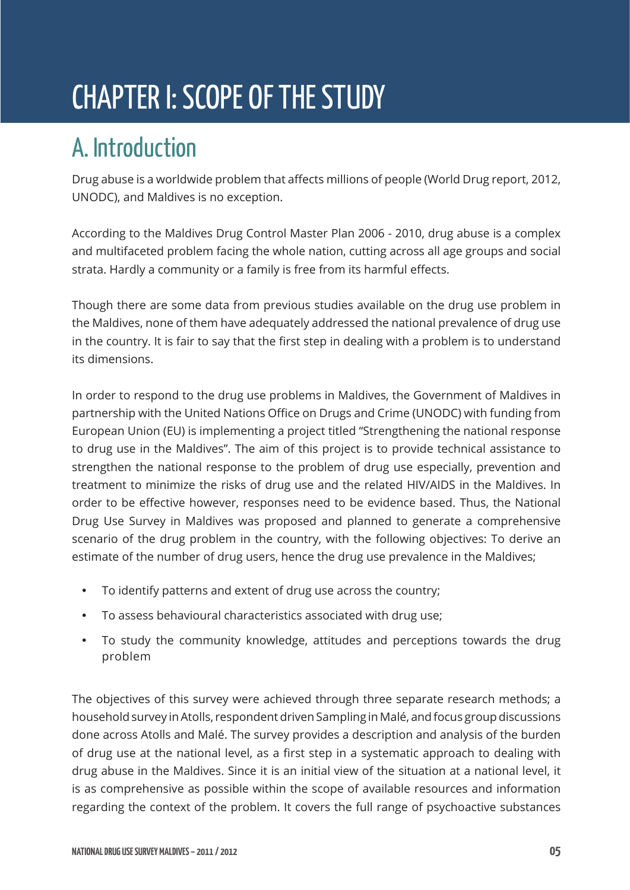# CHAPTER I: SCOPE OF THE STUDY

## A. Introduction

Drug abuse is a worldwide problem that affects millions of people (World Drug report, 2012, UNODC), and Maldives is no exception.

According to the Maldives Drug Control Master Plan 2006 - 2010, drug abuse is a complex and multifaceted problem facing the whole nation, cutting across all age groups and social strata. Hardly a community or a family is free from its harmful effects.

Though there are some data from previous studies available on the drug use problem in the Maldives, none of them have adequately addressed the national prevalence of drug use in the country. It is fair to say that the first step in dealing with a problem is to understand its dimensions.

In order to respond to the drug use problems in Maldives, the Government of Maldives in partnership with the United Nations Office on Drugs and Crime (UNODC) with funding from European Union (EU) is implementing a project titled "Strengthening the national response to drug use in the Maldives". The aim of this project is to provide technical assistance to strengthen the national response to the problem of drug use especially, prevention and treatment to minimize the risks of drug use and the related HIV/AIDS in the Maldives. In order to be effective however, responses need to be evidence based. Thus, the National Drug Use Survey in Maldives was proposed and planned to generate a comprehensive scenario of the drug problem in the country, with the following objectives: To derive an estimate of the number of drug users, hence the drug use prevalence in the Maldives;

- To identify patterns and extent of drug use across the country;
- To assess behavioural characteristics associated with drug use;
- To study the community knowledge, attitudes and perceptions towards the drug problem

The objectives of this survey were achieved through three separate research methods; a household survey in Atolls, respondent driven Sampling in Malé, and focus group discussions done across Atolls and Malé. The survey provides a description and analysis of the burden of drug use at the national level, as a first step in a systematic approach to dealing with drug abuse in the Maldives. Since it is an initial view of the situation at a national level, it is as comprehensive as possible within the scope of available resources and information regarding the context of the problem. It covers the full range of psychoactive substances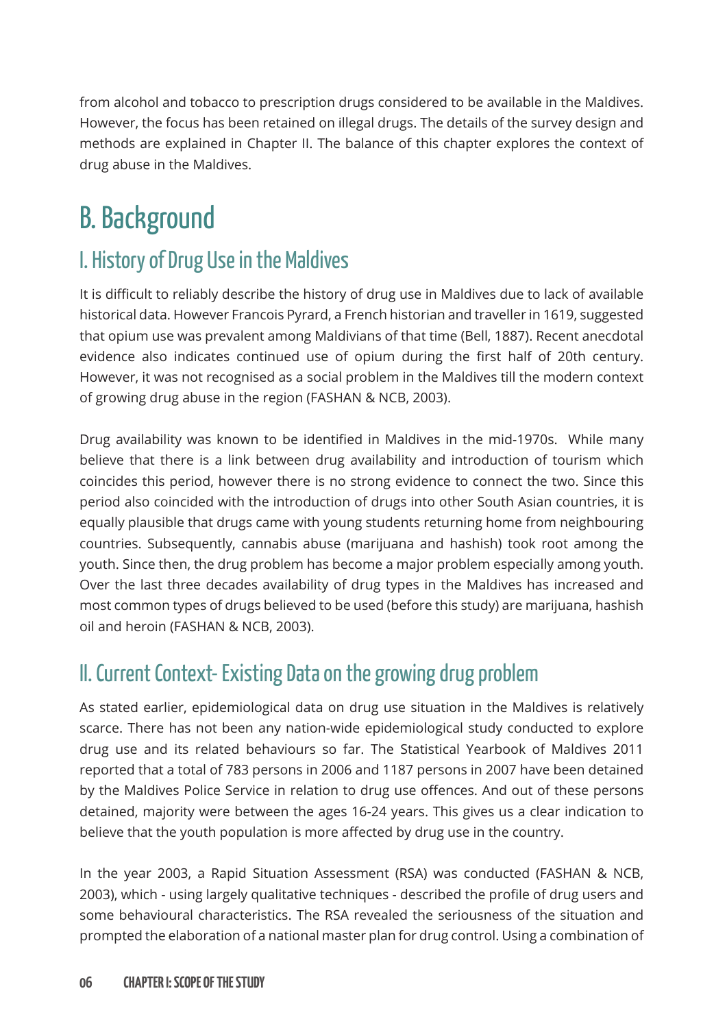from alcohol and tobacco to prescription drugs considered to be available in the Maldives. However, the focus has been retained on illegal drugs. The details of the survey design and methods are explained in Chapter II. The balance of this chapter explores the context of drug abuse in the Maldives.

# B. Background

## I. History of Drug Use in the Maldives

It is difficult to reliably describe the history of drug use in Maldives due to lack of available historical data. However Francois Pyrard, a French historian and traveller in 1619, suggested that opium use was prevalent among Maldivians of that time (Bell, 1887). Recent anecdotal evidence also indicates continued use of opium during the first half of 20th century. However, it was not recognised as a social problem in the Maldives till the modern context of growing drug abuse in the region (FASHAN & NCB, 2003).

Drug availability was known to be identified in Maldives in the mid-1970s. While many believe that there is a link between drug availability and introduction of tourism which coincides this period, however there is no strong evidence to connect the two. Since this period also coincided with the introduction of drugs into other South Asian countries, it is equally plausible that drugs came with young students returning home from neighbouring countries. Subsequently, cannabis abuse (marijuana and hashish) took root among the youth. Since then, the drug problem has become a major problem especially among youth. Over the last three decades availability of drug types in the Maldives has increased and most common types of drugs believed to be used (before this study) are marijuana, hashish oil and heroin (FASHAN & NCB, 2003).

## II. Current Context- Existing Data on the growing drug problem

As stated earlier, epidemiological data on drug use situation in the Maldives is relatively scarce. There has not been any nation-wide epidemiological study conducted to explore drug use and its related behaviours so far. The Statistical Yearbook of Maldives 2011 reported that a total of 783 persons in 2006 and 1187 persons in 2007 have been detained by the Maldives Police Service in relation to drug use offences. And out of these persons detained, majority were between the ages 16-24 years. This gives us a clear indication to believe that the youth population is more affected by drug use in the country.

In the year 2003, a Rapid Situation Assessment (RSA) was conducted (FASHAN & NCB, 2003), which - using largely qualitative techniques - described the profile of drug users and some behavioural characteristics. The RSA revealed the seriousness of the situation and prompted the elaboration of a national master plan for drug control. Using a combination of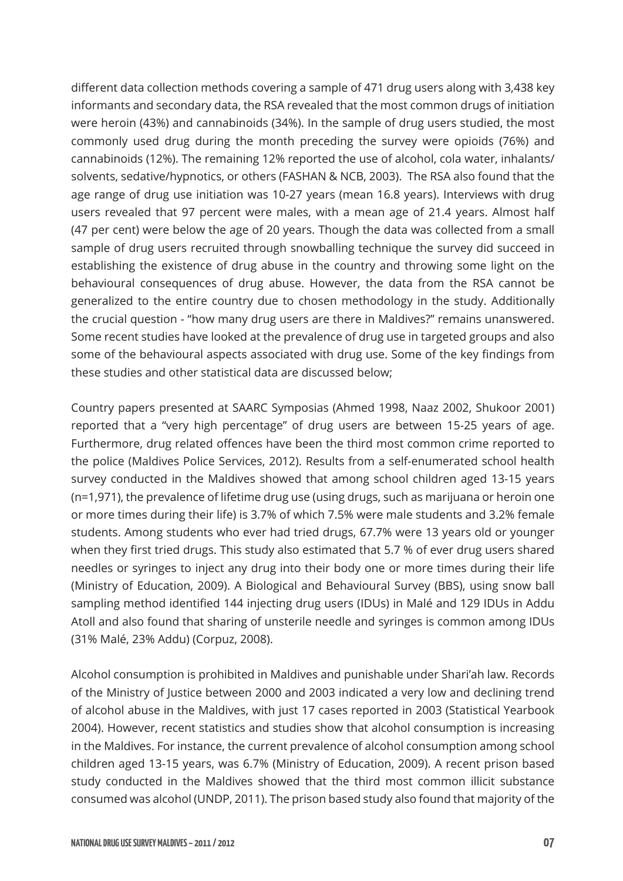different data collection methods covering a sample of 471 drug users along with 3,438 key informants and secondary data, the RSA revealed that the most common drugs of initiation were heroin (43%) and cannabinoids (34%). In the sample of drug users studied, the most commonly used drug during the month preceding the survey were opioids (76%) and cannabinoids (12%). The remaining 12% reported the use of alcohol, cola water, inhalants/ solvents, sedative/hypnotics, or others (FASHAN & NCB, 2003). The RSA also found that the age range of drug use initiation was 10-27 years (mean 16.8 years). Interviews with drug users revealed that 97 percent were males, with a mean age of 21.4 years. Almost half (47 per cent) were below the age of 20 years. Though the data was collected from a small sample of drug users recruited through snowballing technique the survey did succeed in establishing the existence of drug abuse in the country and throwing some light on the behavioural consequences of drug abuse. However, the data from the RSA cannot be generalized to the entire country due to chosen methodology in the study. Additionally the crucial question - "how many drug users are there in Maldives?" remains unanswered. Some recent studies have looked at the prevalence of drug use in targeted groups and also some of the behavioural aspects associated with drug use. Some of the key findings from these studies and other statistical data are discussed below;

Country papers presented at SAARC Symposias (Ahmed 1998, Naaz 2002, Shukoor 2001) reported that a "very high percentage" of drug users are between 15-25 years of age. Furthermore, drug related offences have been the third most common crime reported to the police (Maldives Police Services, 2012). Results from a self-enumerated school health survey conducted in the Maldives showed that among school children aged 13-15 years (n=1,971), the prevalence of lifetime drug use (using drugs, such as marijuana or heroin one or more times during their life) is 3.7% of which 7.5% were male students and 3.2% female students. Among students who ever had tried drugs, 67.7% were 13 years old or younger when they first tried drugs. This study also estimated that 5.7 % of ever drug users shared needles or syringes to inject any drug into their body one or more times during their life (Ministry of Education, 2009). A Biological and Behavioural Survey (BBS), using snow ball sampling method identified 144 injecting drug users (IDUs) in Malé and 129 IDUs in Addu Atoll and also found that sharing of unsterile needle and syringes is common among IDUs (31% Malé, 23% Addu) (Corpuz, 2008).

Alcohol consumption is prohibited in Maldives and punishable under Shari'ah law. Records of the Ministry of Justice between 2000 and 2003 indicated a very low and declining trend of alcohol abuse in the Maldives, with just 17 cases reported in 2003 (Statistical Yearbook 2004). However, recent statistics and studies show that alcohol consumption is increasing in the Maldives. For instance, the current prevalence of alcohol consumption among school children aged 13-15 years, was 6.7% (Ministry of Education, 2009). A recent prison based study conducted in the Maldives showed that the third most common illicit substance consumed was alcohol (UNDP, 2011). The prison based study also found that majority of the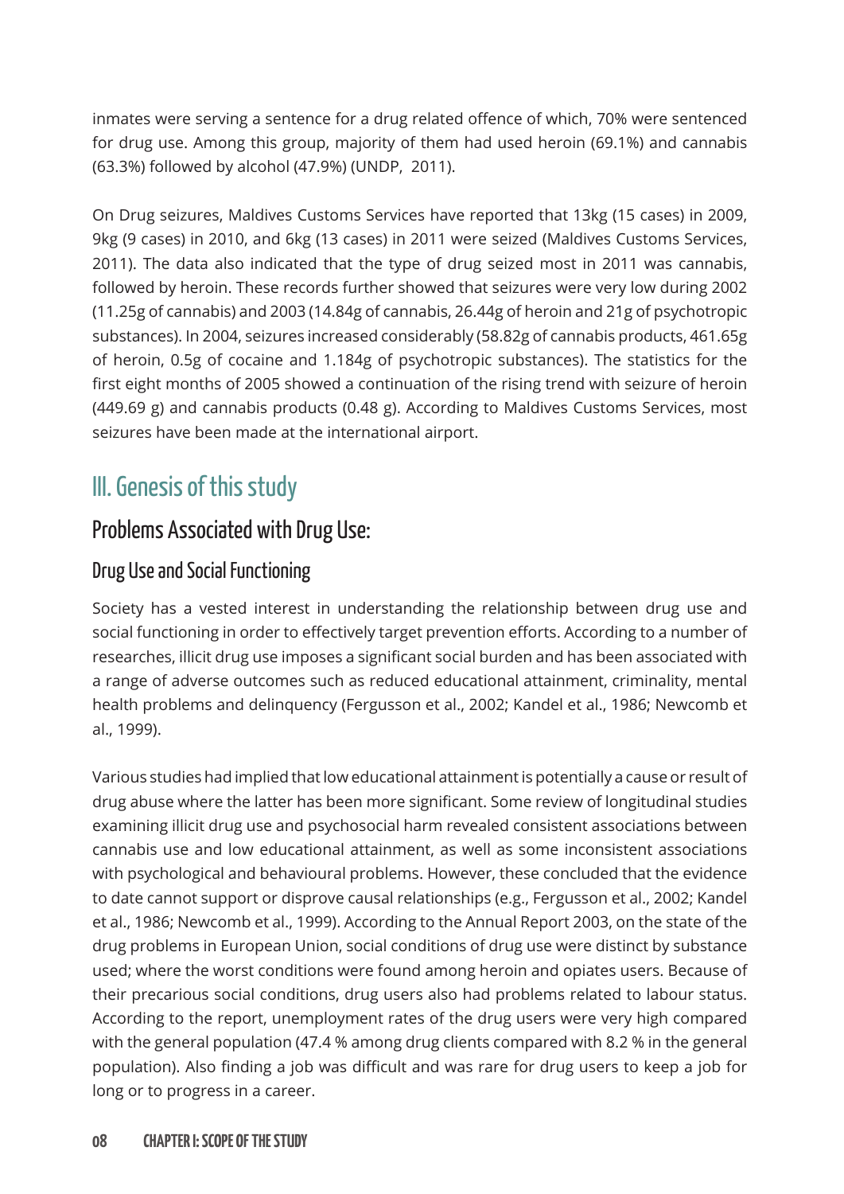inmates were serving a sentence for a drug related offence of which, 70% were sentenced for drug use. Among this group, majority of them had used heroin (69.1%) and cannabis (63.3%) followed by alcohol (47.9%) (UNDP, 2011).

On Drug seizures, Maldives Customs Services have reported that 13kg (15 cases) in 2009, 9kg (9 cases) in 2010, and 6kg (13 cases) in 2011 were seized (Maldives Customs Services, 2011). The data also indicated that the type of drug seized most in 2011 was cannabis, followed by heroin. These records further showed that seizures were very low during 2002 (11.25g of cannabis) and 2003 (14.84g of cannabis, 26.44g of heroin and 21g of psychotropic substances). In 2004, seizures increased considerably (58.82g of cannabis products, 461.65g of heroin, 0.5g of cocaine and 1.184g of psychotropic substances). The statistics for the first eight months of 2005 showed a continuation of the rising trend with seizure of heroin (449.69 g) and cannabis products (0.48 g). According to Maldives Customs Services, most seizures have been made at the international airport.

## III. Genesis of this study

### Problems Associated with Drug Use:

#### Drug Use and Social Functioning

Society has a vested interest in understanding the relationship between drug use and social functioning in order to effectively target prevention efforts. According to a number of researches, illicit drug use imposes a significant social burden and has been associated with a range of adverse outcomes such as reduced educational attainment, criminality, mental health problems and delinquency (Fergusson et al., 2002; Kandel et al., 1986; Newcomb et al., 1999).

Various studies had implied that low educational attainment is potentially a cause or result of drug abuse where the latter has been more significant. Some review of longitudinal studies examining illicit drug use and psychosocial harm revealed consistent associations between cannabis use and low educational attainment, as well as some inconsistent associations with psychological and behavioural problems. However, these concluded that the evidence to date cannot support or disprove causal relationships (e.g., Fergusson et al., 2002; Kandel et al., 1986; Newcomb et al., 1999). According to the Annual Report 2003, on the state of the drug problems in European Union, social conditions of drug use were distinct by substance used; where the worst conditions were found among heroin and opiates users. Because of their precarious social conditions, drug users also had problems related to labour status. According to the report, unemployment rates of the drug users were very high compared with the general population (47.4 % among drug clients compared with 8.2 % in the general population). Also finding a job was difficult and was rare for drug users to keep a job for long or to progress in a career.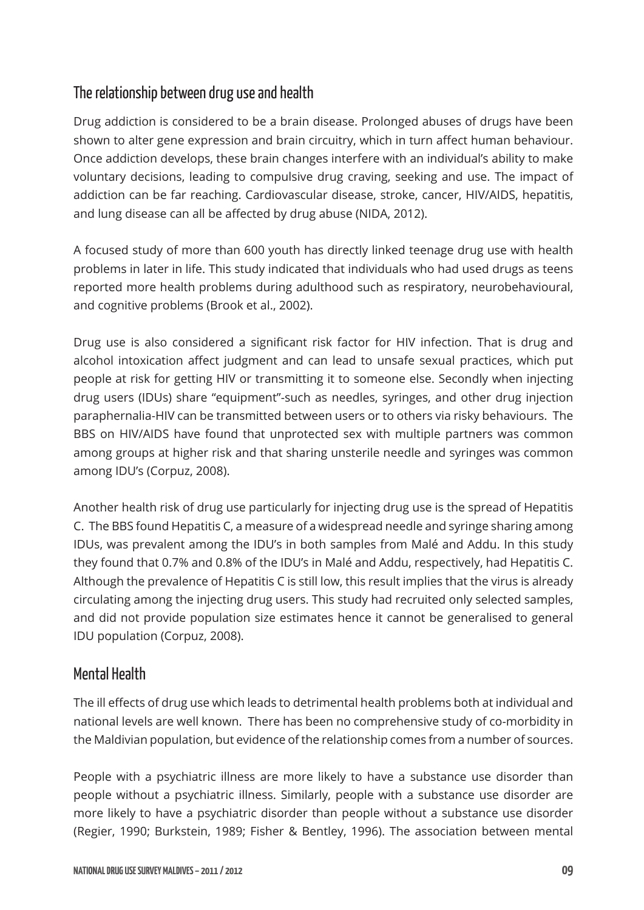## The relationship between drug use and health

Drug addiction is considered to be a brain disease. Prolonged abuses of drugs have been shown to alter gene expression and brain circuitry, which in turn affect human behaviour. Once addiction develops, these brain changes interfere with an individual's ability to make voluntary decisions, leading to compulsive drug craving, seeking and use. The impact of addiction can be far reaching. Cardiovascular disease, stroke, cancer, HIV/AIDS, hepatitis, and lung disease can all be affected by drug abuse (NIDA, 2012).

A focused study of more than 600 youth has directly linked teenage drug use with health problems in later in life. This study indicated that individuals who had used drugs as teens reported more health problems during adulthood such as respiratory, neurobehavioural, and cognitive problems (Brook et al., 2002).

Drug use is also considered a significant risk factor for HIV infection. That is drug and alcohol intoxication affect judgment and can lead to unsafe sexual practices, which put people at risk for getting HIV or transmitting it to someone else. Secondly when injecting drug users (IDUs) share "equipment"-such as needles, syringes, and other drug injection paraphernalia-HIV can be transmitted between users or to others via risky behaviours. The BBS on HIV/AIDS have found that unprotected sex with multiple partners was common among groups at higher risk and that sharing unsterile needle and syringes was common among IDU's (Corpuz, 2008).

Another health risk of drug use particularly for injecting drug use is the spread of Hepatitis C. The BBS found Hepatitis C, a measure of a widespread needle and syringe sharing among IDUs, was prevalent among the IDU's in both samples from Malé and Addu. In this study they found that 0.7% and 0.8% of the IDU's in Malé and Addu, respectively, had Hepatitis C. Although the prevalence of Hepatitis C is still low, this result implies that the virus is already circulating among the injecting drug users. This study had recruited only selected samples, and did not provide population size estimates hence it cannot be generalised to general IDU population (Corpuz, 2008).

## Mental Health

The ill effects of drug use which leads to detrimental health problems both at individual and national levels are well known. There has been no comprehensive study of co-morbidity in the Maldivian population, but evidence of the relationship comes from a number of sources.

People with a psychiatric illness are more likely to have a substance use disorder than people without a psychiatric illness. Similarly, people with a substance use disorder are more likely to have a psychiatric disorder than people without a substance use disorder (Regier, 1990; Burkstein, 1989; Fisher & Bentley, 1996). The association between mental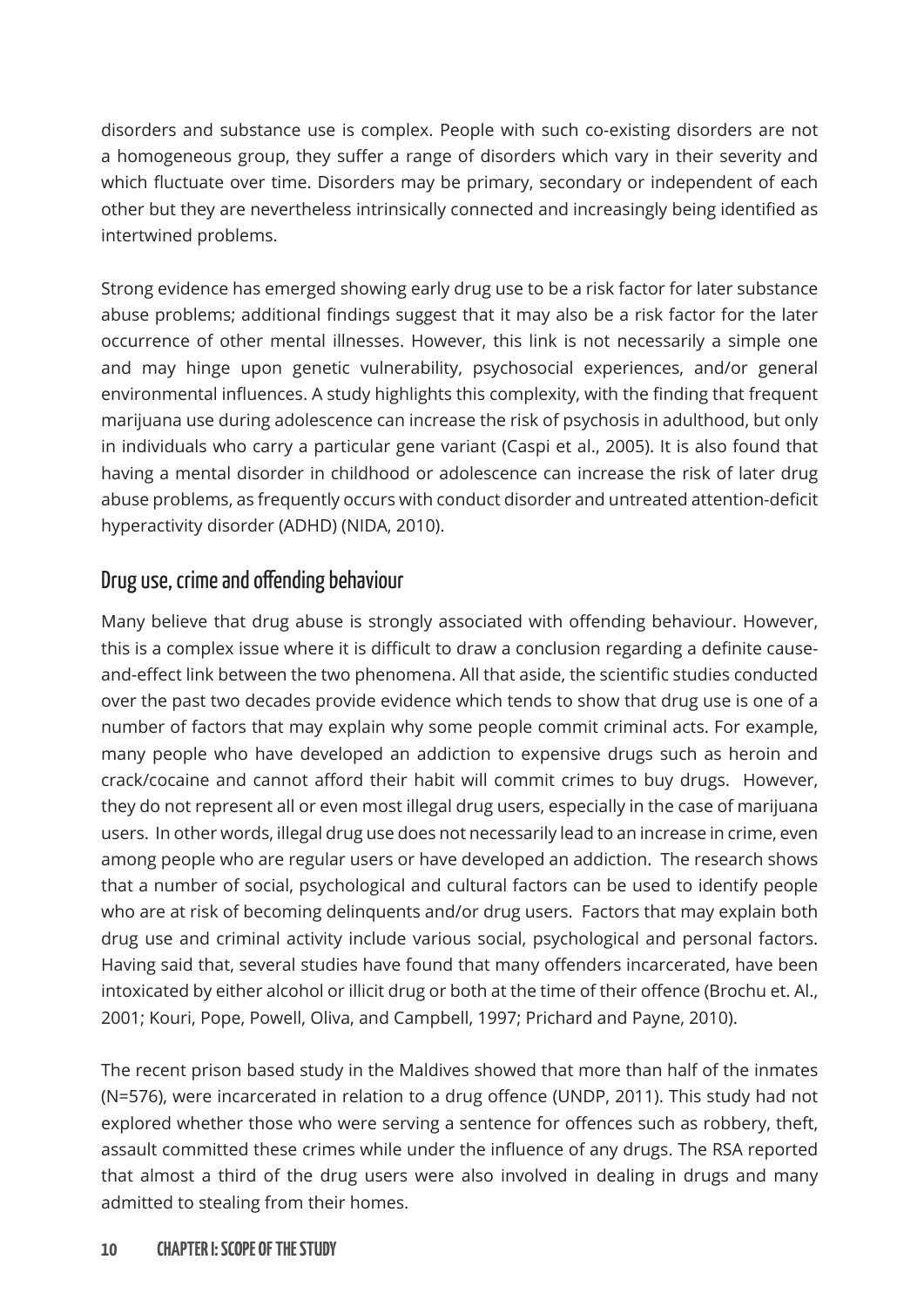disorders and substance use is complex. People with such co-existing disorders are not a homogeneous group, they suffer a range of disorders which vary in their severity and which fluctuate over time. Disorders may be primary, secondary or independent of each other but they are nevertheless intrinsically connected and increasingly being identified as intertwined problems.

Strong evidence has emerged showing early drug use to be a risk factor for later substance abuse problems; additional findings suggest that it may also be a risk factor for the later occurrence of other mental illnesses. However, this link is not necessarily a simple one and may hinge upon genetic vulnerability, psychosocial experiences, and/or general environmental influences. A study highlights this complexity, with the finding that frequent marijuana use during adolescence can increase the risk of psychosis in adulthood, but only in individuals who carry a particular gene variant (Caspi et al., 2005). It is also found that having a mental disorder in childhood or adolescence can increase the risk of later drug abuse problems, as frequently occurs with conduct disorder and untreated attention-deficit hyperactivity disorder (ADHD) (NIDA, 2010).

## Drug use, crime and offending behaviour

Many believe that drug abuse is strongly associated with offending behaviour. However, this is a complex issue where it is difficult to draw a conclusion regarding a definite cause-and-effect link between the two phenomena. All that aside, the scientific studies conducted over the past two decades provide evidence which tends to show that drug use is one of a number of factors that may explain why some people commit criminal acts. For example, many people who have developed an addiction to expensive drugs such as heroin and crack/cocaine and cannot afford their habit will commit crimes to buy drugs. However, they do not represent all or even most illegal drug users, especially in the case of marijuana users. In other words, illegal drug use does not necessarily lead to an increase in crime, even among people who are regular users or have developed an addiction. The research shows that a number of social, psychological and cultural factors can be used to identify people who are at risk of becoming delinquents and/or drug users. Factors that may explain both drug use and criminal activity include various social, psychological and personal factors. Having said that, several studies have found that many offenders incarcerated, have been intoxicated by either alcohol or illicit drug or both at the time of their offence (Brochu et. Al., 2001; Kouri, Pope, Powell, Oliva, and Campbell, 1997; Prichard and Payne, 2010).

The recent prison based study in the Maldives showed that more than half of the inmates (N=576), were incarcerated in relation to a drug offence (UNDP, 2011). This study had not explored whether those who were serving a sentence for offences such as robbery, theft, assault committed these crimes while under the influence of any drugs. The RSA reported that almost a third of the drug users were also involved in dealing in drugs and many admitted to stealing from their homes.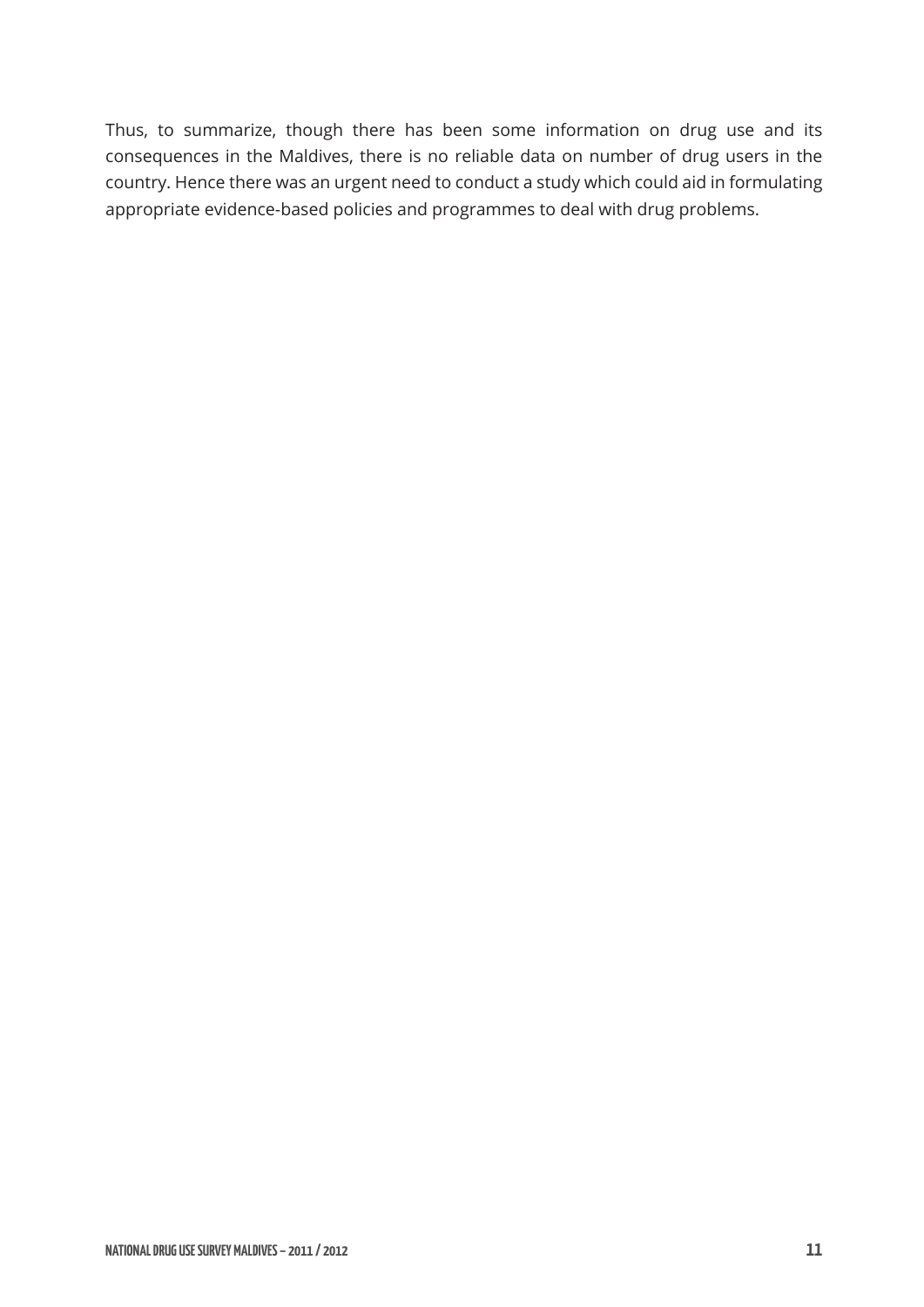Thus, to summarize, though there has been some information on drug use and its consequences in the Maldives, there is no reliable data on number of drug users in the country. Hence there was an urgent need to conduct a study which could aid in formulating appropriate evidence-based policies and programmes to deal with drug problems.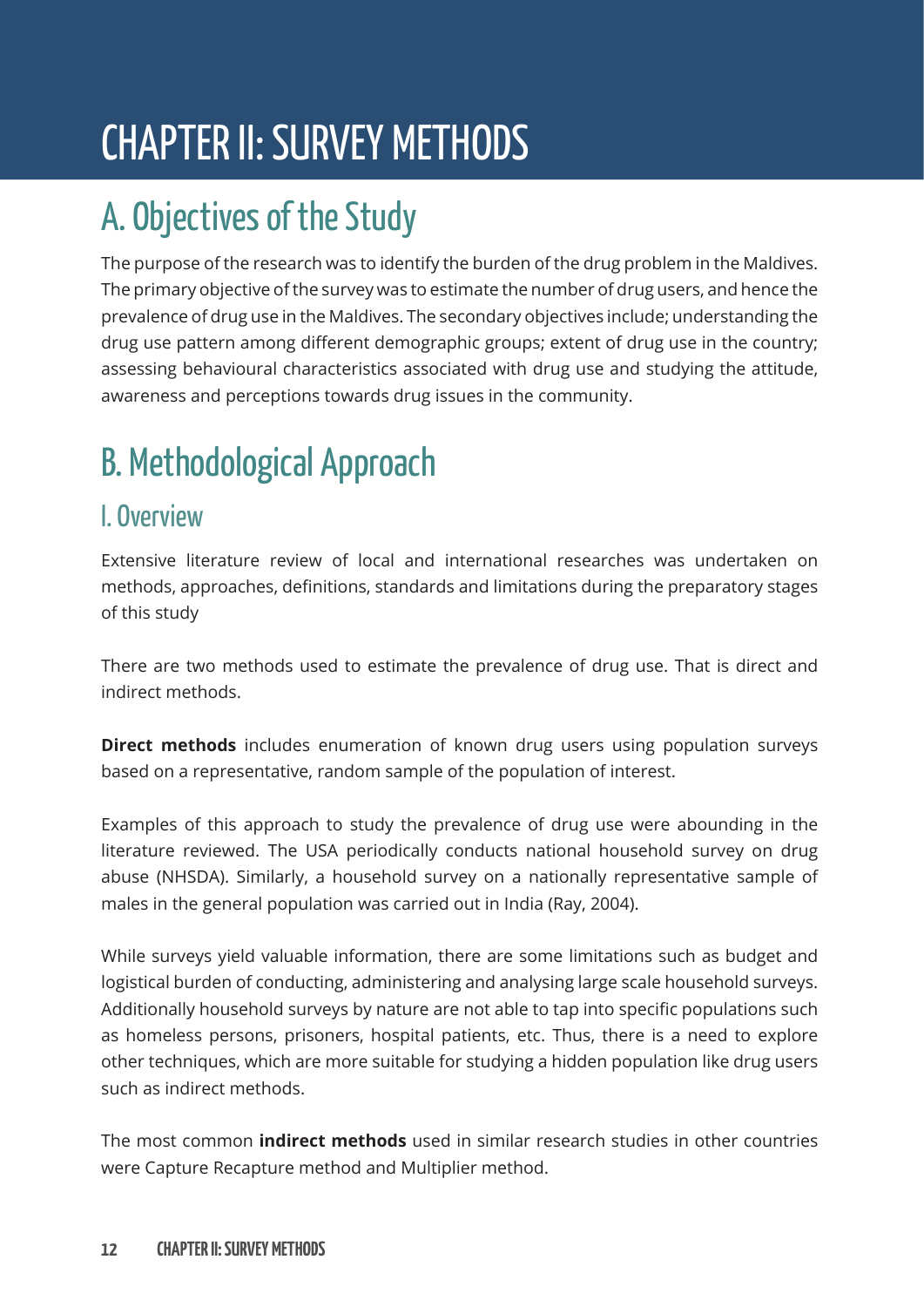# CHAPTER II: SURVEY METHODS

## A. Objectives of the Study

The purpose of the research was to identify the burden of the drug problem in the Maldives. The primary objective of the survey was to estimate the number of drug users, and hence the prevalence of drug use in the Maldives. The secondary objectives include; understanding the drug use pattern among different demographic groups; extent of drug use in the country; assessing behavioural characteristics associated with drug use and studying the attitude, awareness and perceptions towards drug issues in the community.

## B. Methodological Approach

### I. Overview

Extensive literature review of local and international researches was undertaken on methods, approaches, definitions, standards and limitations during the preparatory stages of this study

There are two methods used to estimate the prevalence of drug use. That is direct and indirect methods.

**Direct methods** includes enumeration of known drug users using population surveys based on a representative, random sample of the population of interest.

Examples of this approach to study the prevalence of drug use were abounding in the literature reviewed. The USA periodically conducts national household survey on drug abuse (NHSDA). Similarly, a household survey on a nationally representative sample of males in the general population was carried out in India (Ray, 2004).

While surveys yield valuable information, there are some limitations such as budget and logistical burden of conducting, administering and analysing large scale household surveys. Additionally household surveys by nature are not able to tap into specific populations such as homeless persons, prisoners, hospital patients, etc. Thus, there is a need to explore other techniques, which are more suitable for studying a hidden population like drug users such as indirect methods.

The most common **indirect methods** used in similar research studies in other countries were Capture Recapture method and Multiplier method.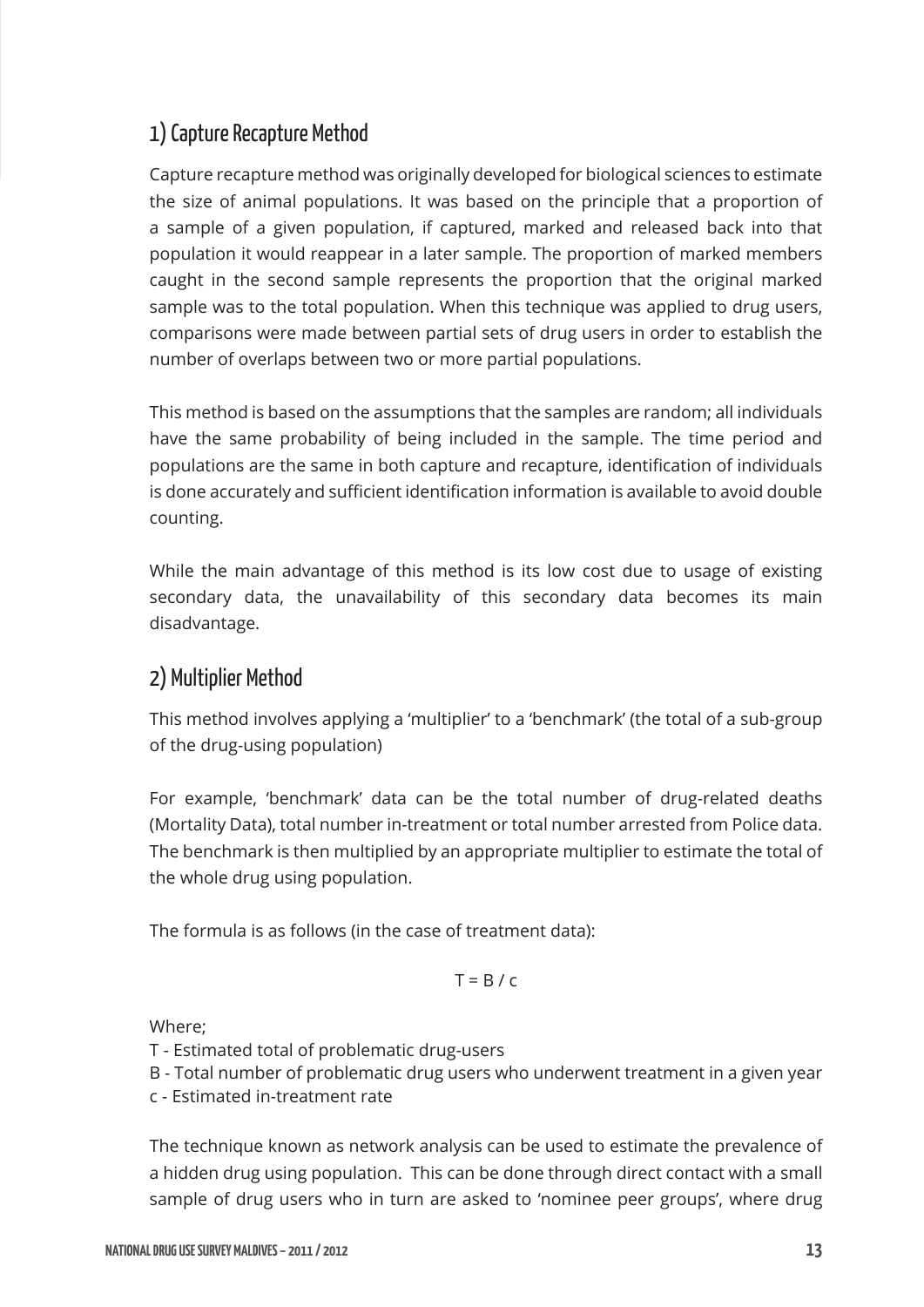## 1) Capture Recapture Method

Capture recapture method was originally developed for biological sciences to estimate the size of animal populations. It was based on the principle that a proportion of a sample of a given population, if captured, marked and released back into that population it would reappear in a later sample. The proportion of marked members caught in the second sample represents the proportion that the original marked sample was to the total population. When this technique was applied to drug users, comparisons were made between partial sets of drug users in order to establish the number of overlaps between two or more partial populations.

This method is based on the assumptions that the samples are random; all individuals have the same probability of being included in the sample. The time period and populations are the same in both capture and recapture, identification of individuals is done accurately and sufficient identification information is available to avoid double counting.

While the main advantage of this method is its low cost due to usage of existing secondary data, the unavailability of this secondary data becomes its main disadvantage.

## 2) Multiplier Method

This method involves applying a 'multiplier' to a 'benchmark' (the total of a sub-group of the drug-using population)

For example, 'benchmark' data can be the total number of drug-related deaths (Mortality Data), total number in-treatment or total number arrested from Police data. The benchmark is then multiplied by an appropriate multiplier to estimate the total of the whole drug using population.

The formula is as follows (in the case of treatment data):

$$T = B / c$$

Where;

T - Estimated total of problematic drug-users

B - Total number of problematic drug users who underwent treatment in a given year

c - Estimated in-treatment rate

The technique known as network analysis can be used to estimate the prevalence of a hidden drug using population. This can be done through direct contact with a small sample of drug users who in turn are asked to 'nominee peer groups', where drug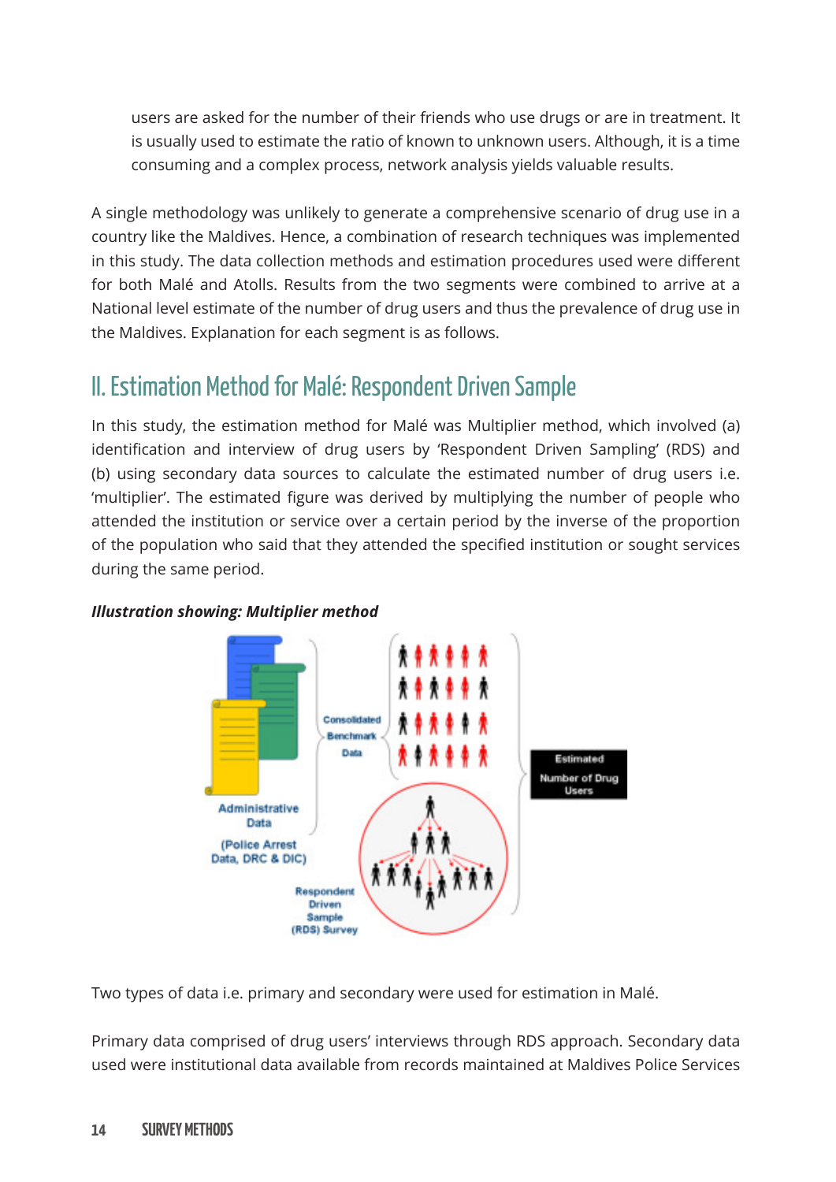users are asked for the number of their friends who use drugs or are in treatment. It is usually used to estimate the ratio of known to unknown users. Although, it is a time consuming and a complex process, network analysis yields valuable results.

A single methodology was unlikely to generate a comprehensive scenario of drug use in a country like the Maldives. Hence, a combination of research techniques was implemented in this study. The data collection methods and estimation procedures used were different for both Malé and Atolls. Results from the two segments were combined to arrive at a National level estimate of the number of drug users and thus the prevalence of drug use in the Maldives. Explanation for each segment is as follows.

## II. Estimation Method for Malé: Respondent Driven Sample

In this study, the estimation method for Malé was Multiplier method, which involved (a) identification and interview of drug users by 'Respondent Driven Sampling' (RDS) and (b) using secondary data sources to calculate the estimated number of drug users i.e. 'multiplier'. The estimated figure was derived by multiplying the number of people who attended the institution or service over a certain period by the inverse of the proportion of the population who said that they attended the specified institution or sought services during the same period.

***Illustration showing: Multiplier method***

Administrative Data
(Police Arrest Data, DRC & DIC)

Consolidated Benchmark Data

Respondent Driven Sample (RDS) Survey

Estimated Number of Drug Users

Two types of data i.e. primary and secondary were used for estimation in Malé.

Primary data comprised of drug users' interviews through RDS approach. Secondary data used were institutional data available from records maintained at Maldives Police Services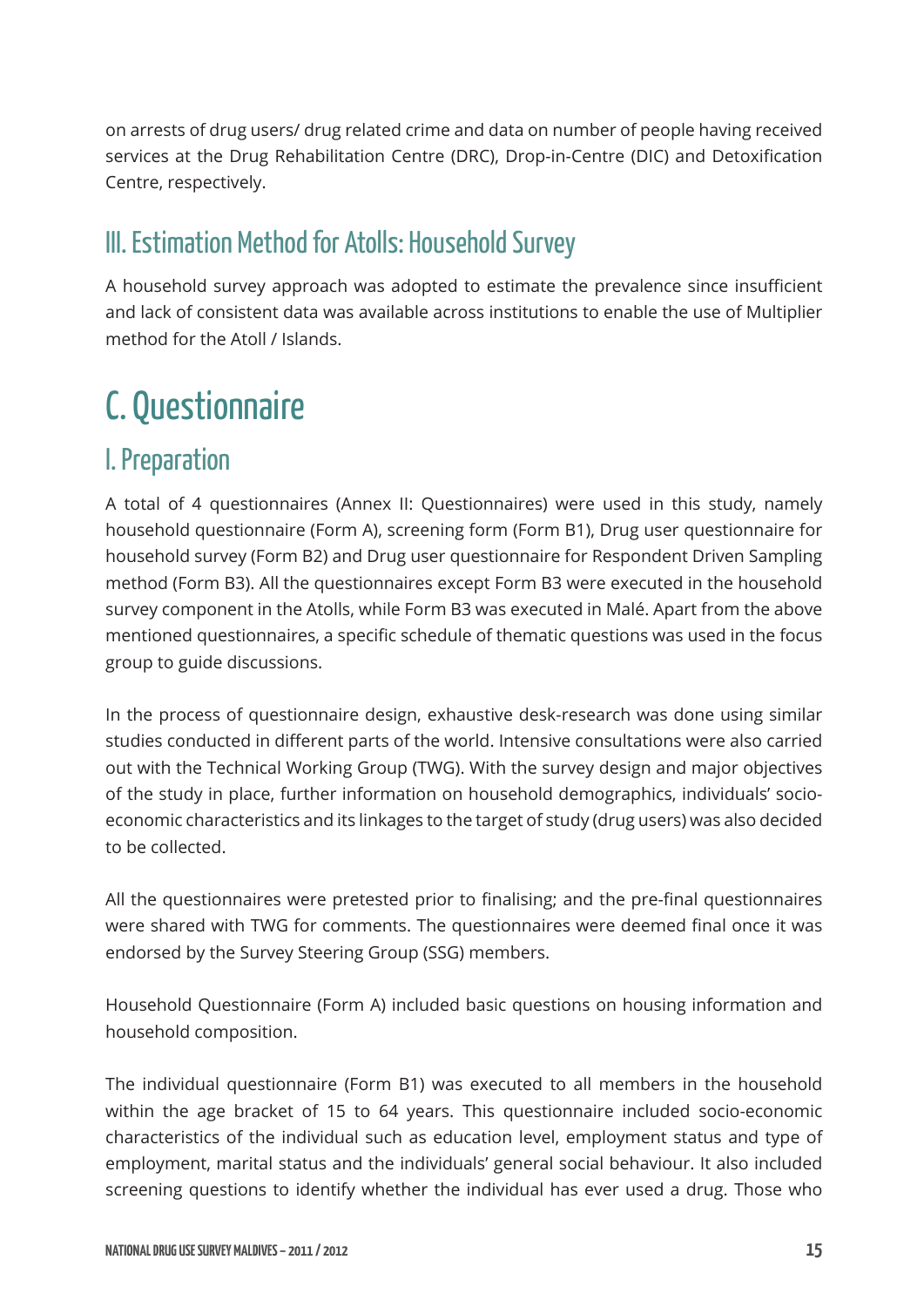on arrests of drug users/ drug related crime and data on number of people having received services at the Drug Rehabilitation Centre (DRC), Drop-in-Centre (DIC) and Detoxification Centre, respectively.

### III. Estimation Method for Atolls: Household Survey

A household survey approach was adopted to estimate the prevalence since insufficient and lack of consistent data was available across institutions to enable the use of Multiplier method for the Atoll / Islands.

## C. Questionnaire

### I. Preparation

A total of 4 questionnaires (Annex II: Questionnaires) were used in this study, namely household questionnaire (Form A), screening form (Form B1), Drug user questionnaire for household survey (Form B2) and Drug user questionnaire for Respondent Driven Sampling method (Form B3). All the questionnaires except Form B3 were executed in the household survey component in the Atolls, while Form B3 was executed in Malé. Apart from the above mentioned questionnaires, a specific schedule of thematic questions was used in the focus group to guide discussions.

In the process of questionnaire design, exhaustive desk-research was done using similar studies conducted in different parts of the world. Intensive consultations were also carried out with the Technical Working Group (TWG). With the survey design and major objectives of the study in place, further information on household demographics, individuals' socio-economic characteristics and its linkages to the target of study (drug users) was also decided to be collected.

All the questionnaires were pretested prior to finalising; and the pre-final questionnaires were shared with TWG for comments. The questionnaires were deemed final once it was endorsed by the Survey Steering Group (SSG) members.

Household Questionnaire (Form A) included basic questions on housing information and household composition.

The individual questionnaire (Form B1) was executed to all members in the household within the age bracket of 15 to 64 years. This questionnaire included socio-economic characteristics of the individual such as education level, employment status and type of employment, marital status and the individuals' general social behaviour. It also included screening questions to identify whether the individual has ever used a drug. Those who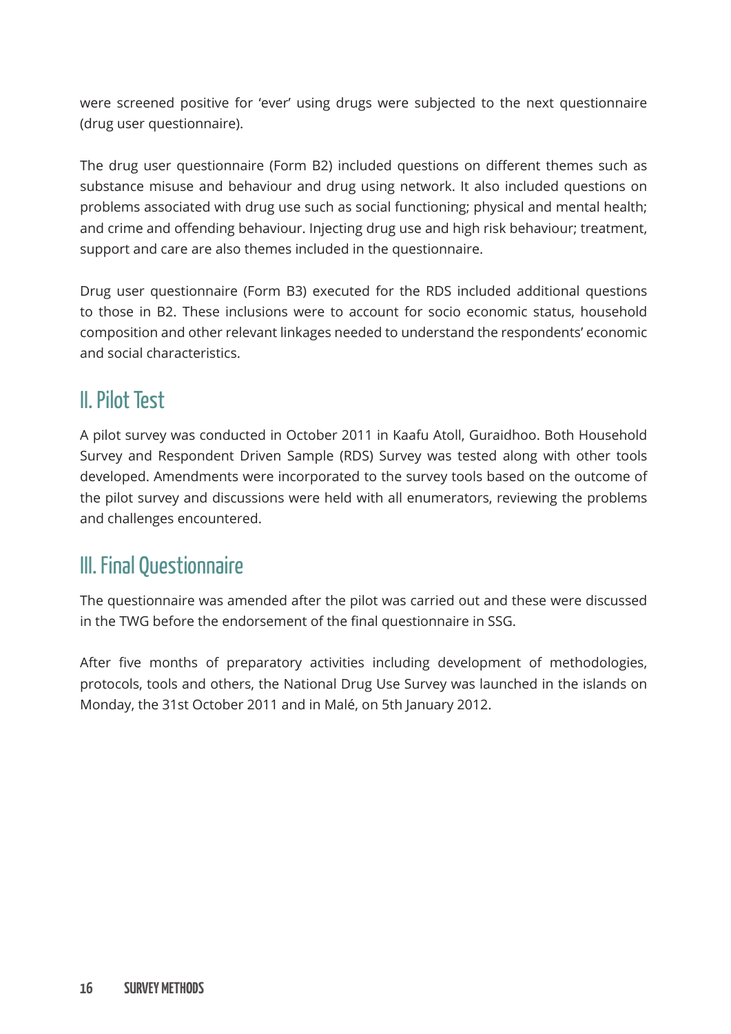were screened positive for 'ever' using drugs were subjected to the next questionnaire (drug user questionnaire).

The drug user questionnaire (Form B2) included questions on different themes such as substance misuse and behaviour and drug using network. It also included questions on problems associated with drug use such as social functioning; physical and mental health; and crime and offending behaviour. Injecting drug use and high risk behaviour; treatment, support and care are also themes included in the questionnaire.

Drug user questionnaire (Form B3) executed for the RDS included additional questions to those in B2. These inclusions were to account for socio economic status, household composition and other relevant linkages needed to understand the respondents' economic and social characteristics.

## II. Pilot Test

A pilot survey was conducted in October 2011 in Kaafu Atoll, Guraidhoo. Both Household Survey and Respondent Driven Sample (RDS) Survey was tested along with other tools developed. Amendments were incorporated to the survey tools based on the outcome of the pilot survey and discussions were held with all enumerators, reviewing the problems and challenges encountered.

## III. Final Questionnaire

The questionnaire was amended after the pilot was carried out and these were discussed in the TWG before the endorsement of the final questionnaire in SSG.

After five months of preparatory activities including development of methodologies, protocols, tools and others, the National Drug Use Survey was launched in the islands on Monday, the 31st October 2011 and in Malé, on 5th January 2012.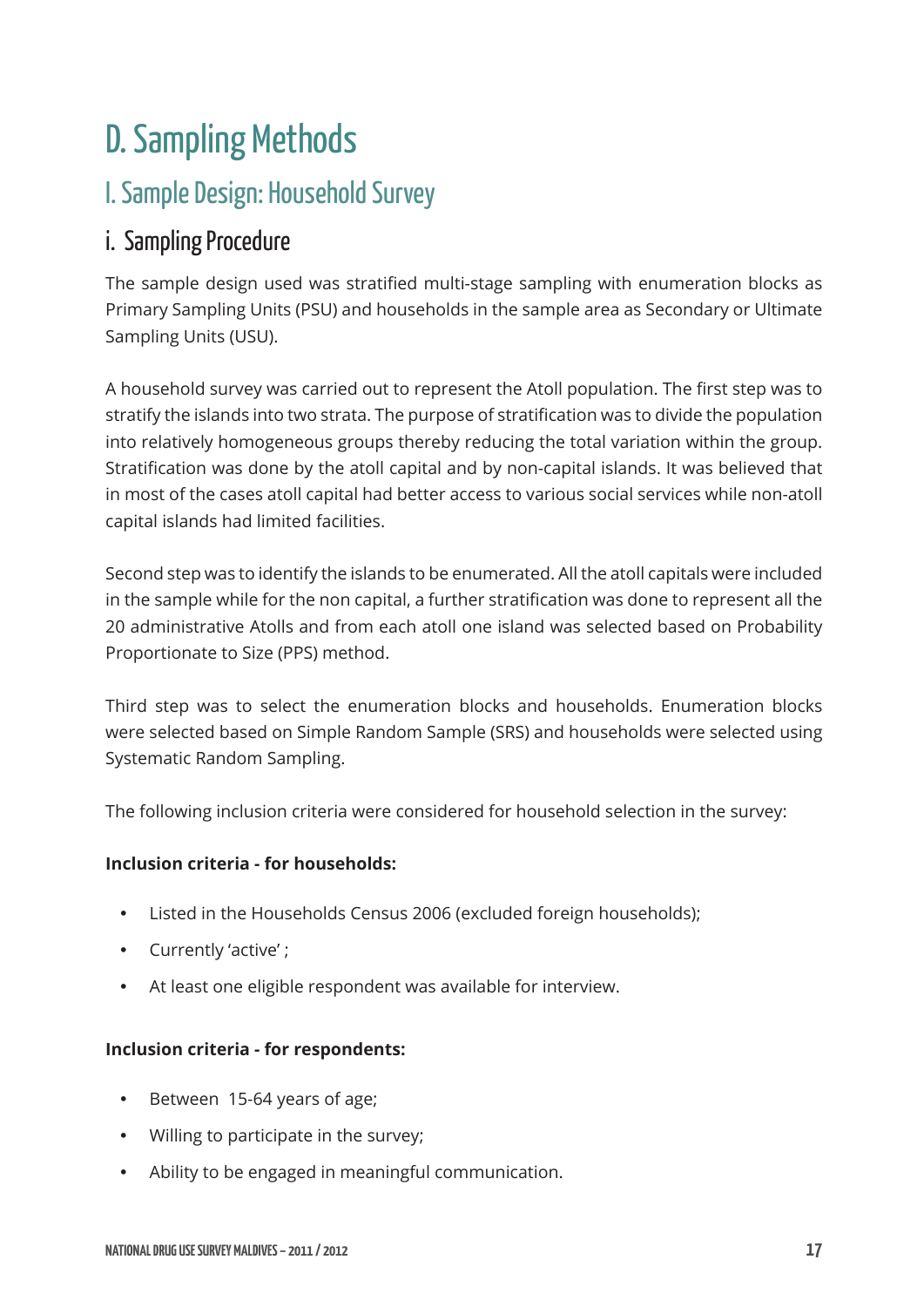# D. Sampling Methods

## I. Sample Design: Household Survey

### i. Sampling Procedure

The sample design used was stratified multi-stage sampling with enumeration blocks as Primary Sampling Units (PSU) and households in the sample area as Secondary or Ultimate Sampling Units (USU).

A household survey was carried out to represent the Atoll population. The first step was to stratify the islands into two strata. The purpose of stratification was to divide the population into relatively homogeneous groups thereby reducing the total variation within the group. Stratification was done by the atoll capital and by non-capital islands. It was believed that in most of the cases atoll capital had better access to various social services while non-atoll capital islands had limited facilities.

Second step was to identify the islands to be enumerated. All the atoll capitals were included in the sample while for the non capital, a further stratification was done to represent all the 20 administrative Atolls and from each atoll one island was selected based on Probability Proportionate to Size (PPS) method.

Third step was to select the enumeration blocks and households. Enumeration blocks were selected based on Simple Random Sample (SRS) and households were selected using Systematic Random Sampling.

The following inclusion criteria were considered for household selection in the survey:

**Inclusion criteria - for households:**

- Listed in the Households Census 2006 (excluded foreign households);
- Currently 'active' ;
- At least one eligible respondent was available for interview.

**Inclusion criteria - for respondents:**

- Between 15-64 years of age;
- Willing to participate in the survey;
- Ability to be engaged in meaningful communication.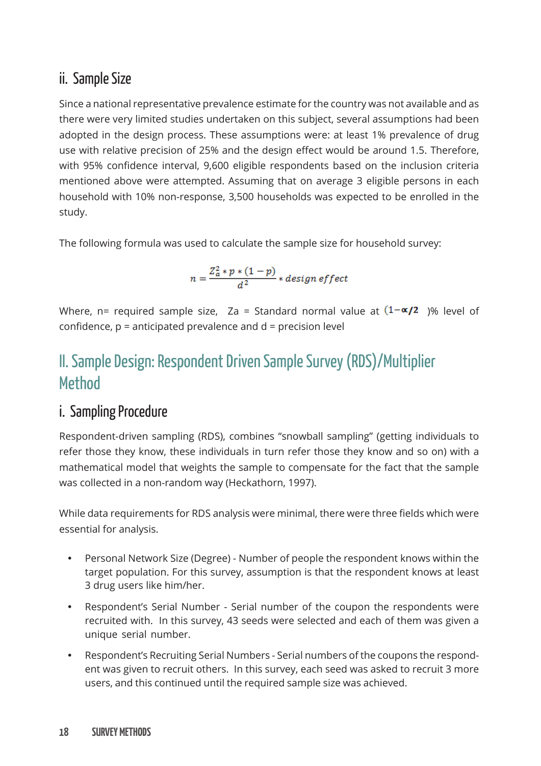### ii. Sample Size

Since a national representative prevalence estimate for the country was not available and as there were very limited studies undertaken on this subject, several assumptions had been adopted in the design process. These assumptions were: at least 1% prevalence of drug use with relative precision of 25% and the design effect would be around 1.5. Therefore, with 95% confidence interval, 9,600 eligible respondents based on the inclusion criteria mentioned above were attempted. Assuming that on average 3 eligible persons in each household with 10% non-response, 3,500 households was expected to be enrolled in the study.

The following formula was used to calculate the sample size for household survey:

$$n = \frac{Z_a^2 * p * (1-p)}{d^2} * design\ effect$$

Where, n= required sample size, Za = Standard normal value at $(1-\alpha/2$ )% level of confidence, p = anticipated prevalence and d = precision level

## II. Sample Design: Respondent Driven Sample Survey (RDS)/Multiplier Method

### i. Sampling Procedure

Respondent-driven sampling (RDS), combines "snowball sampling" (getting individuals to refer those they know, these individuals in turn refer those they know and so on) with a mathematical model that weights the sample to compensate for the fact that the sample was collected in a non-random way (Heckathorn, 1997).

While data requirements for RDS analysis were minimal, there were three fields which were essential for analysis.

- Personal Network Size (Degree) - Number of people the respondent knows within the target population. For this survey, assumption is that the respondent knows at least 3 drug users like him/her.
- Respondent's Serial Number - Serial number of the coupon the respondents were recruited with. In this survey, 43 seeds were selected and each of them was given a unique serial number.
- Respondent's Recruiting Serial Numbers - Serial numbers of the coupons the respondent was given to recruit others. In this survey, each seed was asked to recruit 3 more users, and this continued until the required sample size was achieved.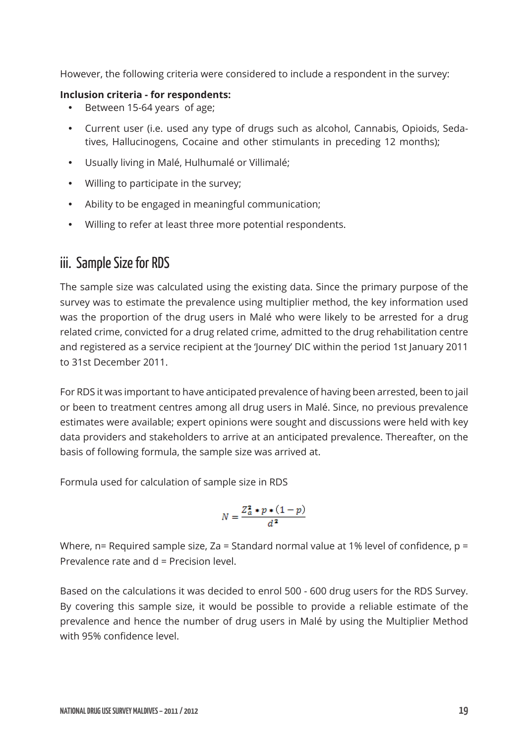However, the following criteria were considered to include a respondent in the survey:

**Inclusion criteria - for respondents:**

- Between 15-64 years of age;
- Current user (i.e. used any type of drugs such as alcohol, Cannabis, Opioids, Sedatives, Hallucinogens, Cocaine and other stimulants in preceding 12 months);
- Usually living in Malé, Hulhumalé or Villimalé;
- Willing to participate in the survey;
- Ability to be engaged in meaningful communication;
- Willing to refer at least three more potential respondents.

## iii. Sample Size for RDS

The sample size was calculated using the existing data. Since the primary purpose of the survey was to estimate the prevalence using multiplier method, the key information used was the proportion of the drug users in Malé who were likely to be arrested for a drug related crime, convicted for a drug related crime, admitted to the drug rehabilitation centre and registered as a service recipient at the 'Journey' DIC within the period 1st January 2011 to 31st December 2011.

For RDS it was important to have anticipated prevalence of having been arrested, been to jail or been to treatment centres among all drug users in Malé. Since, no previous prevalence estimates were available; expert opinions were sought and discussions were held with key data providers and stakeholders to arrive at an anticipated prevalence. Thereafter, on the basis of following formula, the sample size was arrived at.

Formula used for calculation of sample size in RDS

$$N = \frac{Z_a^2 * p * (1-p)}{d^2}$$

Where, n= Required sample size, Za = Standard normal value at 1% level of confidence, p = Prevalence rate and d = Precision level.

Based on the calculations it was decided to enrol 500 - 600 drug users for the RDS Survey. By covering this sample size, it would be possible to provide a reliable estimate of the prevalence and hence the number of drug users in Malé by using the Multiplier Method with 95% confidence level.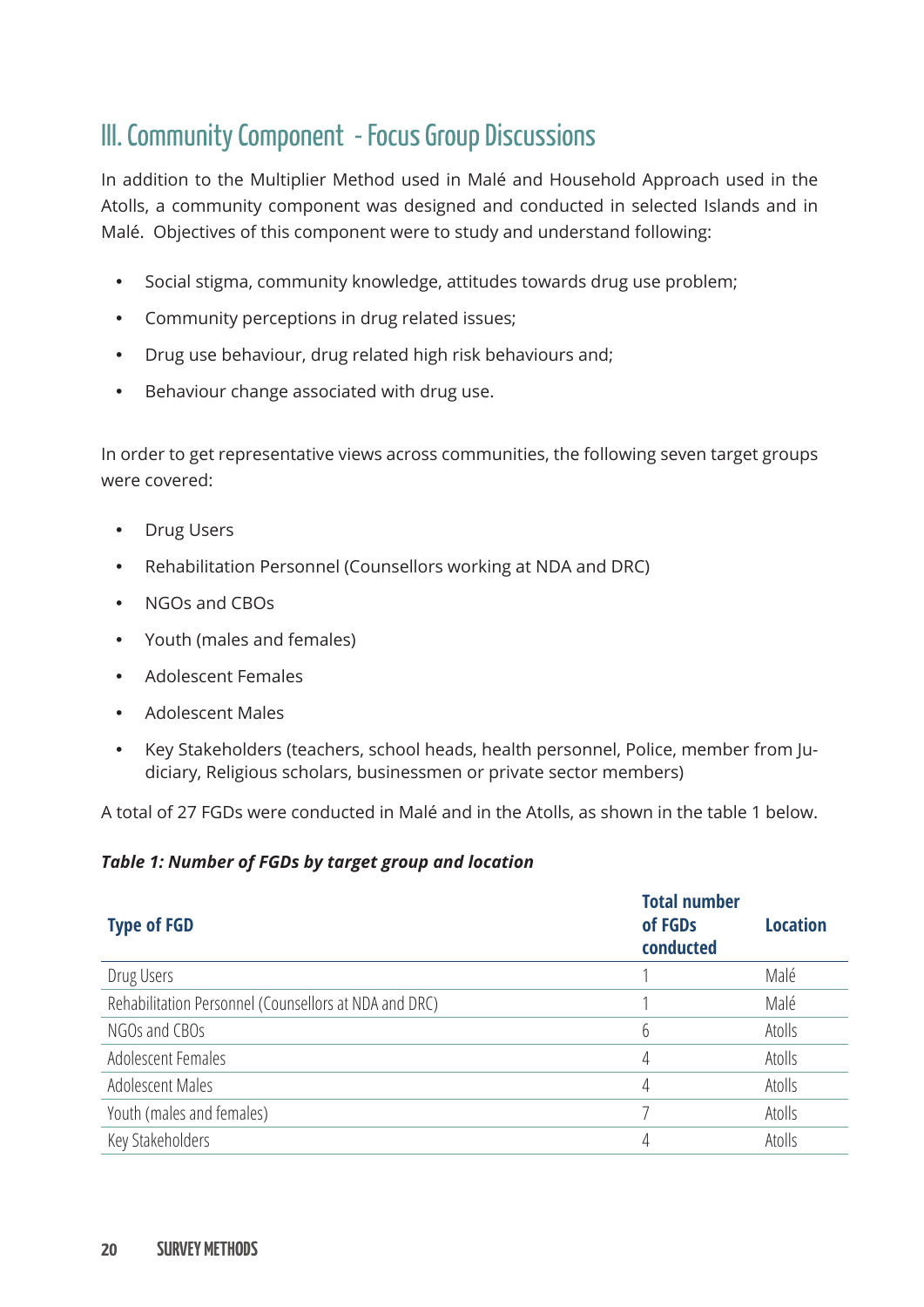## III. Community Component - Focus Group Discussions

In addition to the Multiplier Method used in Malé and Household Approach used in the Atolls, a community component was designed and conducted in selected Islands and in Malé. Objectives of this component were to study and understand following:

- Social stigma, community knowledge, attitudes towards drug use problem;
- Community perceptions in drug related issues;
- Drug use behaviour, drug related high risk behaviours and;
- Behaviour change associated with drug use.

In order to get representative views across communities, the following seven target groups were covered:

- Drug Users
- Rehabilitation Personnel (Counsellors working at NDA and DRC)
- NGOs and CBOs
- Youth (males and females)
- Adolescent Females
- Adolescent Males
- Key Stakeholders (teachers, school heads, health personnel, Police, member from Judiciary, Religious scholars, businessmen or private sector members)

A total of 27 FGDs were conducted in Malé and in the Atolls, as shown in the table 1 below.

***Table 1: Number of FGDs by target group and location***

| Type of FGD | Total number of FGDs conducted | Location |
|---|---|---|
| Drug Users | 1 | Malé |
| Rehabilitation Personnel (Counsellors at NDA and DRC) | 1 | Malé |
| NGOs and CBOs | 6 | Atolls |
| Adolescent Females | 4 | Atolls |
| Adolescent Males | 4 | Atolls |
| Youth (males and females) | 7 | Atolls |
| Key Stakeholders | 4 | Atolls |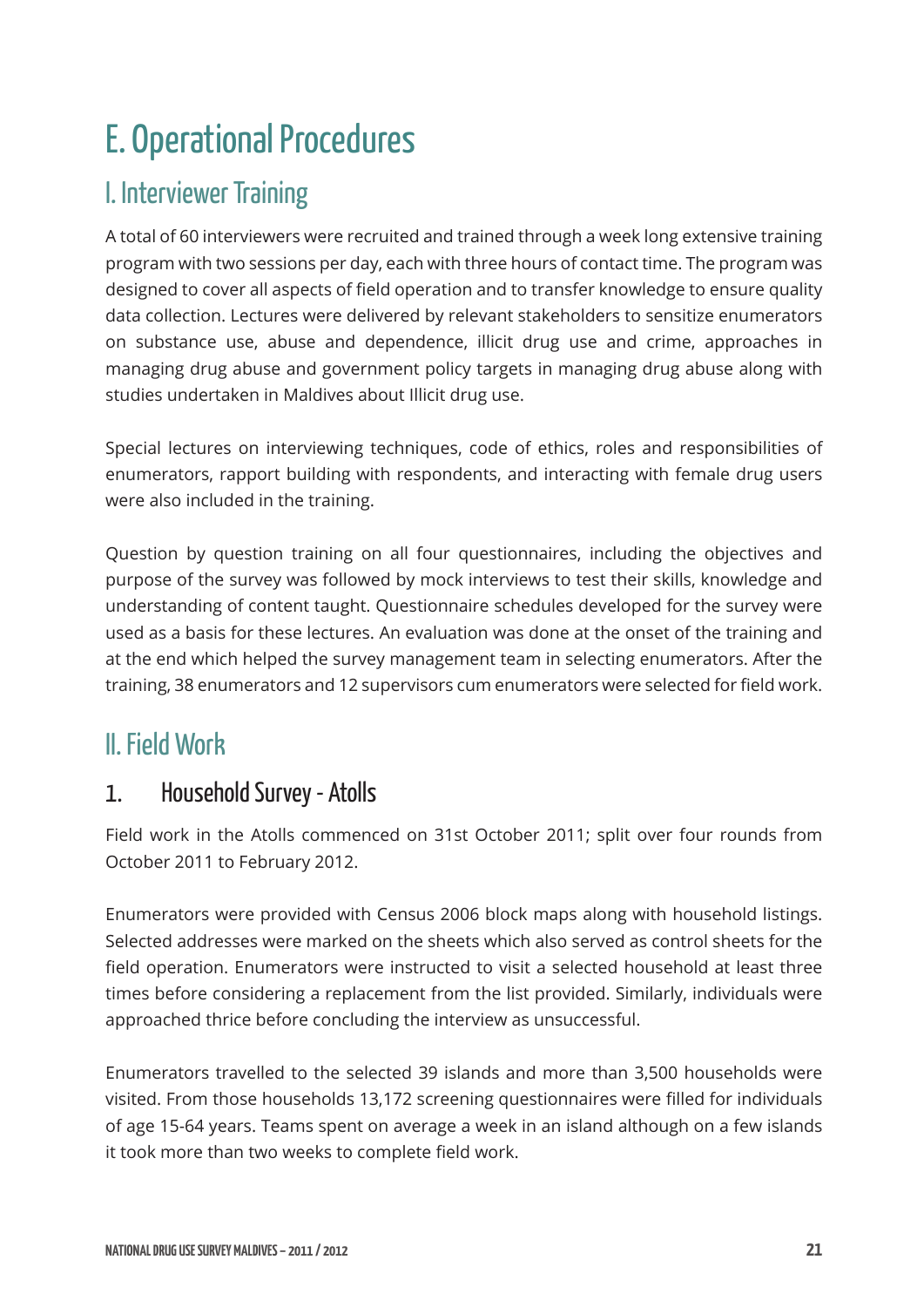# E. Operational Procedures

## I. Interviewer Training

A total of 60 interviewers were recruited and trained through a week long extensive training program with two sessions per day, each with three hours of contact time. The program was designed to cover all aspects of field operation and to transfer knowledge to ensure quality data collection. Lectures were delivered by relevant stakeholders to sensitize enumerators on substance use, abuse and dependence, illicit drug use and crime, approaches in managing drug abuse and government policy targets in managing drug abuse along with studies undertaken in Maldives about Illicit drug use.

Special lectures on interviewing techniques, code of ethics, roles and responsibilities of enumerators, rapport building with respondents, and interacting with female drug users were also included in the training.

Question by question training on all four questionnaires, including the objectives and purpose of the survey was followed by mock interviews to test their skills, knowledge and understanding of content taught. Questionnaire schedules developed for the survey were used as a basis for these lectures. An evaluation was done at the onset of the training and at the end which helped the survey management team in selecting enumerators. After the training, 38 enumerators and 12 supervisors cum enumerators were selected for field work.

## II. Field Work

### 1. Household Survey - Atolls

Field work in the Atolls commenced on 31st October 2011; split over four rounds from October 2011 to February 2012.

Enumerators were provided with Census 2006 block maps along with household listings. Selected addresses were marked on the sheets which also served as control sheets for the field operation. Enumerators were instructed to visit a selected household at least three times before considering a replacement from the list provided. Similarly, individuals were approached thrice before concluding the interview as unsuccessful.

Enumerators travelled to the selected 39 islands and more than 3,500 households were visited. From those households 13,172 screening questionnaires were filled for individuals of age 15-64 years. Teams spent on average a week in an island although on a few islands it took more than two weeks to complete field work.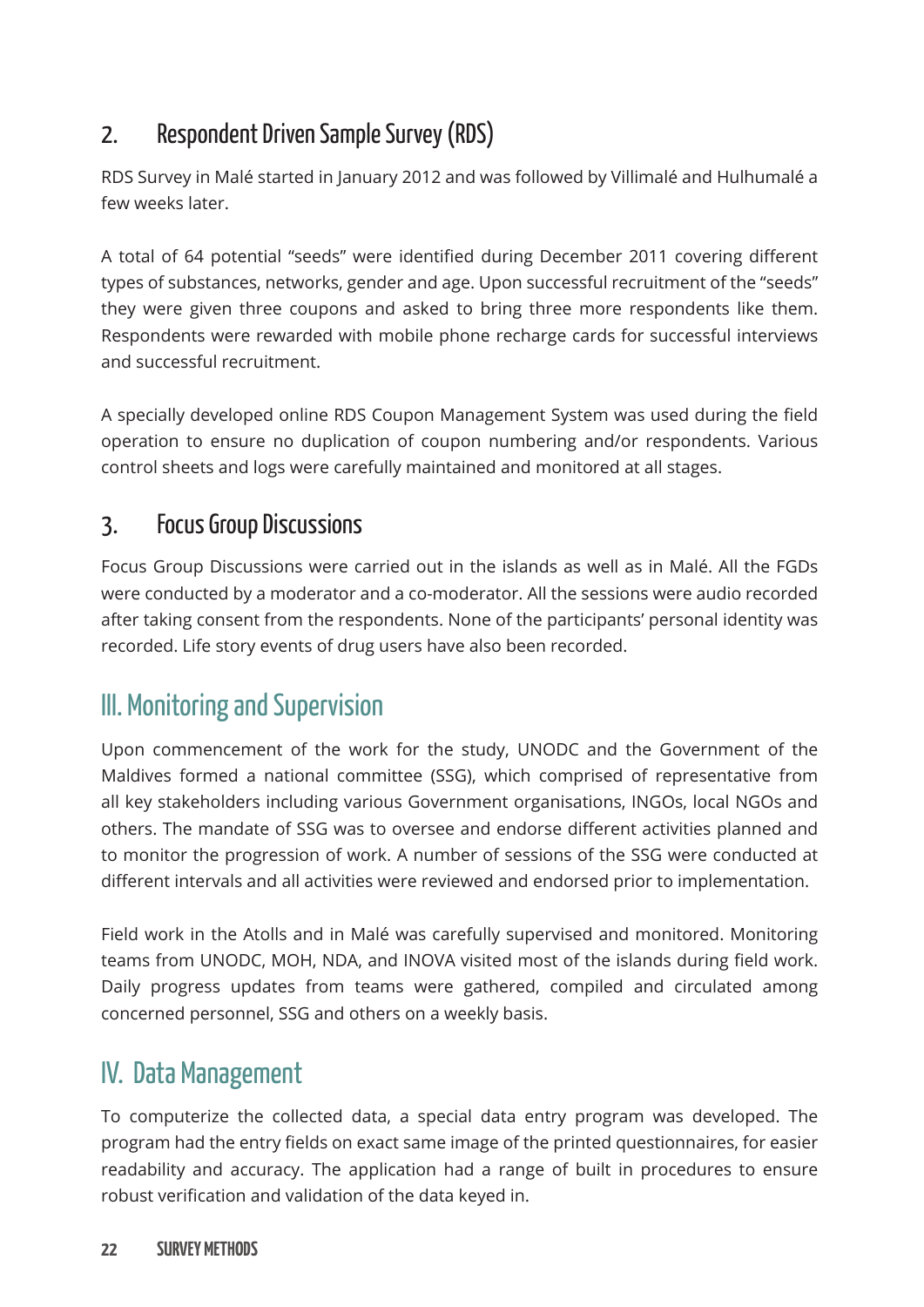### 2. Respondent Driven Sample Survey (RDS)

RDS Survey in Malé started in January 2012 and was followed by Villimalé and Hulhumalé a few weeks later.

A total of 64 potential “seeds” were identified during December 2011 covering different types of substances, networks, gender and age. Upon successful recruitment of the “seeds” they were given three coupons and asked to bring three more respondents like them. Respondents were rewarded with mobile phone recharge cards for successful interviews and successful recruitment.

A specially developed online RDS Coupon Management System was used during the field operation to ensure no duplication of coupon numbering and/or respondents. Various control sheets and logs were carefully maintained and monitored at all stages.

### 3. Focus Group Discussions

Focus Group Discussions were carried out in the islands as well as in Malé. All the FGDs were conducted by a moderator and a co-moderator. All the sessions were audio recorded after taking consent from the respondents. None of the participants’ personal identity was recorded. Life story events of drug users have also been recorded.

## III. Monitoring and Supervision

Upon commencement of the work for the study, UNODC and the Government of the Maldives formed a national committee (SSG), which comprised of representative from all key stakeholders including various Government organisations, INGOs, local NGOs and others. The mandate of SSG was to oversee and endorse different activities planned and to monitor the progression of work. A number of sessions of the SSG were conducted at different intervals and all activities were reviewed and endorsed prior to implementation.

Field work in the Atolls and in Malé was carefully supervised and monitored. Monitoring teams from UNODC, MOH, NDA, and INOVA visited most of the islands during field work. Daily progress updates from teams were gathered, compiled and circulated among concerned personnel, SSG and others on a weekly basis.

## IV. Data Management

To computerize the collected data, a special data entry program was developed. The program had the entry fields on exact same image of the printed questionnaires, for easier readability and accuracy. The application had a range of built in procedures to ensure robust verification and validation of the data keyed in.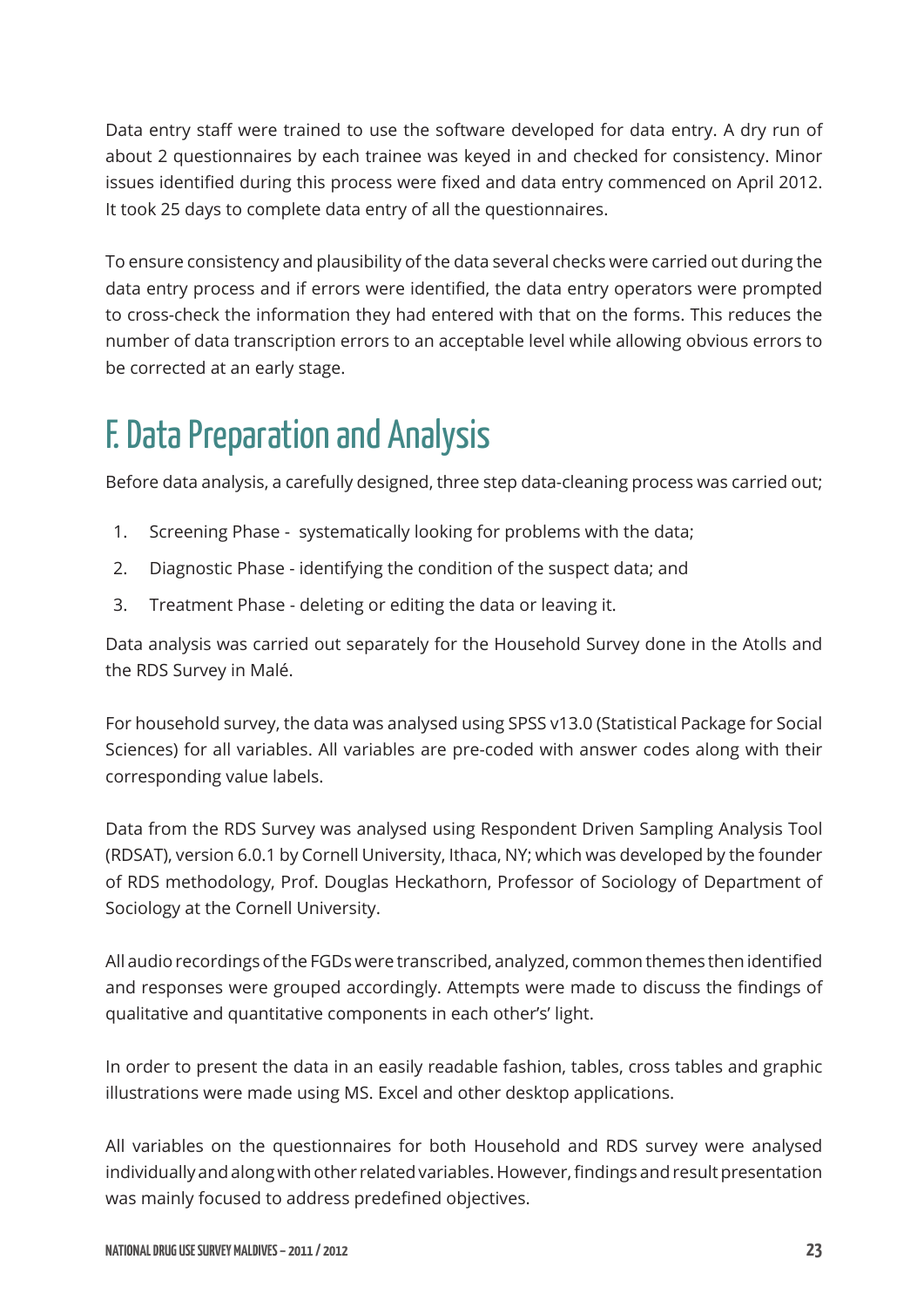Data entry staff were trained to use the software developed for data entry. A dry run of about 2 questionnaires by each trainee was keyed in and checked for consistency. Minor issues identified during this process were fixed and data entry commenced on April 2012. It took 25 days to complete data entry of all the questionnaires.

To ensure consistency and plausibility of the data several checks were carried out during the data entry process and if errors were identified, the data entry operators were prompted to cross-check the information they had entered with that on the forms. This reduces the number of data transcription errors to an acceptable level while allowing obvious errors to be corrected at an early stage.

## F. Data Preparation and Analysis

Before data analysis, a carefully designed, three step data-cleaning process was carried out;

1. Screening Phase - systematically looking for problems with the data;
2. Diagnostic Phase - identifying the condition of the suspect data; and
3. Treatment Phase - deleting or editing the data or leaving it.

Data analysis was carried out separately for the Household Survey done in the Atolls and the RDS Survey in Malé.

For household survey, the data was analysed using SPSS v13.0 (Statistical Package for Social Sciences) for all variables. All variables are pre-coded with answer codes along with their corresponding value labels.

Data from the RDS Survey was analysed using Respondent Driven Sampling Analysis Tool (RDSAT), version 6.0.1 by Cornell University, Ithaca, NY; which was developed by the founder of RDS methodology, Prof. Douglas Heckathorn, Professor of Sociology of Department of Sociology at the Cornell University.

All audio recordings of the FGDs were transcribed, analyzed, common themes then identified and responses were grouped accordingly. Attempts were made to discuss the findings of qualitative and quantitative components in each other's' light.

In order to present the data in an easily readable fashion, tables, cross tables and graphic illustrations were made using MS. Excel and other desktop applications.

All variables on the questionnaires for both Household and RDS survey were analysed individually and along with other related variables. However, findings and result presentation was mainly focused to address predefined objectives.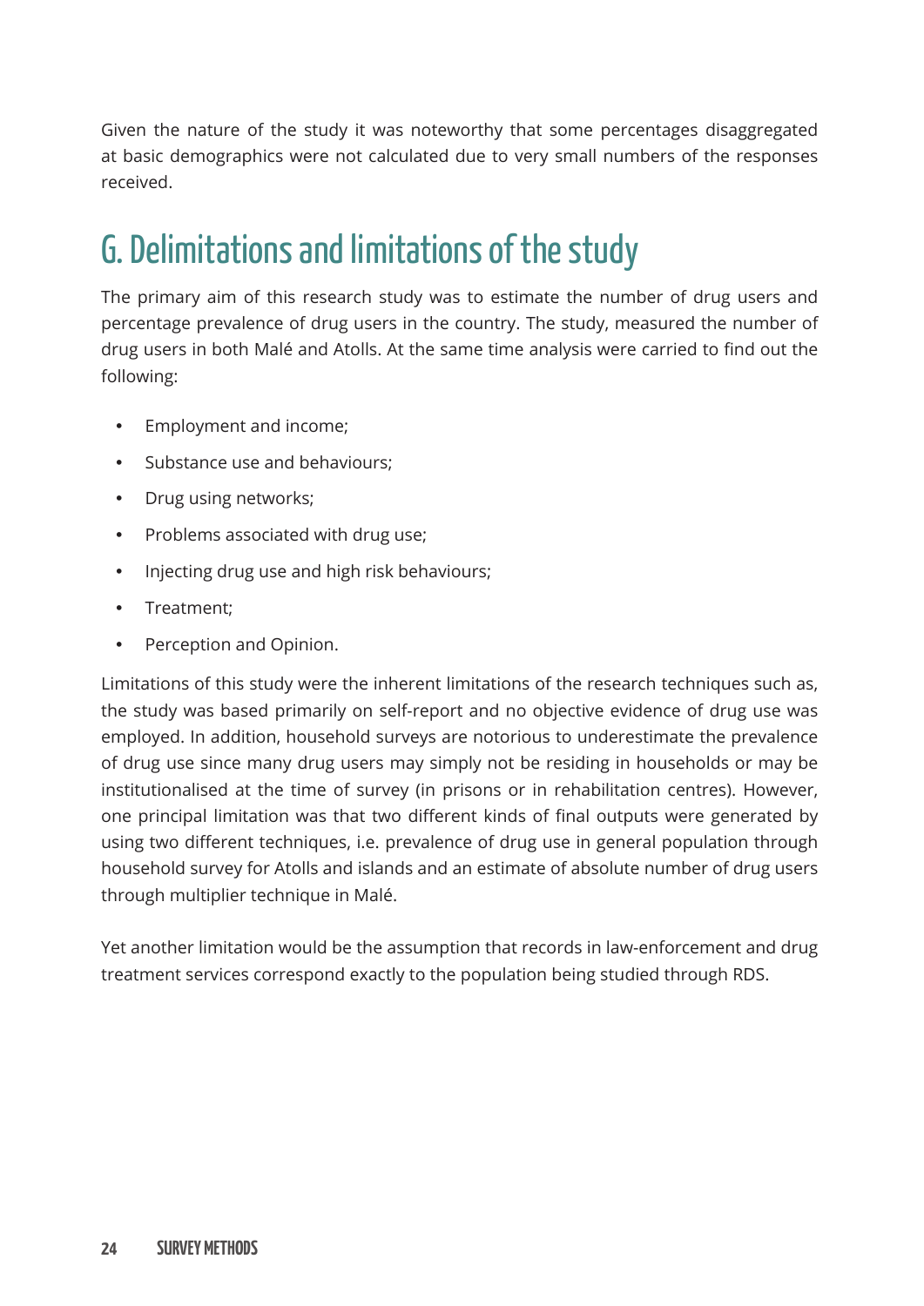Given the nature of the study it was noteworthy that some percentages disaggregated at basic demographics were not calculated due to very small numbers of the responses received.

## G. Delimitations and limitations of the study

The primary aim of this research study was to estimate the number of drug users and percentage prevalence of drug users in the country. The study, measured the number of drug users in both Malé and Atolls. At the same time analysis were carried to find out the following:

- Employment and income;
- Substance use and behaviours;
- Drug using networks;
- Problems associated with drug use;
- Injecting drug use and high risk behaviours;
- Treatment;
- Perception and Opinion.

Limitations of this study were the inherent limitations of the research techniques such as, the study was based primarily on self-report and no objective evidence of drug use was employed. In addition, household surveys are notorious to underestimate the prevalence of drug use since many drug users may simply not be residing in households or may be institutionalised at the time of survey (in prisons or in rehabilitation centres). However, one principal limitation was that two different kinds of final outputs were generated by using two different techniques, i.e. prevalence of drug use in general population through household survey for Atolls and islands and an estimate of absolute number of drug users through multiplier technique in Malé.

Yet another limitation would be the assumption that records in law-enforcement and drug treatment services correspond exactly to the population being studied through RDS.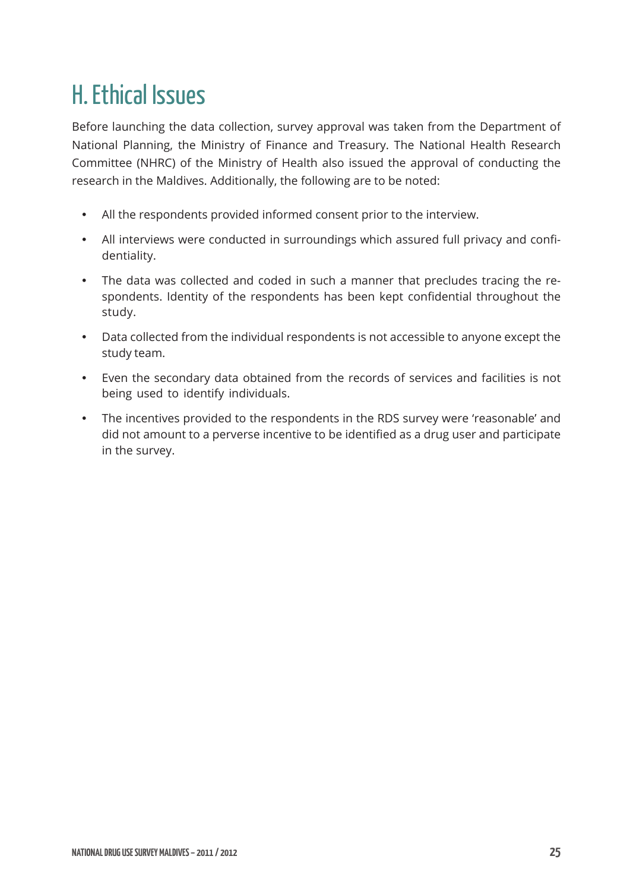# H. Ethical Issues

Before launching the data collection, survey approval was taken from the Department of National Planning, the Ministry of Finance and Treasury. The National Health Research Committee (NHRC) of the Ministry of Health also issued the approval of conducting the research in the Maldives. Additionally, the following are to be noted:

- All the respondents provided informed consent prior to the interview.
- All interviews were conducted in surroundings which assured full privacy and confidentiality.
- The data was collected and coded in such a manner that precludes tracing the respondents. Identity of the respondents has been kept confidential throughout the study.
- Data collected from the individual respondents is not accessible to anyone except the study team.
- Even the secondary data obtained from the records of services and facilities is not being used to identify individuals.
- The incentives provided to the respondents in the RDS survey were 'reasonable' and did not amount to a perverse incentive to be identified as a drug user and participate in the survey.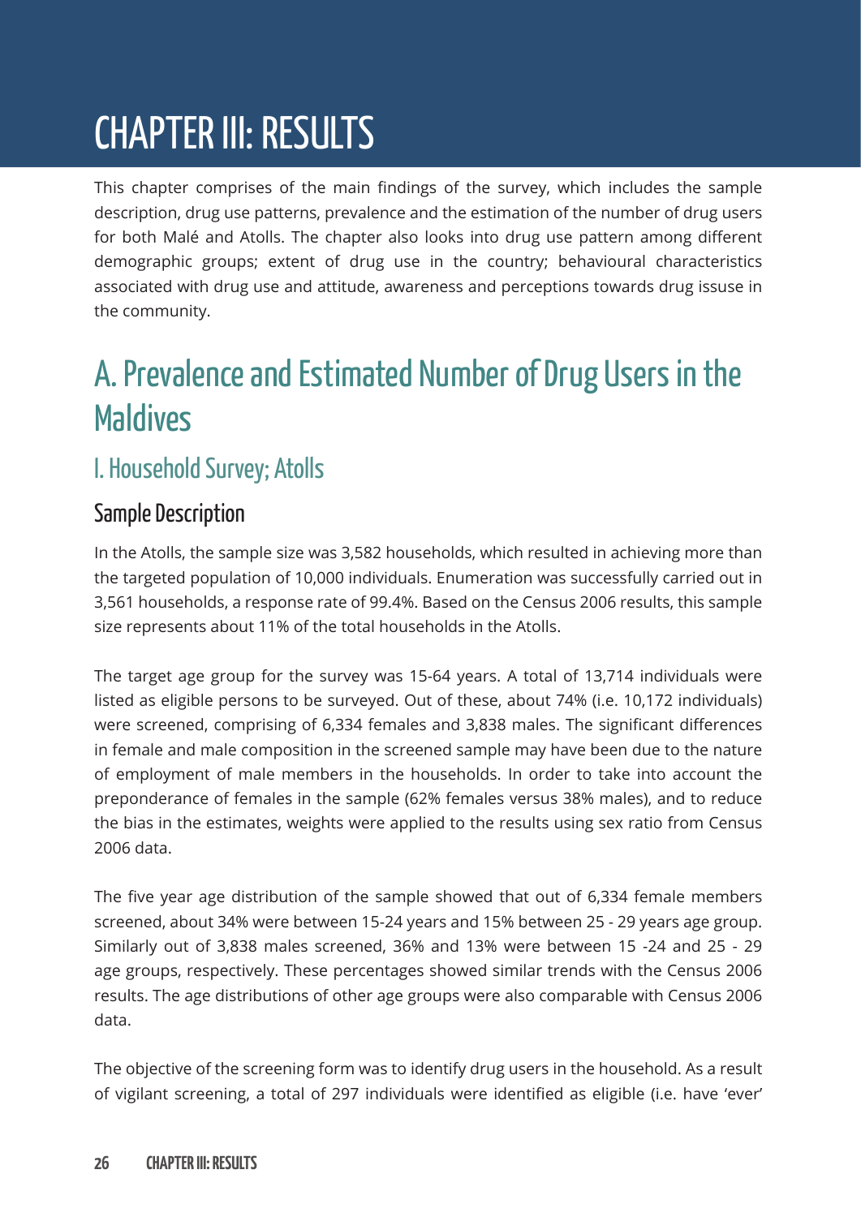# CHAPTER III: RESULTS

This chapter comprises of the main findings of the survey, which includes the sample description, drug use patterns, prevalence and the estimation of the number of drug users for both Malé and Atolls. The chapter also looks into drug use pattern among different demographic groups; extent of drug use in the country; behavioural characteristics associated with drug use and attitude, awareness and perceptions towards drug issuse in the community.

## A. Prevalence and Estimated Number of Drug Users in the Maldives

### I. Household Survey; Atolls

#### Sample Description

In the Atolls, the sample size was 3,582 households, which resulted in achieving more than the targeted population of 10,000 individuals. Enumeration was successfully carried out in 3,561 households, a response rate of 99.4%. Based on the Census 2006 results, this sample size represents about 11% of the total households in the Atolls.

The target age group for the survey was 15-64 years. A total of 13,714 individuals were listed as eligible persons to be surveyed. Out of these, about 74% (i.e. 10,172 individuals) were screened, comprising of 6,334 females and 3,838 males. The significant differences in female and male composition in the screened sample may have been due to the nature of employment of male members in the households. In order to take into account the preponderance of females in the sample (62% females versus 38% males), and to reduce the bias in the estimates, weights were applied to the results using sex ratio from Census 2006 data.

The five year age distribution of the sample showed that out of 6,334 female members screened, about 34% were between 15-24 years and 15% between 25 - 29 years age group. Similarly out of 3,838 males screened, 36% and 13% were between 15 -24 and 25 - 29 age groups, respectively. These percentages showed similar trends with the Census 2006 results. The age distributions of other age groups were also comparable with Census 2006 data.

The objective of the screening form was to identify drug users in the household. As a result of vigilant screening, a total of 297 individuals were identified as eligible (i.e. have 'ever'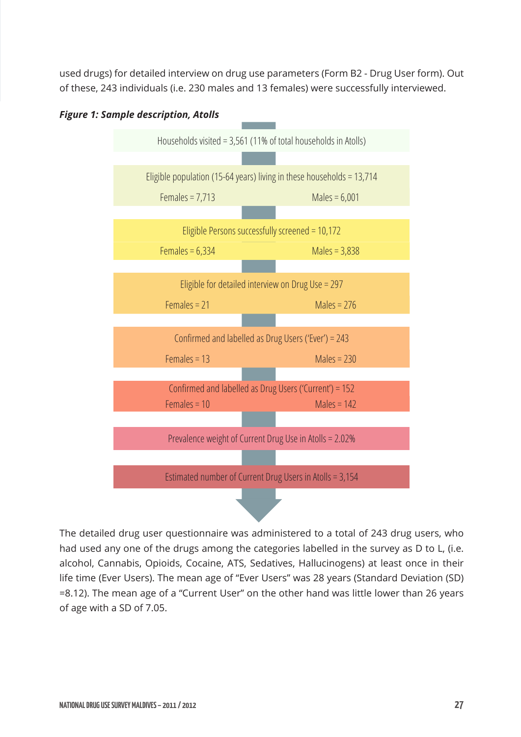used drugs) for detailed interview on drug use parameters (Form B2 - Drug User form). Out of these, 243 individuals (i.e. 230 males and 13 females) were successfully interviewed.

***Figure 1: Sample description, Atolls***

Households visited = 3,561 (11% of total households in Atolls)

Eligible population (15-64 years) living in these households = 13,714

Females = 7,713

Males = 6,001

Eligible Persons successfully screened = 10,172

Females = 6,334

Males = 3,838

Eligible for detailed interview on Drug Use = 297

Females = 21

Males = 276

Confirmed and labelled as Drug Users ('Ever') = 243

Females = 13

Males = 230

Confirmed and labelled as Drug Users ('Current') = 152

Females = 10

Males = 142

Prevalence weight of Current Drug Use in Atolls = 2.02%

Estimated number of Current Drug Users in Atolls = 3,154

The detailed drug user questionnaire was administered to a total of 243 drug users, who had used any one of the drugs among the categories labelled in the survey as D to L, (i.e. alcohol, Cannabis, Opioids, Cocaine, ATS, Sedatives, Hallucinogens) at least once in their life time (Ever Users). The mean age of "Ever Users" was 28 years (Standard Deviation (SD) =8.12). The mean age of a "Current User" on the other hand was little lower than 26 years of age with a SD of 7.05.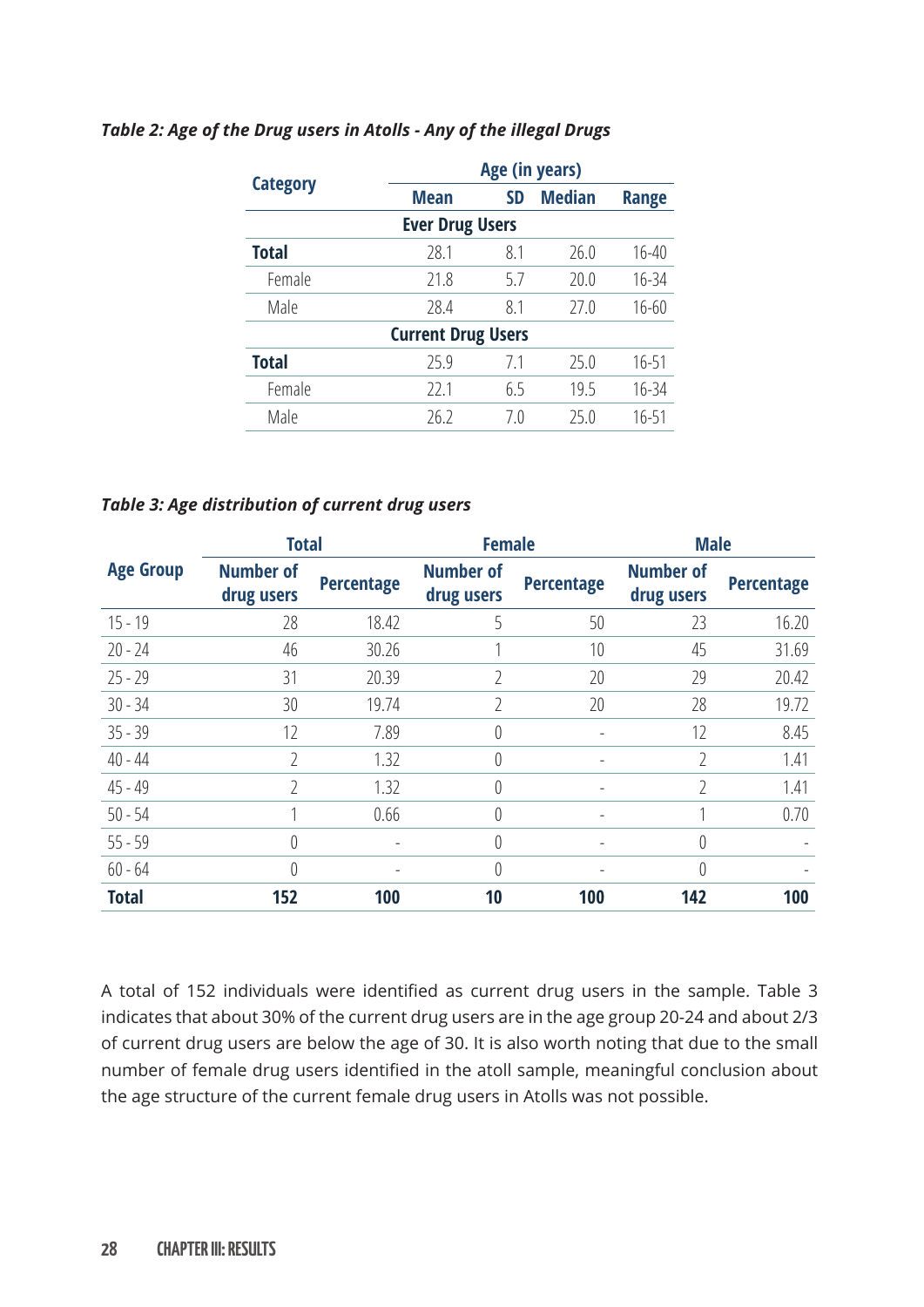*Table 2: Age of the Drug users in Atolls - Any of the illegal Drugs*

| Category | Age (in years) | | | |
|---|---|---|---|---|
| | Mean | SD | Median | Range |
| **Ever Drug Users** | | | | |
| **Total** | 28.1 | 8.1 | 26.0 | 16-40 |
| Female | 21.8 | 5.7 | 20.0 | 16-34 |
| Male | 28.4 | 8.1 | 27.0 | 16-60 |
| **Current Drug Users** | | | | |
| **Total** | 25.9 | 7.1 | 25.0 | 16-51 |
| Female | 22.1 | 6.5 | 19.5 | 16-34 |
| Male | 26.2 | 7.0 | 25.0 | 16-51 |

*Table 3: Age distribution of current drug users*

| Age Group | Total | | Female | | Male | |
|---|---|---|---|---|---|---|
| | Number of drug users | Percentage | Number of drug users | Percentage | Number of drug users | Percentage |
| 15 - 19 | 28 | 18.42 | 5 | 50 | 23 | 16.20 |
| 20 - 24 | 46 | 30.26 | 1 | 10 | 45 | 31.69 |
| 25 - 29 | 31 | 20.39 | 2 | 20 | 29 | 20.42 |
| 30 - 34 | 30 | 19.74 | 2 | 20 | 28 | 19.72 |
| 35 - 39 | 12 | 7.89 | 0 | - | 12 | 8.45 |
| 40 - 44 | 2 | 1.32 | 0 | - | 2 | 1.41 |
| 45 - 49 | 2 | 1.32 | 0 | - | 2 | 1.41 |
| 50 - 54 | 1 | 0.66 | 0 | - | 1 | 0.70 |
| 55 - 59 | 0 | - | 0 | - | 0 | - |
| 60 - 64 | 0 | - | 0 | - | 0 | - |
| **Total** | **152** | **100** | **10** | **100** | **142** | **100** |

A total of 152 individuals were identified as current drug users in the sample. Table 3 indicates that about 30% of the current drug users are in the age group 20-24 and about 2/3 of current drug users are below the age of 30. It is also worth noting that due to the small number of female drug users identified in the atoll sample, meaningful conclusion about the age structure of the current female drug users in Atolls was not possible.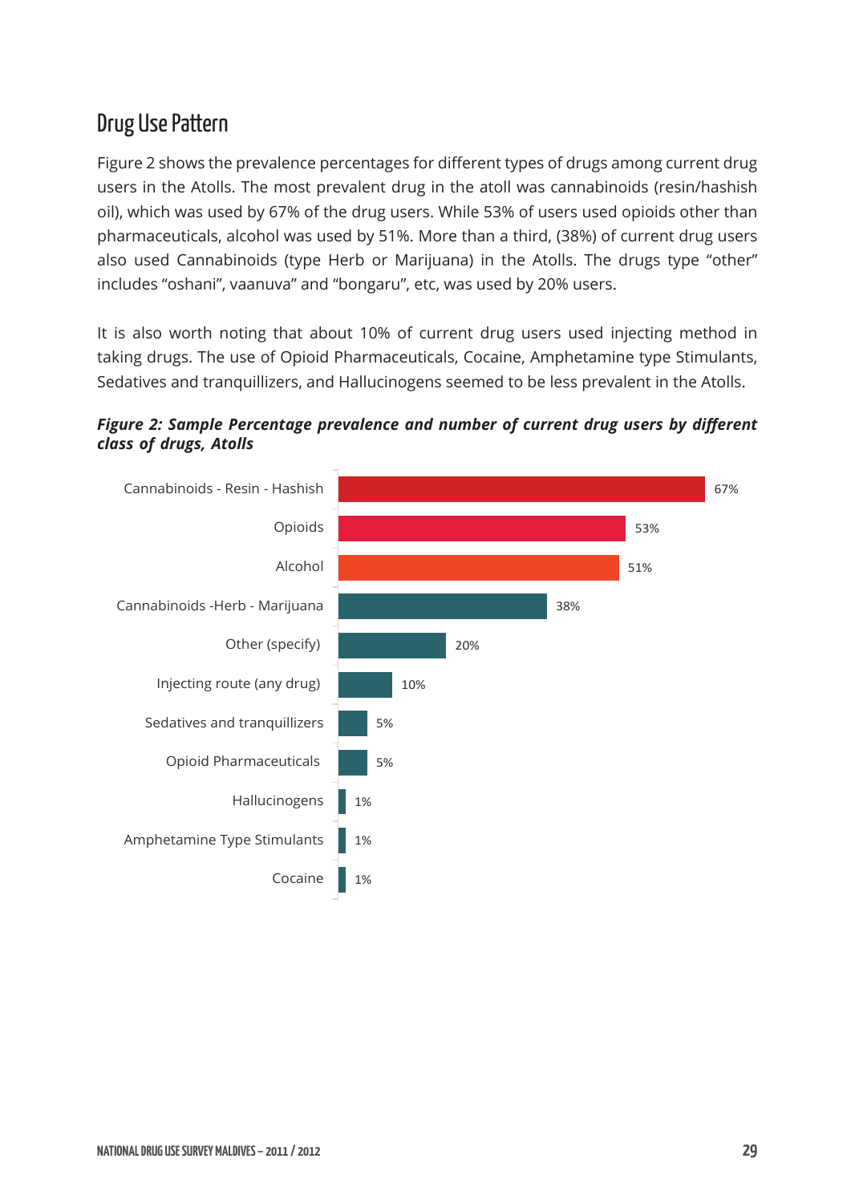## Drug Use Pattern

Figure 2 shows the prevalence percentages for different types of drugs among current drug users in the Atolls. The most prevalent drug in the atoll was cannabinoids (resin/hashish oil), which was used by 67% of the drug users. While 53% of users used opioids other than pharmaceuticals, alcohol was used by 51%. More than a third, (38%) of current drug users also used Cannabinoids (type Herb or Marijuana) in the Atolls. The drugs type "other" includes "oshani", vaanuva" and "bongaru", etc, was used by 20% users.

It is also worth noting that about 10% of current drug users used injecting method in taking drugs. The use of Opioid Pharmaceuticals, Cocaine, Amphetamine type Stimulants, Sedatives and tranquillizers, and Hallucinogens seemed to be less prevalent in the Atolls.

***Figure 2: Sample Percentage prevalence and number of current drug users by different class of drugs, Atolls***

Cannabinoids - Resin - Hashish 67%
Opioids 53%
Alcohol 51%
Cannabinoids -Herb - Marijuana 38%
Other (specify) 20%
Injecting route (any drug) 10%
Sedatives and tranquillizers 5%
Opioid Pharmaceuticals 5%
Hallucinogens 1%
Amphetamine Type Stimulants 1%
Cocaine 1%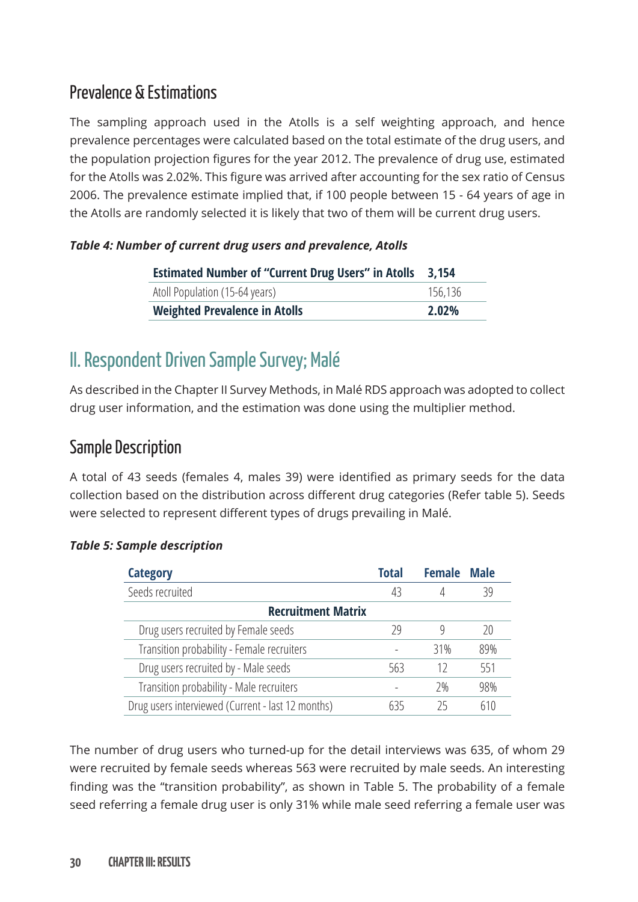## Prevalence & Estimations

The sampling approach used in the Atolls is a self weighting approach, and hence prevalence percentages were calculated based on the total estimate of the drug users, and the population projection figures for the year 2012. The prevalence of drug use, estimated for the Atolls was 2.02%. This figure was arrived after accounting for the sex ratio of Census 2006. The prevalence estimate implied that, if 100 people between 15 - 64 years of age in the Atolls are randomly selected it is likely that two of them will be current drug users.

***Table 4: Number of current drug users and prevalence, Atolls***

| **Estimated Number of "Current Drug Users" in Atolls** | **3,154** |
|---|---|
| Atoll Population (15-64 years) | 156,136 |
| **Weighted Prevalence in Atolls** | **2.02%** |

# II. Respondent Driven Sample Survey; Malé

As described in the Chapter II Survey Methods, in Malé RDS approach was adopted to collect drug user information, and the estimation was done using the multiplier method.

## Sample Description

A total of 43 seeds (females 4, males 39) were identified as primary seeds for the data collection based on the distribution across different drug categories (Refer table 5). Seeds were selected to represent different types of drugs prevailing in Malé.

***Table 5: Sample description***

| **Category** | **Total** | **Female** | **Male** |
|---|---|---|---|
| Seeds recruited | 43 | 4 | 39 |
| **Recruitment Matrix** | | | |
| Drug users recruited by Female seeds | 29 | 9 | 20 |
| Transition probability - Female recruiters | - | 31% | 89% |
| Drug users recruited by - Male seeds | 563 | 12 | 551 |
| Transition probability - Male recruiters | - | 2% | 98% |
| Drug users interviewed (Current - last 12 months) | 635 | 25 | 610 |

The number of drug users who turned-up for the detail interviews was 635, of whom 29 were recruited by female seeds whereas 563 were recruited by male seeds. An interesting finding was the "transition probability", as shown in Table 5. The probability of a female seed referring a female drug user is only 31% while male seed referring a female user was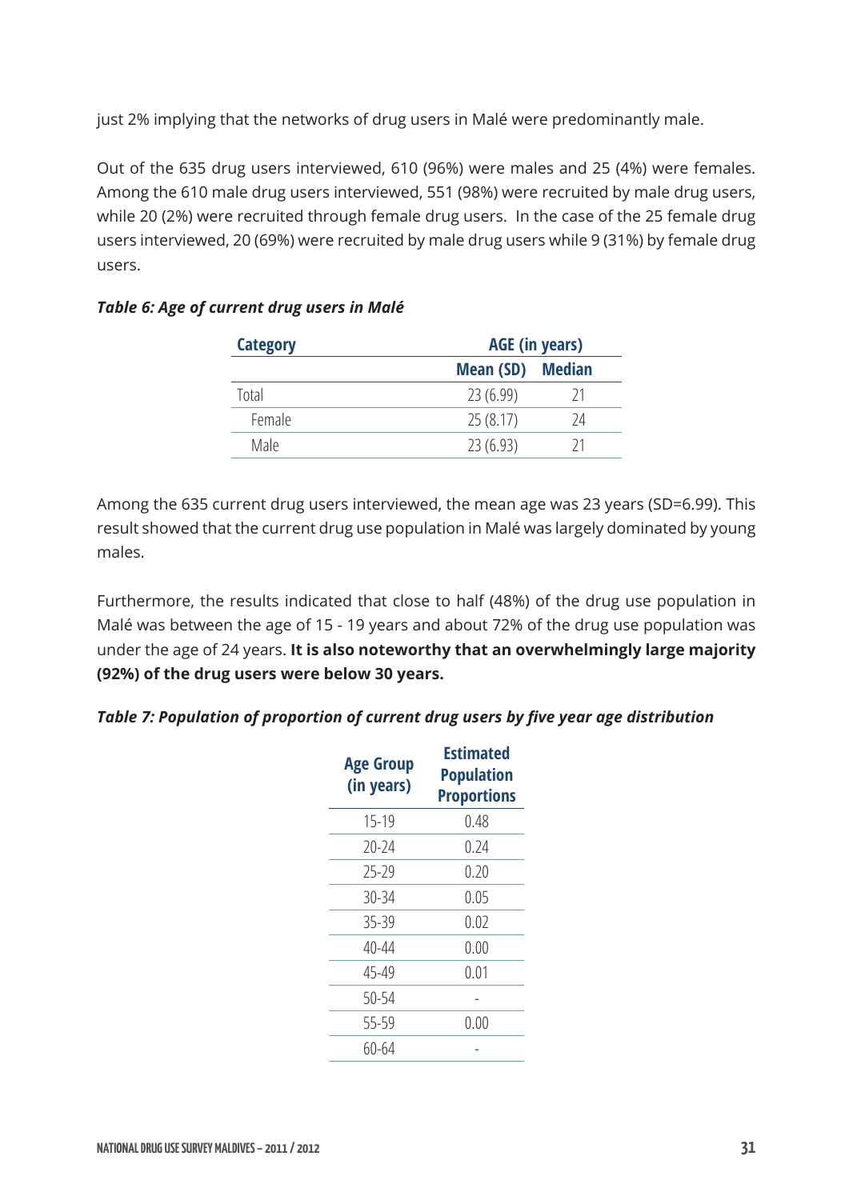just 2% implying that the networks of drug users in Malé were predominantly male.

Out of the 635 drug users interviewed, 610 (96%) were males and 25 (4%) were females. Among the 610 male drug users interviewed, 551 (98%) were recruited by male drug users, while 20 (2%) were recruited through female drug users. In the case of the 25 female drug users interviewed, 20 (69%) were recruited by male drug users while 9 (31%) by female drug users.

***Table 6: Age of current drug users in Malé***

| Category | AGE (in years) | |
|---|---|---|
| | Mean (SD) | Median |
| Total | 23 (6.99) | 21 |
| Female | 25 (8.17) | 24 |
| Male | 23 (6.93) | 21 |

Among the 635 current drug users interviewed, the mean age was 23 years (SD=6.99). This result showed that the current drug use population in Malé was largely dominated by young males.

Furthermore, the results indicated that close to half (48%) of the drug use population in Malé was between the age of 15 - 19 years and about 72% of the drug use population was under the age of 24 years. **It is also noteworthy that an overwhelmingly large majority (92%) of the drug users were below 30 years.**

***Table 7: Population of proportion of current drug users by five year age distribution***

| Age Group (in years) | Estimated Population Proportions |
|---|---|
| 15-19 | 0.48 |
| 20-24 | 0.24 |
| 25-29 | 0.20 |
| 30-34 | 0.05 |
| 35-39 | 0.02 |
| 40-44 | 0.00 |
| 45-49 | 0.01 |
| 50-54 | - |
| 55-59 | 0.00 |
| 60-64 | - |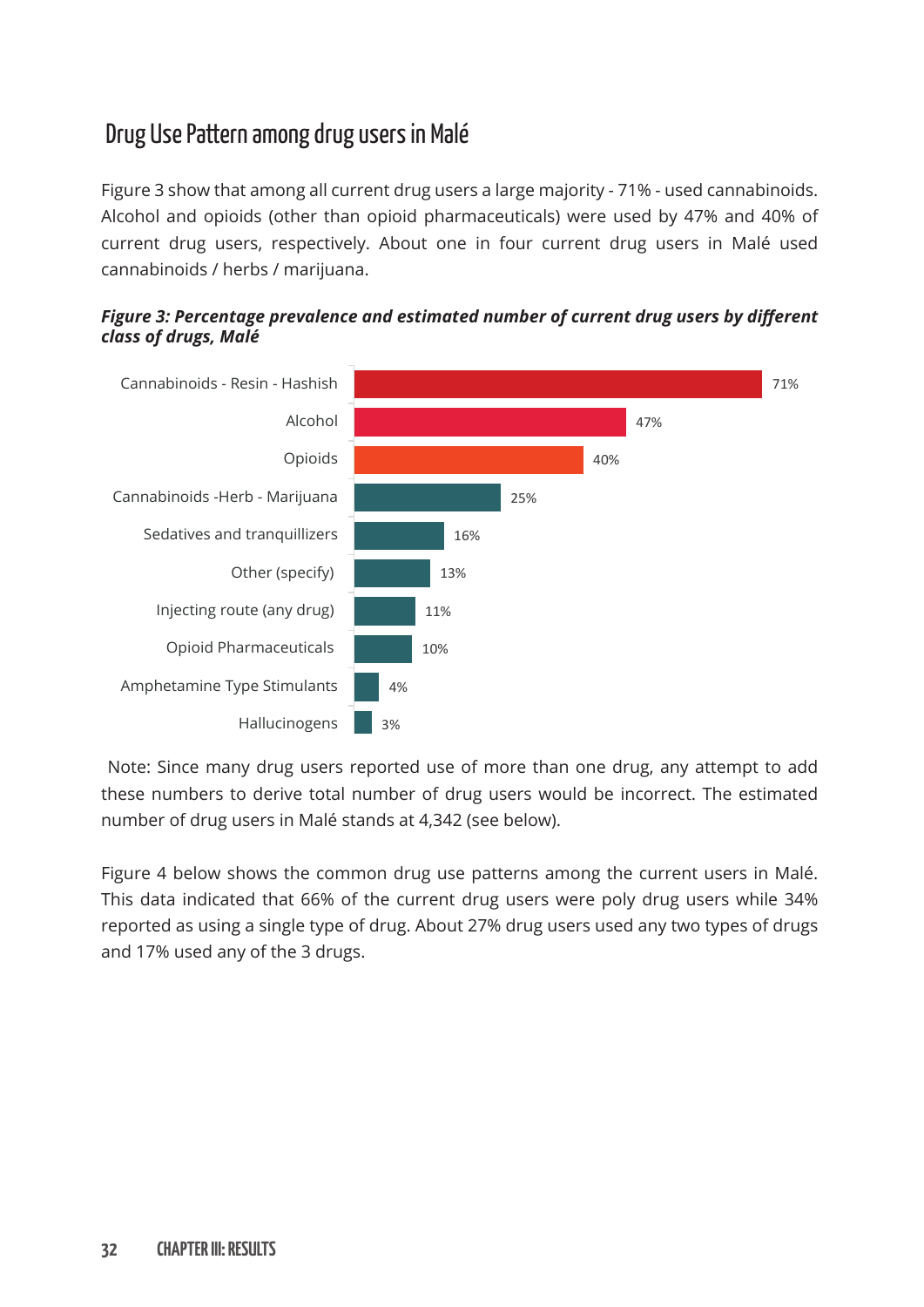## Drug Use Pattern among drug users in Malé

Figure 3 show that among all current drug users a large majority - 71% - used cannabinoids. Alcohol and opioids (other than opioid pharmaceuticals) were used by 47% and 40% of current drug users, respectively. About one in four current drug users in Malé used cannabinoids / herbs / marijuana.

***Figure 3: Percentage prevalence and estimated number of current drug users by different class of drugs, Malé***

| Class of drugs | Percentage |
|---|---|
| Cannabinoids - Resin - Hashish | 71% |
| Alcohol | 47% |
| Opioids | 40% |
| Cannabinoids -Herb - Marijuana | 25% |
| Sedatives and tranquillizers | 16% |
| Other (specify) | 13% |
| Injecting route (any drug) | 11% |
| Opioid Pharmaceuticals | 10% |
| Amphetamine Type Stimulants | 4% |
| Hallucinogens | 3% |

Note: Since many drug users reported use of more than one drug, any attempt to add these numbers to derive total number of drug users would be incorrect. The estimated number of drug users in Malé stands at 4,342 (see below).

Figure 4 below shows the common drug use patterns among the current users in Malé. This data indicated that 66% of the current drug users were poly drug users while 34% reported as using a single type of drug. About 27% drug users used any two types of drugs and 17% used any of the 3 drugs.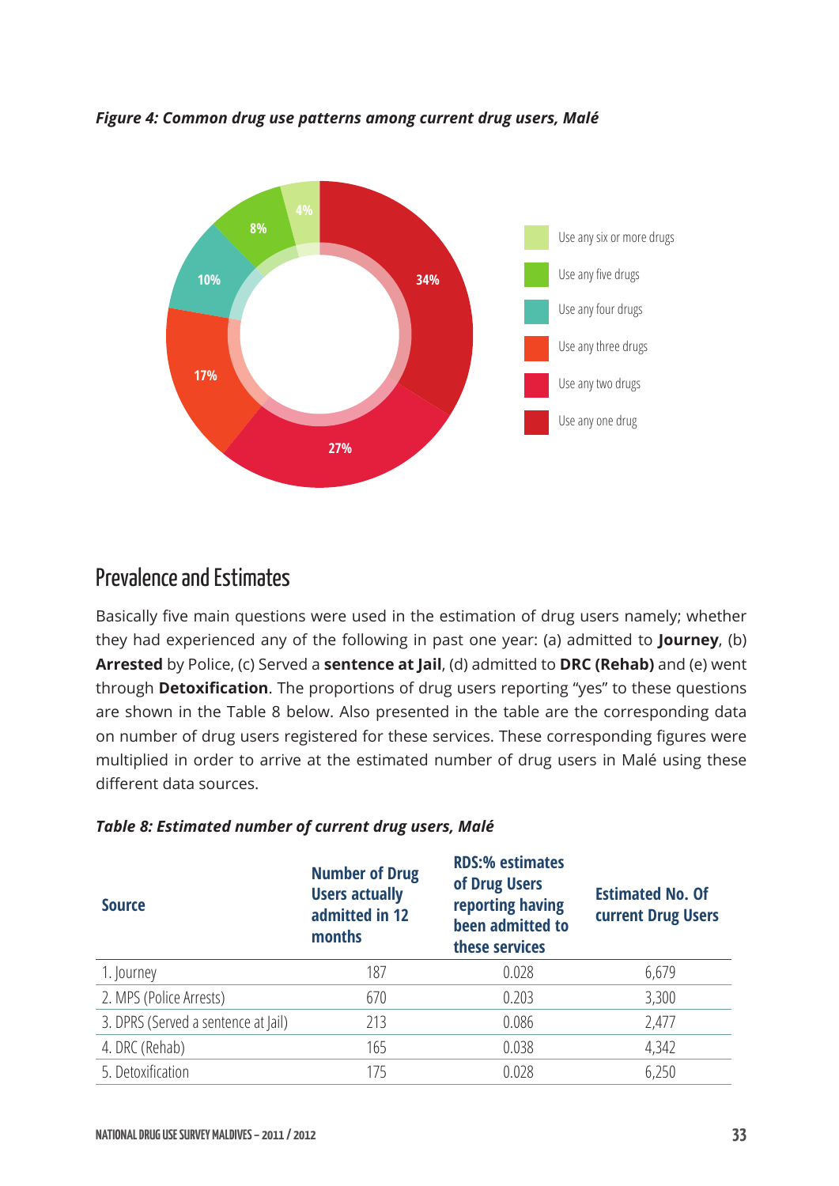*Figure 4: Common drug use patterns among current drug users, Malé*

4%
8%
10%
34%
17%
27%

Use any six or more drugs
Use any five drugs
Use any four drugs
Use any three drugs
Use any two drugs
Use any one drug

## Prevalence and Estimates

Basically five main questions were used in the estimation of drug users namely; whether they had experienced any of the following in past one year: (a) admitted to **Journey**, (b) **Arrested** by Police, (c) Served a **sentence at Jail**, (d) admitted to **DRC (Rehab)** and (e) went through **Detoxification**. The proportions of drug users reporting "yes" to these questions are shown in the Table 8 below. Also presented in the table are the corresponding data on number of drug users registered for these services. These corresponding figures were multiplied in order to arrive at the estimated number of drug users in Malé using these different data sources.

*Table 8: Estimated number of current drug users, Malé*

| Source | Number of Drug Users actually admitted in 12 months | RDS:% estimates of Drug Users reporting having been admitted to these services | Estimated No. Of current Drug Users |
|---|---|---|---|
| 1. Journey | 187 | 0.028 | 6,679 |
| 2. MPS (Police Arrests) | 670 | 0.203 | 3,300 |
| 3. DPRS (Served a sentence at Jail) | 213 | 0.086 | 2,477 |
| 4. DRC (Rehab) | 165 | 0.038 | 4,342 |
| 5. Detoxification | 175 | 0.028 | 6,250 |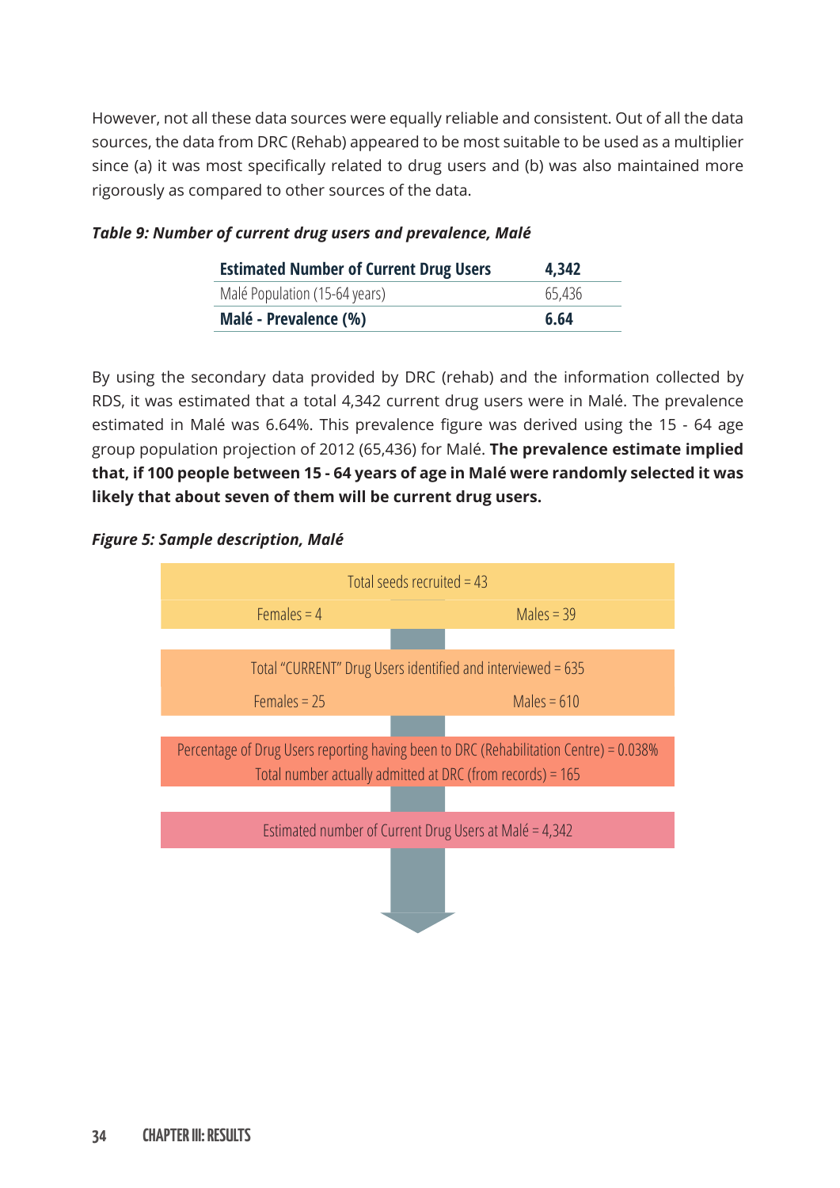However, not all these data sources were equally reliable and consistent. Out of all the data sources, the data from DRC (Rehab) appeared to be most suitable to be used as a multiplier since (a) it was most specifically related to drug users and (b) was also maintained more rigorously as compared to other sources of the data.

***Table 9: Number of current drug users and prevalence, Malé***

| **Estimated Number of Current Drug Users** | **4,342** |
|---|---|
| Malé Population (15-64 years) | 65,436 |
| **Malé - Prevalence (%)** | **6.64** |

By using the secondary data provided by DRC (rehab) and the information collected by RDS, it was estimated that a total 4,342 current drug users were in Malé. The prevalence estimated in Malé was 6.64%. This prevalence figure was derived using the 15 - 64 age group population projection of 2012 (65,436) for Malé. **The prevalence estimate implied that, if 100 people between 15 - 64 years of age in Malé were randomly selected it was likely that about seven of them will be current drug users.**

***Figure 5: Sample description, Malé***

Total seeds recruited = 43

Females = 4

Males = 39

Total "CURRENT" Drug Users identified and interviewed = 635

Females = 25

Males = 610

Percentage of Drug Users reporting having been to DRC (Rehabilitation Centre) = 0.038%

Total number actually admitted at DRC (from records) = 165

Estimated number of Current Drug Users at Malé = 4,342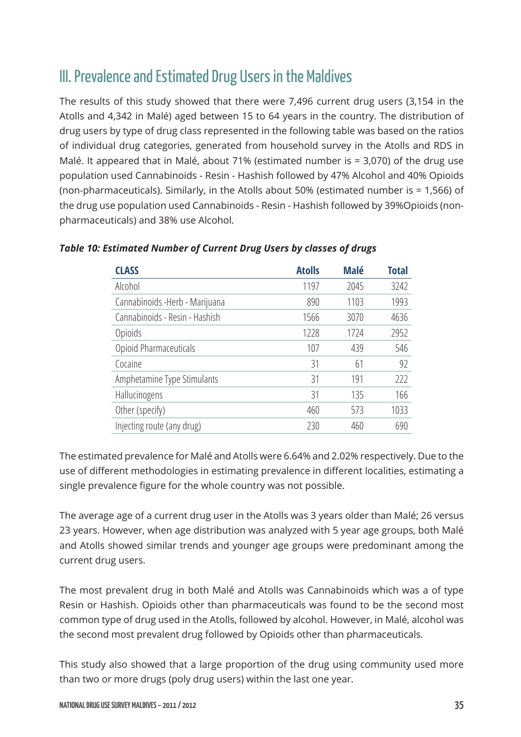## III. Prevalence and Estimated Drug Users in the Maldives

The results of this study showed that there were 7,496 current drug users (3,154 in the Atolls and 4,342 in Malé) aged between 15 to 64 years in the country. The distribution of drug users by type of drug class represented in the following table was based on the ratios of individual drug categories, generated from household survey in the Atolls and RDS in Malé. It appeared that in Malé, about 71% (estimated number is = 3,070) of the drug use population used Cannabinoids - Resin - Hashish followed by 47% Alcohol and 40% Opioids (non-pharmaceuticals). Similarly, in the Atolls about 50% (estimated number is = 1,566) of the drug use population used Cannabinoids - Resin - Hashish followed by 39%Opioids (non-pharmaceuticals) and 38% use Alcohol.

***Table 10: Estimated Number of Current Drug Users by classes of drugs***

| CLASS | Atolls | Malé | Total |
|---|---|---|---|
| Alcohol | 1197 | 2045 | 3242 |
| Cannabinoids -Herb - Marijuana | 890 | 1103 | 1993 |
| Cannabinoids - Resin - Hashish | 1566 | 3070 | 4636 |
| Opioids | 1228 | 1724 | 2952 |
| Opioid Pharmaceuticals | 107 | 439 | 546 |
| Cocaine | 31 | 61 | 92 |
| Amphetamine Type Stimulants | 31 | 191 | 222 |
| Hallucinogens | 31 | 135 | 166 |
| Other (specify) | 460 | 573 | 1033 |
| Injecting route (any drug) | 230 | 460 | 690 |

The estimated prevalence for Malé and Atolls were 6.64% and 2.02% respectively. Due to the use of different methodologies in estimating prevalence in different localities, estimating a single prevalence figure for the whole country was not possible.

The average age of a current drug user in the Atolls was 3 years older than Malé; 26 versus 23 years. However, when age distribution was analyzed with 5 year age groups, both Malé and Atolls showed similar trends and younger age groups were predominant among the current drug users.

The most prevalent drug in both Malé and Atolls was Cannabinoids which was a of type Resin or Hashish. Opioids other than pharmaceuticals was found to be the second most common type of drug used in the Atolls, followed by alcohol. However, in Malé, alcohol was the second most prevalent drug followed by Opioids other than pharmaceuticals.

This study also showed that a large proportion of the drug using community used more than two or more drugs (poly drug users) within the last one year.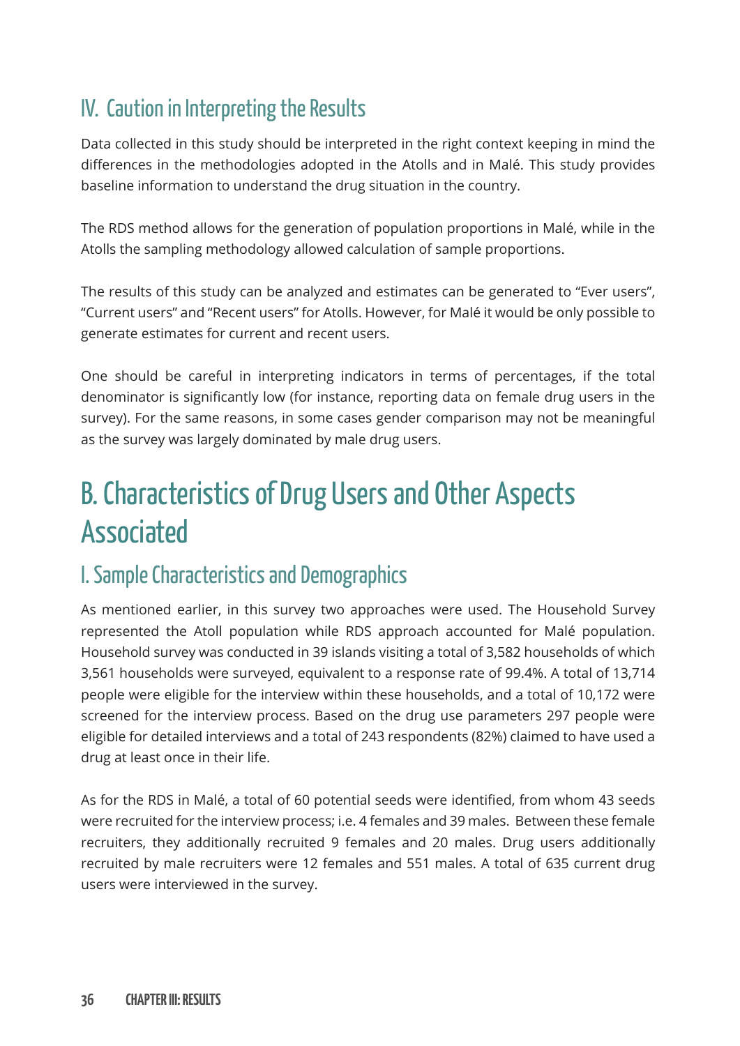### IV. Caution in Interpreting the Results

Data collected in this study should be interpreted in the right context keeping in mind the differences in the methodologies adopted in the Atolls and in Malé. This study provides baseline information to understand the drug situation in the country.

The RDS method allows for the generation of population proportions in Malé, while in the Atolls the sampling methodology allowed calculation of sample proportions.

The results of this study can be analyzed and estimates can be generated to "Ever users", "Current users" and "Recent users" for Atolls. However, for Malé it would be only possible to generate estimates for current and recent users.

One should be careful in interpreting indicators in terms of percentages, if the total denominator is significantly low (for instance, reporting data on female drug users in the survey). For the same reasons, in some cases gender comparison may not be meaningful as the survey was largely dominated by male drug users.

## B. Characteristics of Drug Users and Other Aspects Associated

### I. Sample Characteristics and Demographics

As mentioned earlier, in this survey two approaches were used. The Household Survey represented the Atoll population while RDS approach accounted for Malé population. Household survey was conducted in 39 islands visiting a total of 3,582 households of which 3,561 households were surveyed, equivalent to a response rate of 99.4%. A total of 13,714 people were eligible for the interview within these households, and a total of 10,172 were screened for the interview process. Based on the drug use parameters 297 people were eligible for detailed interviews and a total of 243 respondents (82%) claimed to have used a drug at least once in their life.

As for the RDS in Malé, a total of 60 potential seeds were identified, from whom 43 seeds were recruited for the interview process; i.e. 4 females and 39 males. Between these female recruiters, they additionally recruited 9 females and 20 males. Drug users additionally recruited by male recruiters were 12 females and 551 males. A total of 635 current drug users were interviewed in the survey.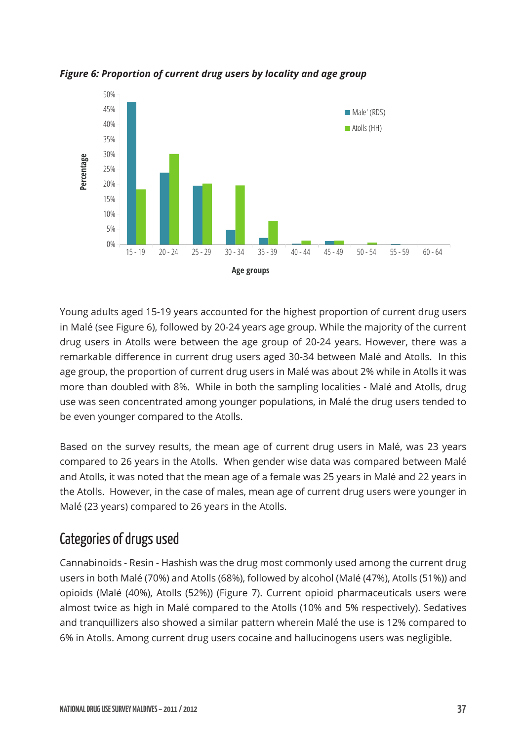*Figure 6: Proportion of current drug users by locality and age group*

50%
45%
40%
35%
30%
25%
20%
15%
10%
5%
0%

Percentage

15 - 19
20 - 24
25 - 29
30 - 34
35 - 39
40 - 44
45 - 49
50 - 54
55 - 59
60 - 64

Age groups

Male' (RDS)
Atolls (HH)

Young adults aged 15-19 years accounted for the highest proportion of current drug users in Malé (see Figure 6), followed by 20-24 years age group. While the majority of the current drug users in Atolls were between the age group of 20-24 years. However, there was a remarkable difference in current drug users aged 30-34 between Malé and Atolls. In this age group, the proportion of current drug users in Malé was about 2% while in Atolls it was more than doubled with 8%. While in both the sampling localities - Malé and Atolls, drug use was seen concentrated among younger populations, in Malé the drug users tended to be even younger compared to the Atolls.

Based on the survey results, the mean age of current drug users in Malé, was 23 years compared to 26 years in the Atolls. When gender wise data was compared between Malé and Atolls, it was noted that the mean age of a female was 25 years in Malé and 22 years in the Atolls. However, in the case of males, mean age of current drug users were younger in Malé (23 years) compared to 26 years in the Atolls.

## Categories of drugs used

Cannabinoids - Resin - Hashish was the drug most commonly used among the current drug users in both Malé (70%) and Atolls (68%), followed by alcohol (Malé (47%), Atolls (51%)) and opioids (Malé (40%), Atolls (52%)) (Figure 7). Current opioid pharmaceuticals users were almost twice as high in Malé compared to the Atolls (10% and 5% respectively). Sedatives and tranquillizers also showed a similar pattern wherein Malé the use is 12% compared to 6% in Atolls. Among current drug users cocaine and hallucinogens users was negligible.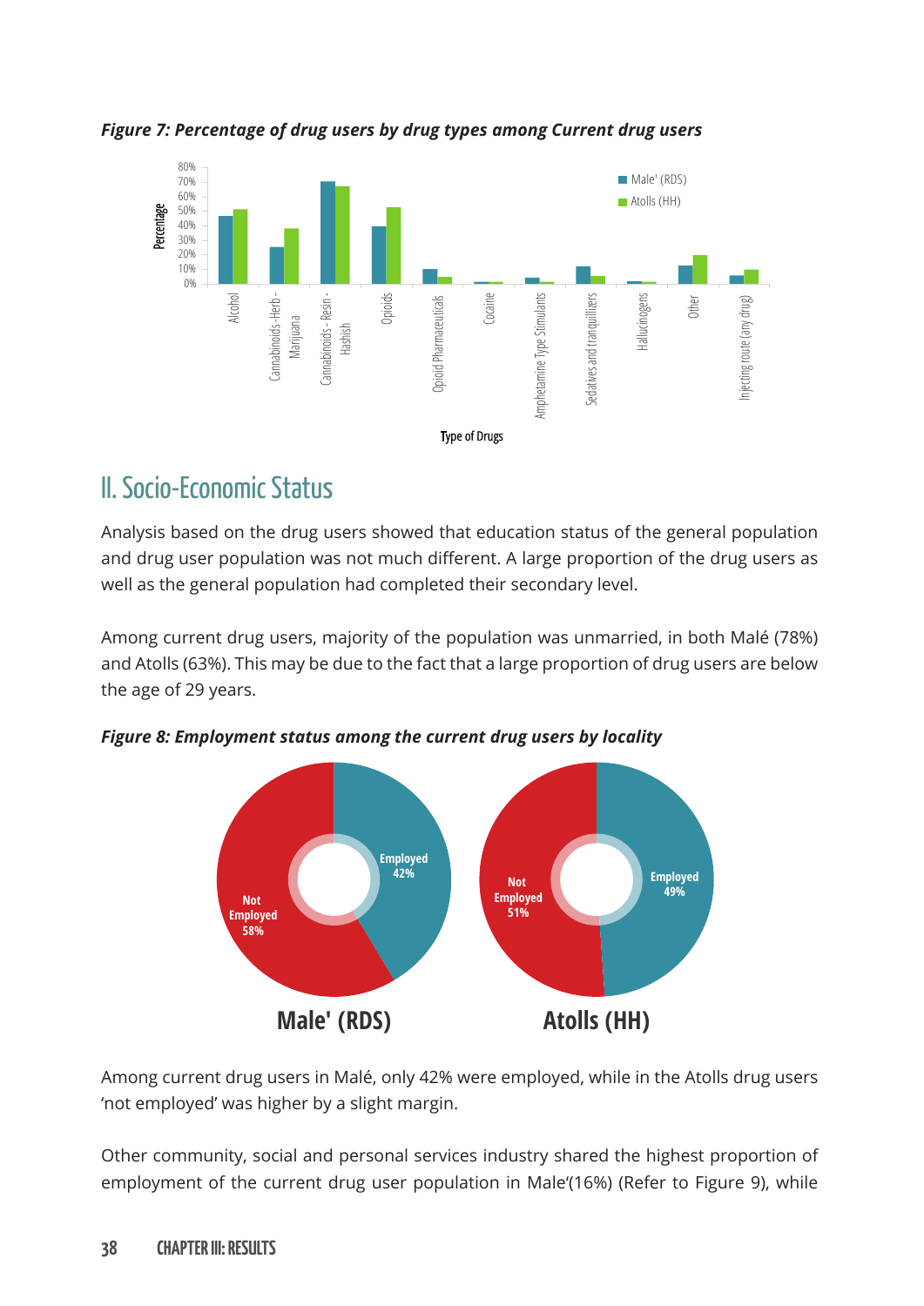*Figure 7: Percentage of drug users by drug types among Current drug users*

80%
70%
60%
50%
40%
30%
20%
10%
0%

Percentage

Male' (RDS)
Atolls (HH)

Alcohol
Cannabinoids -Herb - Marijuana
Cannabinoids - Resin - Hashish
Opioids
Opioid Pharmaceuticals
Cocaine
Amphetamine Type Stimulants
Sedatives and tranquillizers
Hallucinogens
Other
Injecting route (any drug)

Type of Drugs

## II. Socio-Economic Status

Analysis based on the drug users showed that education status of the general population and drug user population was not much different. A large proportion of the drug users as well as the general population had completed their secondary level.

Among current drug users, majority of the population was unmarried, in both Malé (78%) and Atolls (63%). This may be due to the fact that a large proportion of drug users are below the age of 29 years.

*Figure 8: Employment status among the current drug users by locality*

Employed 42%
Not Employed 58%
Male' (RDS)

Not Employed 51%
Employed 49%
Atolls (HH)

Among current drug users in Malé, only 42% were employed, while in the Atolls drug users 'not employed' was higher by a slight margin.

Other community, social and personal services industry shared the highest proportion of employment of the current drug user population in Male'(16%) (Refer to Figure 9), while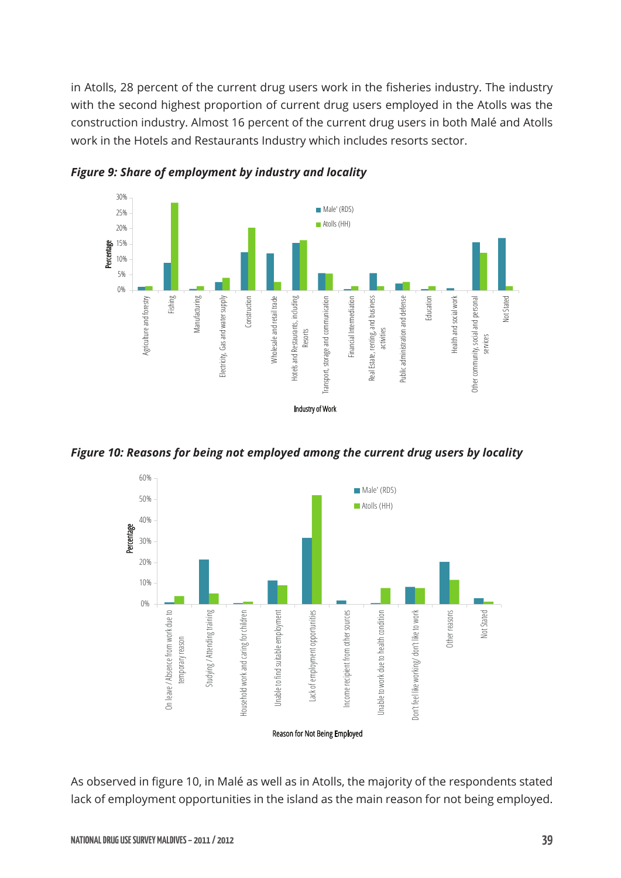in Atolls, 28 percent of the current drug users work in the fisheries industry. The industry with the second highest proportion of current drug users employed in the Atolls was the construction industry. Almost 16 percent of the current drug users in both Malé and Atolls work in the Hotels and Restaurants Industry which includes resorts sector.

*Figure 9: Share of employment by industry and locality*

30%
25%
20%
15%
10%
5%
0%

Percentage

Male' (RDS)
Atolls (HH)

Agriculture and forestry
Fishing
Manufacturing
Electricity, Gas and water supply
Construction
Wholesale and retail trade
Hotels and Restaurants, including Resorts
Transport, storage and communication
Financial Intermediation
Real Estate, renting, and business activities
Public administration and defense
Education
Health and social work
Other community, social and personal services
Not Stated

Industry of Work

*Figure 10: Reasons for being not employed among the current drug users by locality*

60%
50%
40%
30%
20%
10%
0%

Percentage

Male' (RDS)
Atolls (HH)

On leave / Absence from work due to temporary reason
Studying / Attending training
Household work and caring for children
Unable to find suitable employment
Lack of employment opportunities
Income recipient from other sources
Unable to work due to health condition
Don't feel like working/ don't like to work
Other reasons
Not Stated

Reason for Not Being Employed

As observed in figure 10, in Malé as well as in Atolls, the majority of the respondents stated lack of employment opportunities in the island as the main reason for not being employed.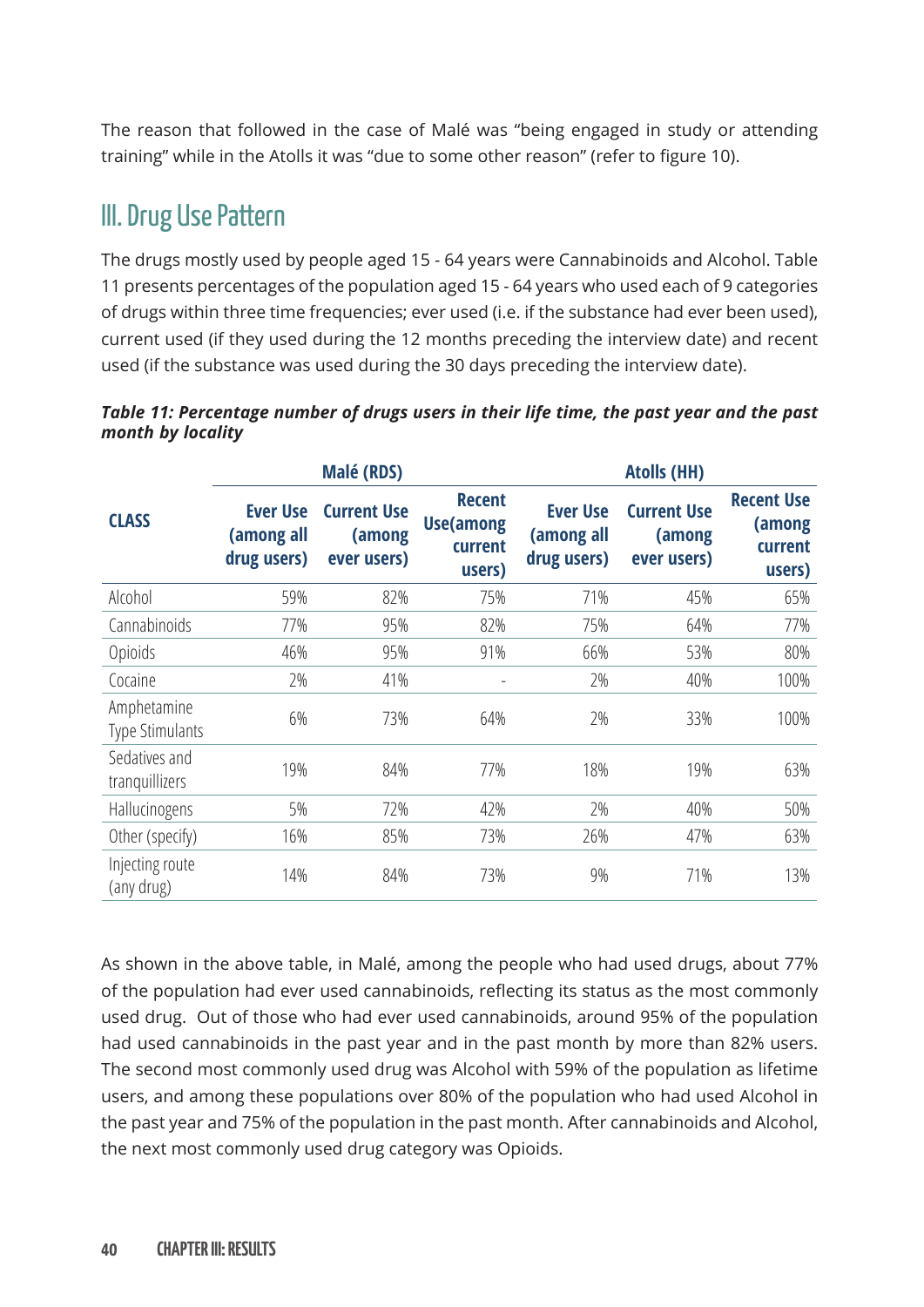The reason that followed in the case of Malé was "being engaged in study or attending training" while in the Atolls it was "due to some other reason" (refer to figure 10).

## III. Drug Use Pattern

The drugs mostly used by people aged 15 - 64 years were Cannabinoids and Alcohol. Table 11 presents percentages of the population aged 15 - 64 years who used each of 9 categories of drugs within three time frequencies; ever used (i.e. if the substance had ever been used), current used (if they used during the 12 months preceding the interview date) and recent used (if the substance was used during the 30 days preceding the interview date).

***Table 11: Percentage number of drugs users in their life time, the past year and the past month by locality***

| CLASS | Malé (RDS) | | | Atolls (HH) | | |
|---|---|---|---|---|---|---|
| | Ever Use (among all drug users) | Current Use (among ever users) | Recent Use(among current users) | Ever Use (among all drug users) | Current Use (among ever users) | Recent Use (among current users) |
| Alcohol | 59% | 82% | 75% | 71% | 45% | 65% |
| Cannabinoids | 77% | 95% | 82% | 75% | 64% | 77% |
| Opioids | 46% | 95% | 91% | 66% | 53% | 80% |
| Cocaine | 2% | 41% | - | 2% | 40% | 100% |
| Amphetamine Type Stimulants | 6% | 73% | 64% | 2% | 33% | 100% |
| Sedatives and tranquillizers | 19% | 84% | 77% | 18% | 19% | 63% |
| Hallucinogens | 5% | 72% | 42% | 2% | 40% | 50% |
| Other (specify) | 16% | 85% | 73% | 26% | 47% | 63% |
| Injecting route (any drug) | 14% | 84% | 73% | 9% | 71% | 13% |

As shown in the above table, in Malé, among the people who had used drugs, about 77% of the population had ever used cannabinoids, reflecting its status as the most commonly used drug. Out of those who had ever used cannabinoids, around 95% of the population had used cannabinoids in the past year and in the past month by more than 82% users. The second most commonly used drug was Alcohol with 59% of the population as lifetime users, and among these populations over 80% of the population who had used Alcohol in the past year and 75% of the population in the past month. After cannabinoids and Alcohol, the next most commonly used drug category was Opioids.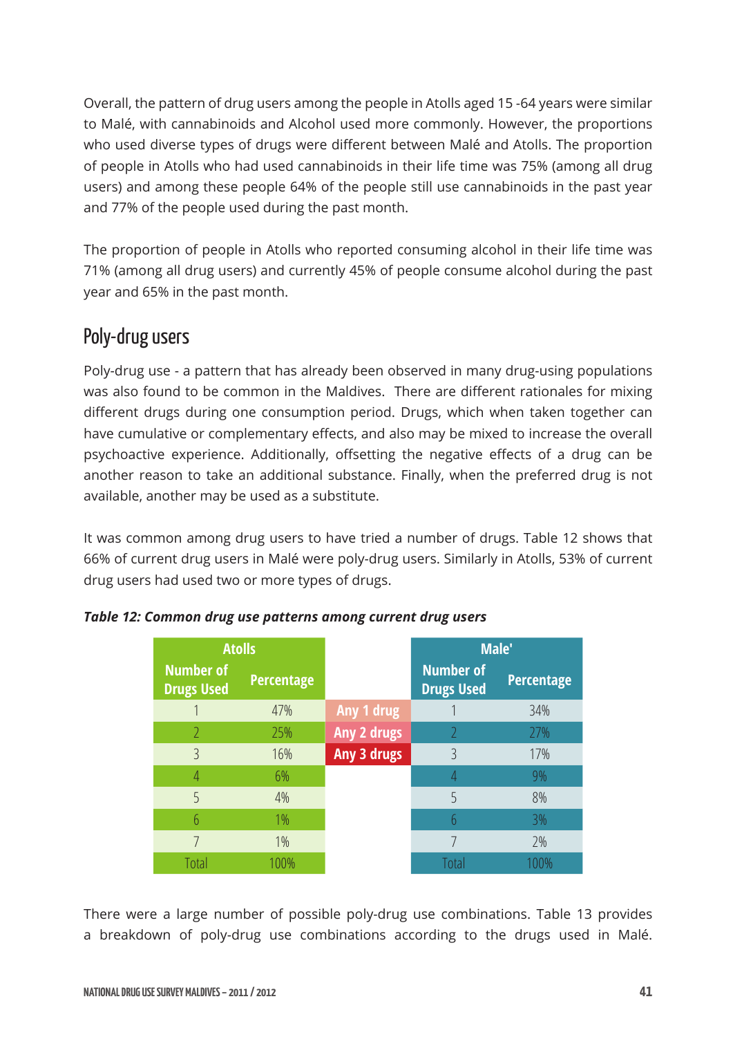Overall, the pattern of drug users among the people in Atolls aged 15 -64 years were similar to Malé, with cannabinoids and Alcohol used more commonly. However, the proportions who used diverse types of drugs were different between Malé and Atolls. The proportion of people in Atolls who had used cannabinoids in their life time was 75% (among all drug users) and among these people 64% of the people still use cannabinoids in the past year and 77% of the people used during the past month.

The proportion of people in Atolls who reported consuming alcohol in their life time was 71% (among all drug users) and currently 45% of people consume alcohol during the past year and 65% in the past month.

## Poly-drug users

Poly-drug use - a pattern that has already been observed in many drug-using populations was also found to be common in the Maldives. There are different rationales for mixing different drugs during one consumption period. Drugs, which when taken together can have cumulative or complementary effects, and also may be mixed to increase the overall psychoactive experience. Additionally, offsetting the negative effects of a drug can be another reason to take an additional substance. Finally, when the preferred drug is not available, another may be used as a substitute.

It was common among drug users to have tried a number of drugs. Table 12 shows that 66% of current drug users in Malé were poly-drug users. Similarly in Atolls, 53% of current drug users had used two or more types of drugs.

***Table 12: Common drug use patterns among current drug users***

| Atolls | | | Male' | |
|---|---|---|---|---|
| Number of Drugs Used | Percentage | | Number of Drugs Used | Percentage |
| 1 | 47% | Any 1 drug | 1 | 34% |
| 2 | 25% | Any 2 drugs | 2 | 27% |
| 3 | 16% | Any 3 drugs | 3 | 17% |
| 4 | 6% | | 4 | 9% |
| 5 | 4% | | 5 | 8% |
| 6 | 1% | | 6 | 3% |
| 7 | 1% | | 7 | 2% |
| Total | 100% | | Total | 100% |

There were a large number of possible poly-drug use combinations. Table 13 provides a breakdown of poly-drug use combinations according to the drugs used in Malé.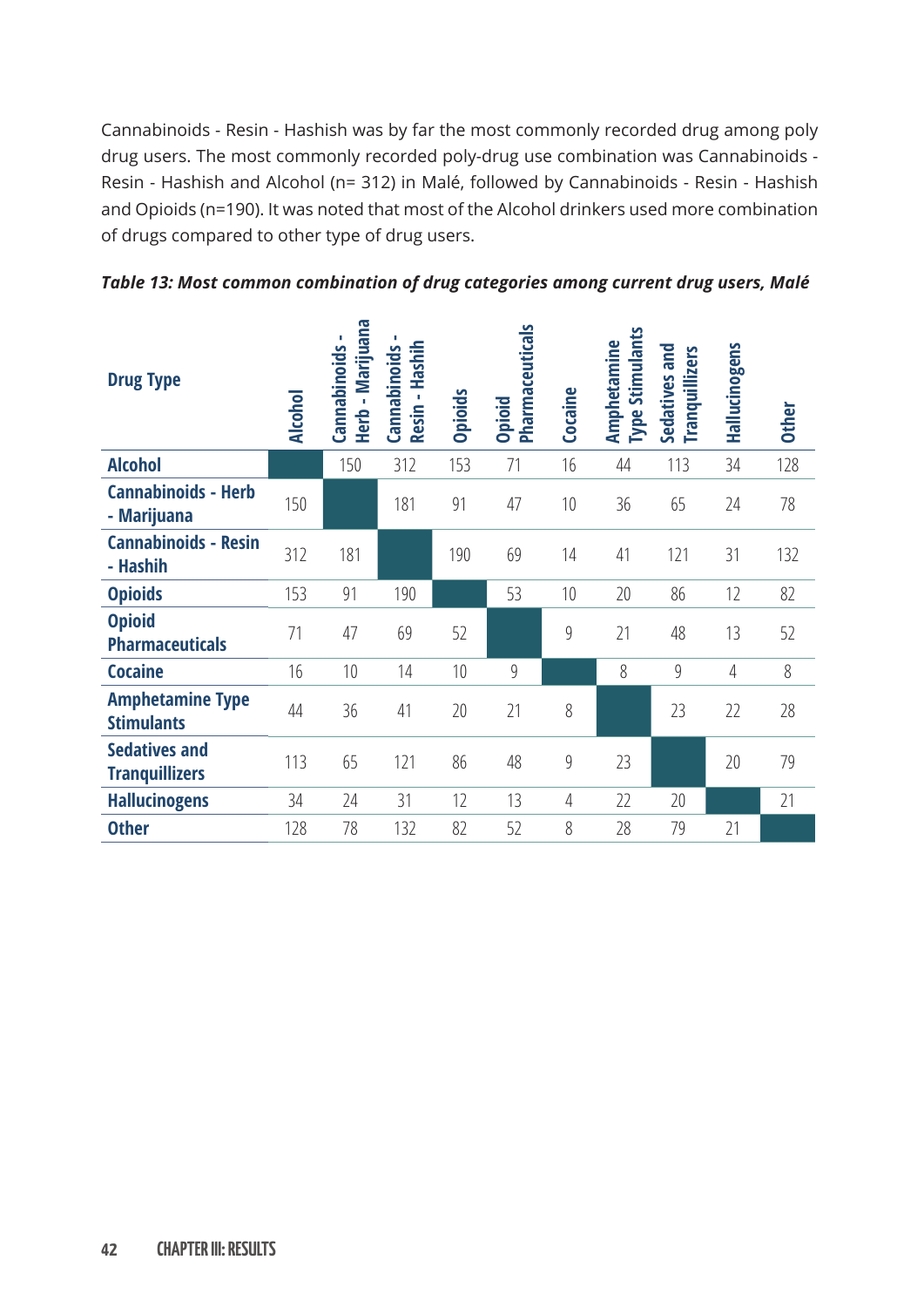Cannabinoids - Resin - Hashish was by far the most commonly recorded drug among poly drug users. The most commonly recorded poly-drug use combination was Cannabinoids - Resin - Hashish and Alcohol (n= 312) in Malé, followed by Cannabinoids - Resin - Hashish and Opioids (n=190). It was noted that most of the Alcohol drinkers used more combination of drugs compared to other type of drug users.

*Table 13: Most common combination of drug categories among current drug users, Malé*

| Drug Type | Alcohol | Cannabinoids - Herb - Marijuana | Cannabinoids - Resin - Hashih | Opioids | Opioid Pharmaceuticals | Cocaine | Amphetamine Type Stimulants | Sedatives and Tranquillizers | Hallucinogens | Other |
|---|---|---|---|---|---|---|---|---|---|---|
| **Alcohol** | | 150 | 312 | 153 | 71 | 16 | 44 | 113 | 34 | 128 |
| **Cannabinoids - Herb - Marijuana** | 150 | | 181 | 91 | 47 | 10 | 36 | 65 | 24 | 78 |
| **Cannabinoids - Resin - Hashih** | 312 | 181 | | 190 | 69 | 14 | 41 | 121 | 31 | 132 |
| **Opioids** | 153 | 91 | 190 | | 53 | 10 | 20 | 86 | 12 | 82 |
| **Opioid Pharmaceuticals** | 71 | 47 | 69 | 52 | | 9 | 21 | 48 | 13 | 52 |
| **Cocaine** | 16 | 10 | 14 | 10 | 9 | | 8 | 9 | 4 | 8 |
| **Amphetamine Type Stimulants** | 44 | 36 | 41 | 20 | 21 | 8 | | 23 | 22 | 28 |
| **Sedatives and Tranquillizers** | 113 | 65 | 121 | 86 | 48 | 9 | 23 | | 20 | 79 |
| **Hallucinogens** | 34 | 24 | 31 | 12 | 13 | 4 | 22 | 20 | | 21 |
| **Other** | 128 | 78 | 132 | 82 | 52 | 8 | 28 | 79 | 21 | |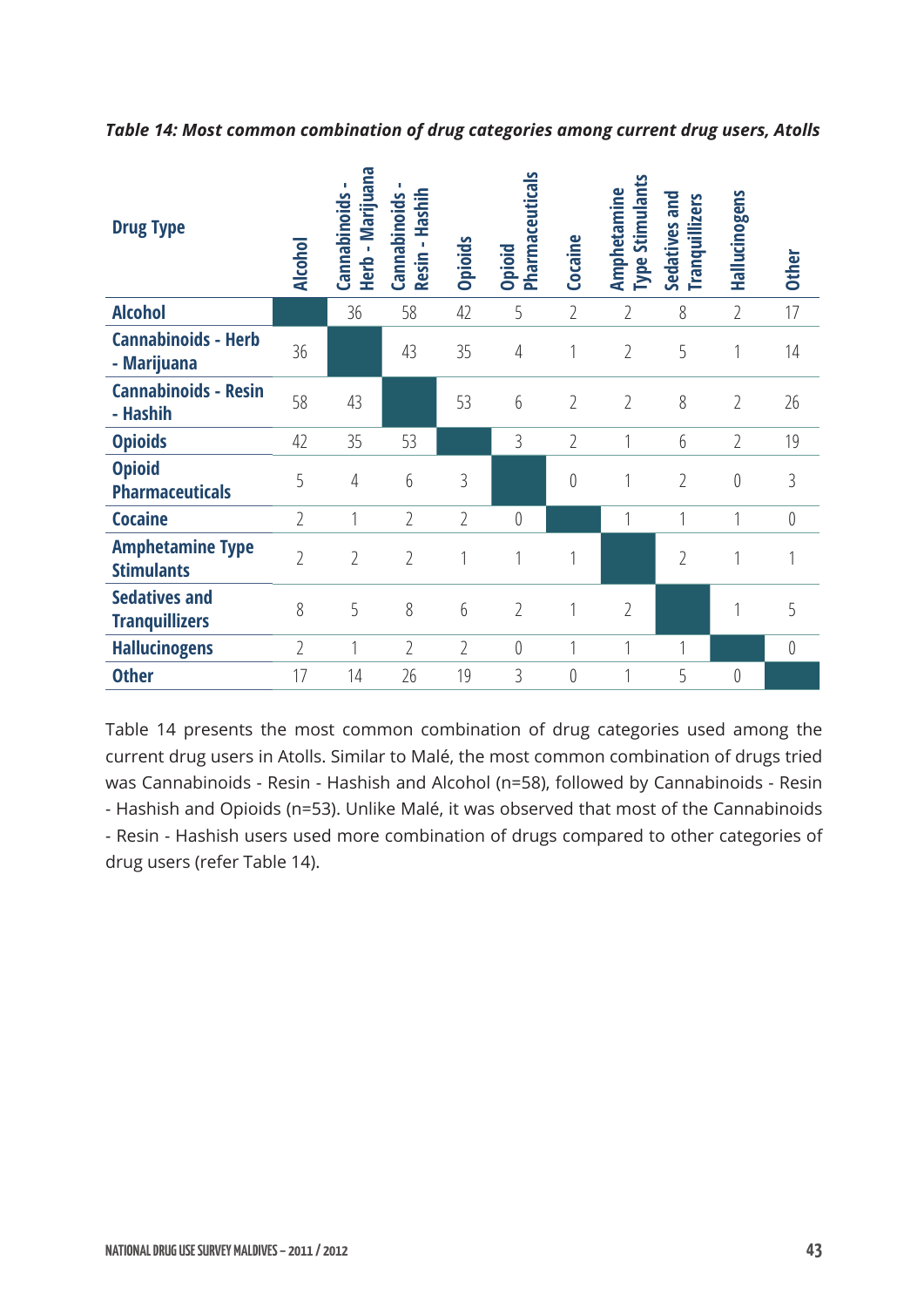*Table 14: Most common combination of drug categories among current drug users, Atolls*

| Drug Type | Alcohol | Cannabinoids - Herb - Marijuana | Cannabinoids - Resin - Hashih | Opioids | Opioid Pharmaceuticals | Cocaine | Amphetamine Type Stimulants | Sedatives and Tranquillizers | Hallucinogens | Other |
|---|---|---|---|---|---|---|---|---|---|---|
| **Alcohol** | | 36 | 58 | 42 | 5 | 2 | 2 | 8 | 2 | 17 |
| **Cannabinoids - Herb - Marijuana** | 36 | | 43 | 35 | 4 | 1 | 2 | 5 | 1 | 14 |
| **Cannabinoids - Resin - Hashih** | 58 | 43 | | 53 | 6 | 2 | 2 | 8 | 2 | 26 |
| **Opioids** | 42 | 35 | 53 | | 3 | 2 | 1 | 6 | 2 | 19 |
| **Opioid Pharmaceuticals** | 5 | 4 | 6 | 3 | | 0 | 1 | 2 | 0 | 3 |
| **Cocaine** | 2 | 1 | 2 | 2 | 0 | | 1 | 1 | 1 | 0 |
| **Amphetamine Type Stimulants** | 2 | 2 | 2 | 1 | 1 | 1 | | 2 | 1 | 1 |
| **Sedatives and Tranquillizers** | 8 | 5 | 8 | 6 | 2 | 1 | 2 | | 1 | 5 |
| **Hallucinogens** | 2 | 1 | 2 | 2 | 0 | 1 | 1 | 1 | | 0 |
| **Other** | 17 | 14 | 26 | 19 | 3 | 0 | 1 | 5 | 0 | |

Table 14 presents the most common combination of drug categories used among the current drug users in Atolls. Similar to Malé, the most common combination of drugs tried was Cannabinoids - Resin - Hashish and Alcohol (n=58), followed by Cannabinoids - Resin - Hashish and Opioids (n=53). Unlike Malé, it was observed that most of the Cannabinoids - Resin - Hashish users used more combination of drugs compared to other categories of drug users (refer Table 14).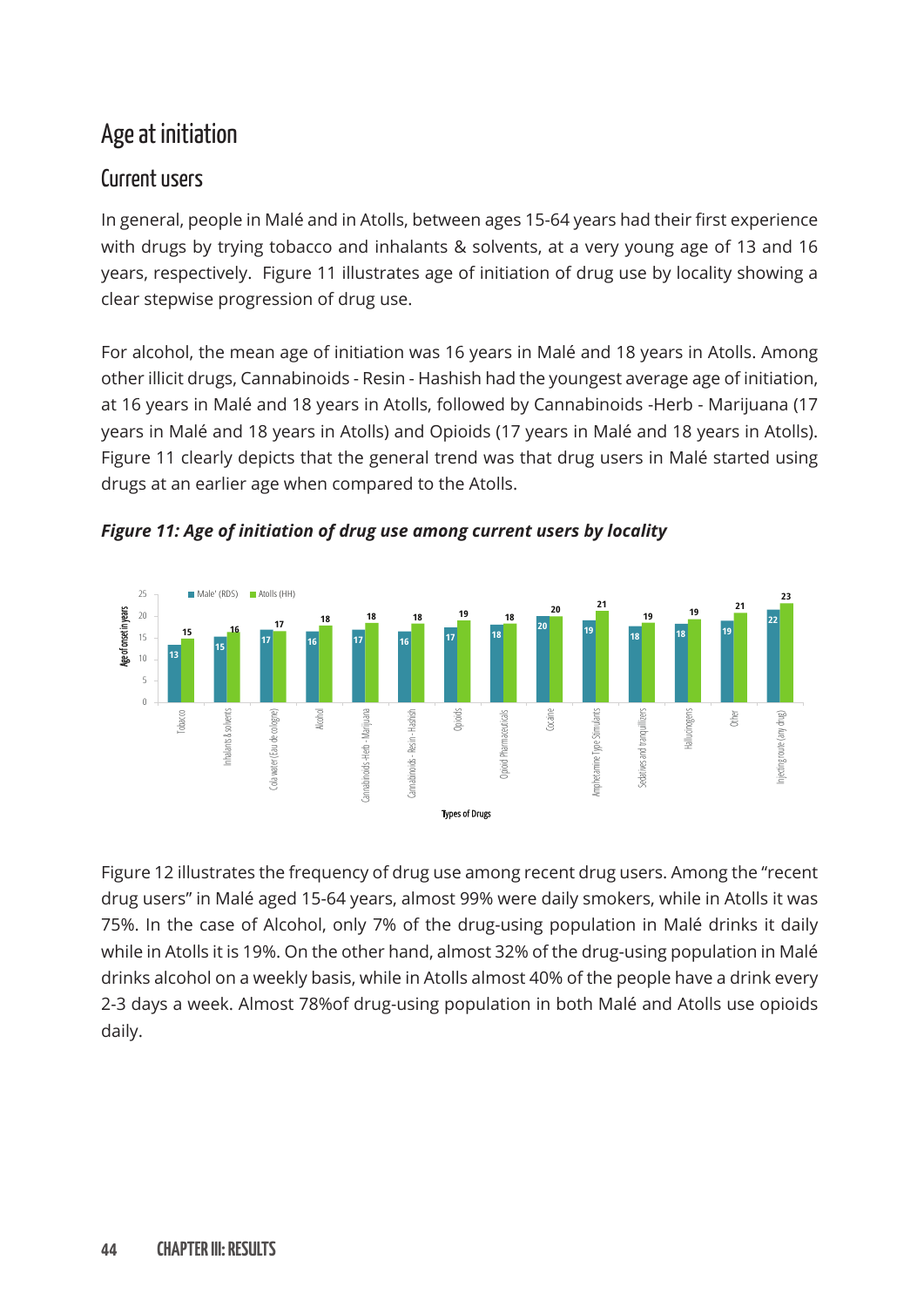# Age at initiation

## Current users

In general, people in Malé and in Atolls, between ages 15-64 years had their first experience with drugs by trying tobacco and inhalants & solvents, at a very young age of 13 and 16 years, respectively. Figure 11 illustrates age of initiation of drug use by locality showing a clear stepwise progression of drug use.

For alcohol, the mean age of initiation was 16 years in Malé and 18 years in Atolls. Among other illicit drugs, Cannabinoids - Resin - Hashish had the youngest average age of initiation, at 16 years in Malé and 18 years in Atolls, followed by Cannabinoids -Herb - Marijuana (17 years in Malé and 18 years in Atolls) and Opioids (17 years in Malé and 18 years in Atolls). Figure 11 clearly depicts that the general trend was that drug users in Malé started using drugs at an earlier age when compared to the Atolls.

***Figure 11: Age of initiation of drug use among current users by locality***

Male' (RDS)
Atolls (HH)

Age of onset in years

25
20
15
10
5
0

Tobacco: 13, 15
Inhalants & solvents: 15, 16
Cola water (Eau de cologne): 17, 17
Alcohol: 16, 18
Cannabinoids -Herb - Marijuana: 17, 18
Cannabinoids - Resin - Hashish: 16, 18
Opioids: 17, 19
Opioid Pharmaceuticals: 18, 18
Cocaine: 20, 20
Amphetamine Type Stimulants: 19, 21
Sedatives and tranquillizers: 18, 19
Hallucinogens: 18, 19
Other: 19, 21
Injecting route (any drug): 22, 23

Types of Drugs

Figure 12 illustrates the frequency of drug use among recent drug users. Among the "recent drug users" in Malé aged 15-64 years, almost 99% were daily smokers, while in Atolls it was 75%. In the case of Alcohol, only 7% of the drug-using population in Malé drinks it daily while in Atolls it is 19%. On the other hand, almost 32% of the drug-using population in Malé drinks alcohol on a weekly basis, while in Atolls almost 40% of the people have a drink every 2-3 days a week. Almost 78%of drug-using population in both Malé and Atolls use opioids daily.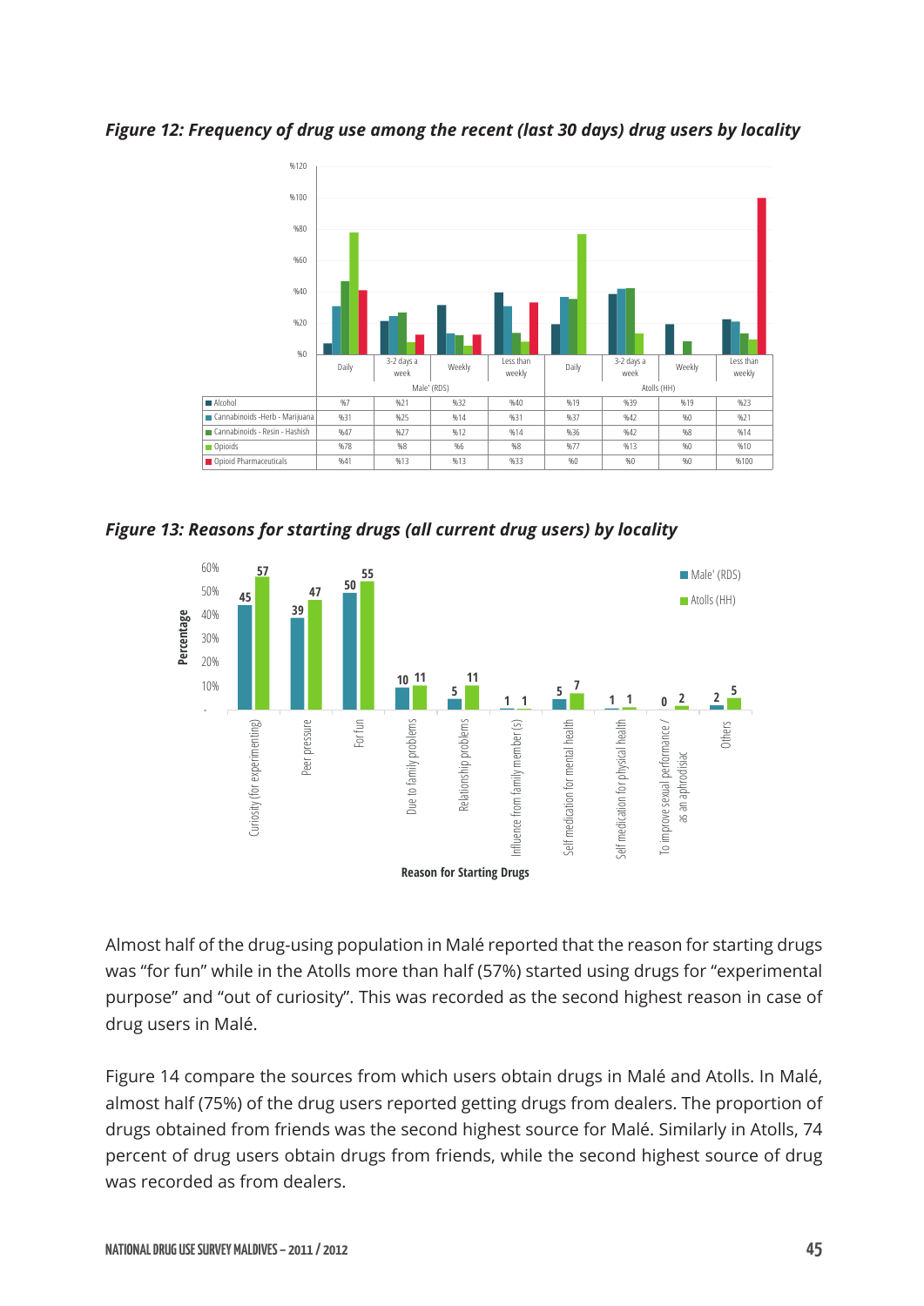*Figure 12: Frequency of drug use among the recent (last 30 days) drug users by locality*

%120
%100
%80
%60
%40
%20
%0

| | Male' (RDS) | | | | Atolls (HH) | | | |
|---|---|---|---|---|---|---|---|---|
| | Daily | 3-2 days a week | Weekly | Less than weekly | Daily | 3-2 days a week | Weekly | Less than weekly |
| Alcohol | %7 | %21 | %32 | %40 | %19 | %39 | %19 | %23 |
| Cannabinoids -Herb - Marijuana | %31 | %25 | %14 | %31 | %37 | %42 | %0 | %21 |
| Cannabinoids - Resin - Hashish | %47 | %27 | %12 | %14 | %36 | %42 | %8 | %14 |
| Opioids | %78 | %8 | %6 | %8 | %77 | %13 | %0 | %10 |
| Opioid Pharmaceuticals | %41 | %13 | %13 | %33 | %0 | %0 | %0 | %100 |

*Figure 13: Reasons for starting drugs (all current drug users) by locality*

Percentage
60%
50%
40%
30%
20%
10%
-

Male' (RDS)
Atolls (HH)

Curiosity (for experimenting): 45, 57
Peer pressure: 39, 47
For fun: 50, 55
Due to family problems: 10, 11
Relationship problems: 5, 11
Influence from family member (s): 1, 1
Self medication for mental health: 5, 7
Self medication for physical health: 1, 1
To improve sexual performance / as an aphrodisiac: 0, 2
Others: 2, 5

Reason for Starting Drugs

Almost half of the drug-using population in Malé reported that the reason for starting drugs was "for fun" while in the Atolls more than half (57%) started using drugs for "experimental purpose" and "out of curiosity". This was recorded as the second highest reason in case of drug users in Malé.

Figure 14 compare the sources from which users obtain drugs in Malé and Atolls. In Malé, almost half (75%) of the drug users reported getting drugs from dealers. The proportion of drugs obtained from friends was the second highest source for Malé. Similarly in Atolls, 74 percent of drug users obtain drugs from friends, while the second highest source of drug was recorded as from dealers.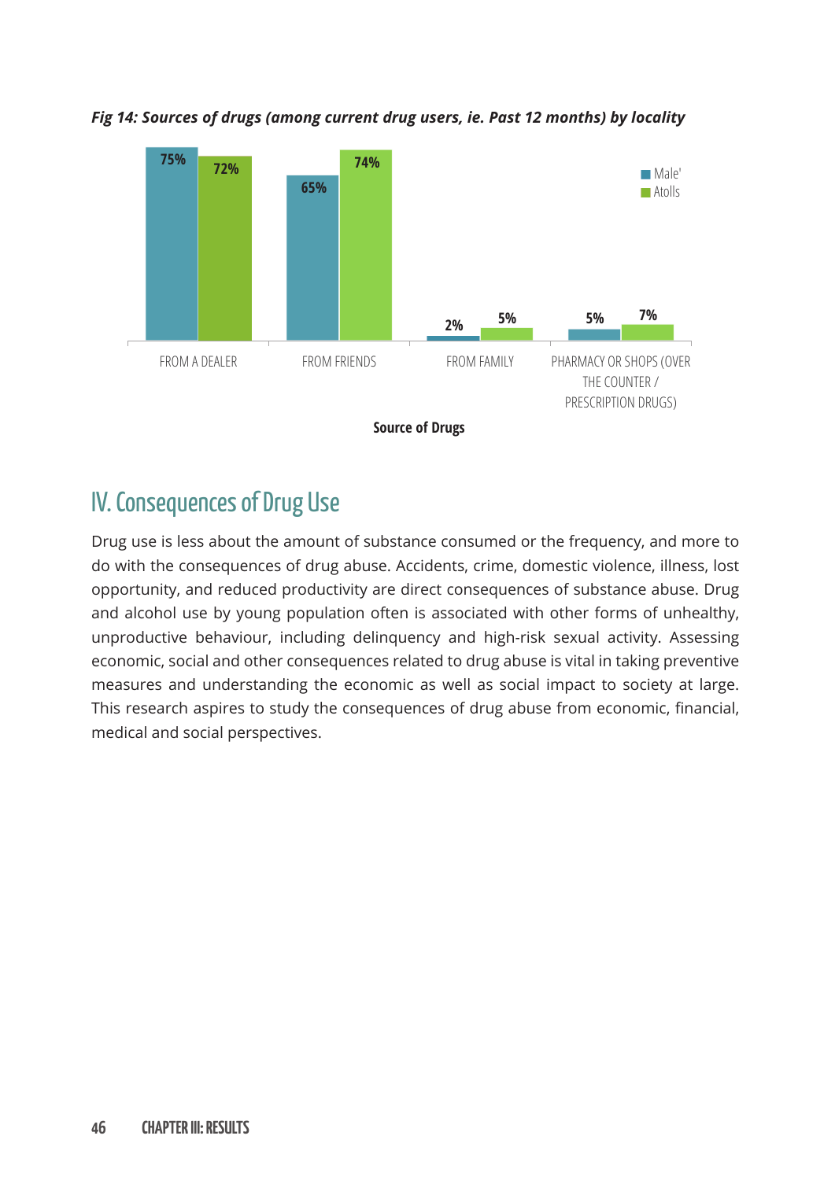*Fig 14: Sources of drugs (among current drug users, ie. Past 12 months) by locality*

Male'
Atolls

75%
72%
65%
74%
2%
5%
5%
7%

FROM A DEALER
FROM FRIENDS
FROM FAMILY
PHARMACY OR SHOPS (OVER THE COUNTER / PRESCRIPTION DRUGS)

**Source of Drugs**

## IV. Consequences of Drug Use

Drug use is less about the amount of substance consumed or the frequency, and more to do with the consequences of drug abuse. Accidents, crime, domestic violence, illness, lost opportunity, and reduced productivity are direct consequences of substance abuse. Drug and alcohol use by young population often is associated with other forms of unhealthy, unproductive behaviour, including delinquency and high-risk sexual activity. Assessing economic, social and other consequences related to drug abuse is vital in taking preventive measures and understanding the economic as well as social impact to society at large. This research aspires to study the consequences of drug abuse from economic, financial, medical and social perspectives.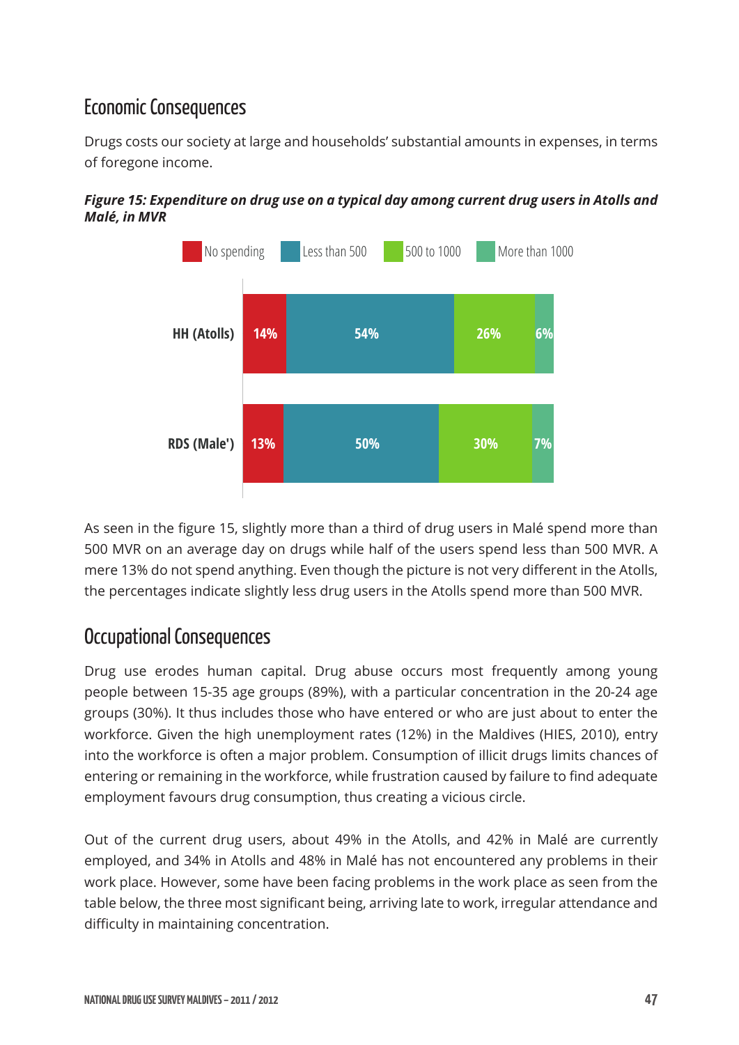## Economic Consequences

Drugs costs our society at large and households' substantial amounts in expenses, in terms of foregone income.

***Figure 15: Expenditure on drug use on a typical day among current drug users in Atolls and Malé, in MVR***

No spending
Less than 500
500 to 1000
More than 1000

HH (Atolls): 14% 54% 26% 6%

RDS (Male'): 13% 50% 30% 7%

As seen in the figure 15, slightly more than a third of drug users in Malé spend more than 500 MVR on an average day on drugs while half of the users spend less than 500 MVR. A mere 13% do not spend anything. Even though the picture is not very different in the Atolls, the percentages indicate slightly less drug users in the Atolls spend more than 500 MVR.

## Occupational Consequences

Drug use erodes human capital. Drug abuse occurs most frequently among young people between 15-35 age groups (89%), with a particular concentration in the 20-24 age groups (30%). It thus includes those who have entered or who are just about to enter the workforce. Given the high unemployment rates (12%) in the Maldives (HIES, 2010), entry into the workforce is often a major problem. Consumption of illicit drugs limits chances of entering or remaining in the workforce, while frustration caused by failure to find adequate employment favours drug consumption, thus creating a vicious circle.

Out of the current drug users, about 49% in the Atolls, and 42% in Malé are currently employed, and 34% in Atolls and 48% in Malé has not encountered any problems in their work place. However, some have been facing problems in the work place as seen from the table below, the three most significant being, arriving late to work, irregular attendance and difficulty in maintaining concentration.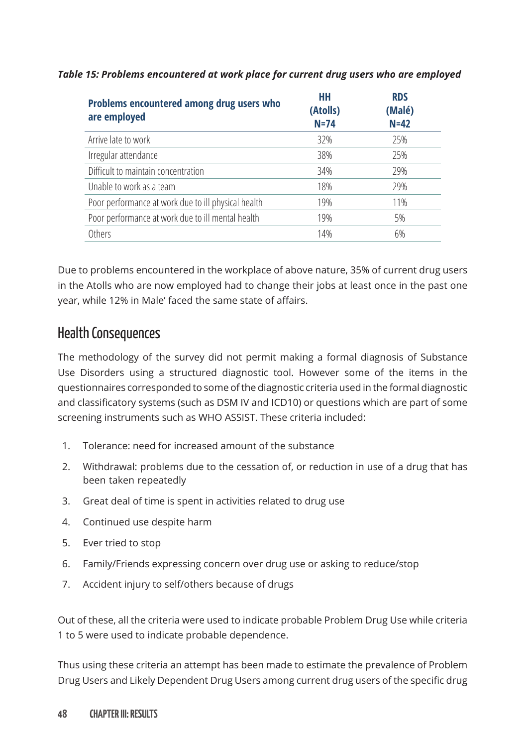*Table 15: Problems encountered at work place for current drug users who are employed*

| Problems encountered among drug users who are employed | HH (Atolls) N=74 | RDS (Malé) N=42 |
|---|---|---|
| Arrive late to work | 32% | 25% |
| Irregular attendance | 38% | 25% |
| Difficult to maintain concentration | 34% | 29% |
| Unable to work as a team | 18% | 29% |
| Poor performance at work due to ill physical health | 19% | 11% |
| Poor performance at work due to ill mental health | 19% | 5% |
| Others | 14% | 6% |

Due to problems encountered in the workplace of above nature, 35% of current drug users in the Atolls who are now employed had to change their jobs at least once in the past one year, while 12% in Male' faced the same state of affairs.

## Health Consequences

The methodology of the survey did not permit making a formal diagnosis of Substance Use Disorders using a structured diagnostic tool. However some of the items in the questionnaires corresponded to some of the diagnostic criteria used in the formal diagnostic and classificatory systems (such as DSM IV and ICD10) or questions which are part of some screening instruments such as WHO ASSIST. These criteria included:

1. Tolerance: need for increased amount of the substance
2. Withdrawal: problems due to the cessation of, or reduction in use of a drug that has been taken repeatedly
3. Great deal of time is spent in activities related to drug use
4. Continued use despite harm
5. Ever tried to stop
6. Family/Friends expressing concern over drug use or asking to reduce/stop
7. Accident injury to self/others because of drugs

Out of these, all the criteria were used to indicate probable Problem Drug Use while criteria 1 to 5 were used to indicate probable dependence.

Thus using these criteria an attempt has been made to estimate the prevalence of Problem Drug Users and Likely Dependent Drug Users among current drug users of the specific drug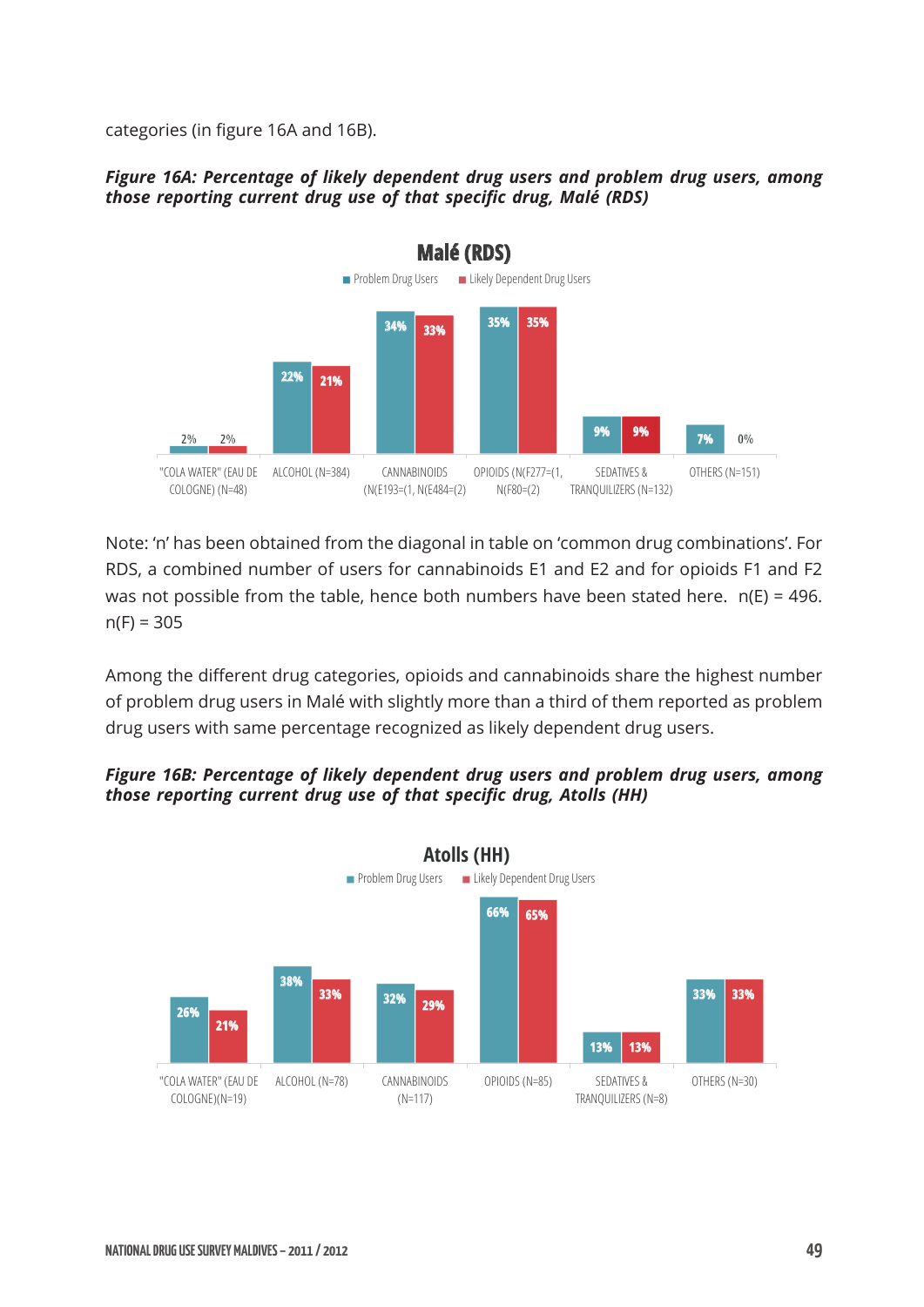categories (in figure 16A and 16B).

***Figure 16A: Percentage of likely dependent drug users and problem drug users, among those reporting current drug use of that specific drug, Malé (RDS)***

Malé (RDS)

Problem Drug Users
Likely Dependent Drug Users

2% 2%
22% 21%
34% 33%
35% 35%
9% 9%
7% 0%

"COLA WATER" (EAU DE COLOGNE) (N=48)
ALCOHOL (N=384)
CANNABINOIDS (N(E193=(1, N(E484=(2)
OPIOIDS (N(F277=(1, N(F80=(2)
SEDATIVES & TRANQUILIZERS (N=132)
OTHERS (N=151)

Note: 'n' has been obtained from the diagonal in table on 'common drug combinations'. For RDS, a combined number of users for cannabinoids E1 and E2 and for opioids F1 and F2 was not possible from the table, hence both numbers have been stated here. n(E) = 496. n(F) = 305

Among the different drug categories, opioids and cannabinoids share the highest number of problem drug users in Malé with slightly more than a third of them reported as problem drug users with same percentage recognized as likely dependent drug users.

***Figure 16B: Percentage of likely dependent drug users and problem drug users, among those reporting current drug use of that specific drug, Atolls (HH)***

Atolls (HH)

Problem Drug Users
Likely Dependent Drug Users

26% 21%
38% 33%
32% 29%
66% 65%
13% 13%
33% 33%

"COLA WATER" (EAU DE COLOGNE)(N=19)
ALCOHOL (N=78)
CANNABINOIDS (N=117)
OPIOIDS (N=85)
SEDATIVES & TRANQUILIZERS (N=8)
OTHERS (N=30)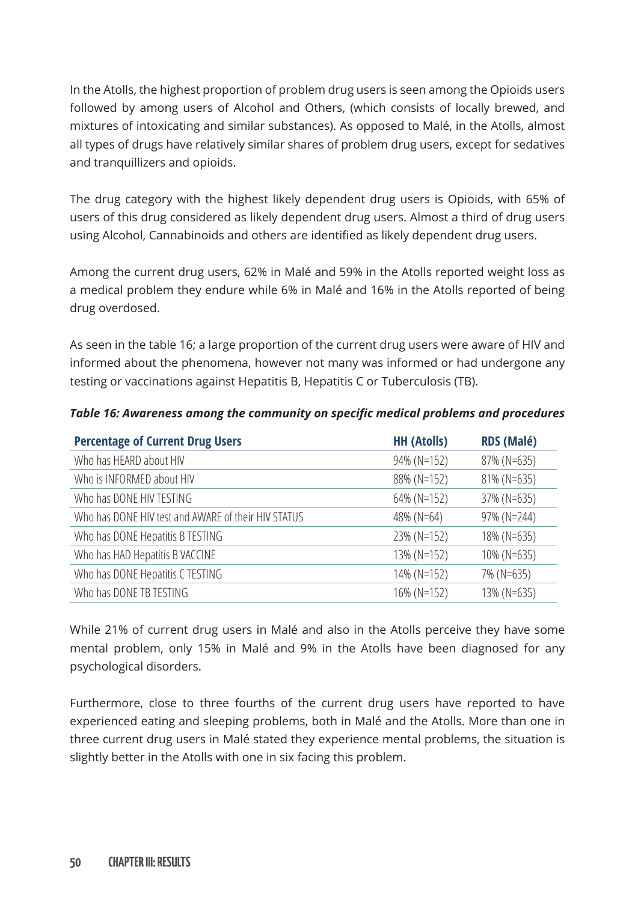In the Atolls, the highest proportion of problem drug users is seen among the Opioids users followed by among users of Alcohol and Others, (which consists of locally brewed, and mixtures of intoxicating and similar substances). As opposed to Malé, in the Atolls, almost all types of drugs have relatively similar shares of problem drug users, except for sedatives and tranquillizers and opioids.

The drug category with the highest likely dependent drug users is Opioids, with 65% of users of this drug considered as likely dependent drug users. Almost a third of drug users using Alcohol, Cannabinoids and others are identified as likely dependent drug users.

Among the current drug users, 62% in Malé and 59% in the Atolls reported weight loss as a medical problem they endure while 6% in Malé and 16% in the Atolls reported of being drug overdosed.

As seen in the table 16; a large proportion of the current drug users were aware of HIV and informed about the phenomena, however not many was informed or had undergone any testing or vaccinations against Hepatitis B, Hepatitis C or Tuberculosis (TB).

***Table 16: Awareness among the community on specific medical problems and procedures***

| Percentage of Current Drug Users | HH (Atolls) | RDS (Malé) |
|---|---|---|
| Who has HEARD about HIV | 94% (N=152) | 87% (N=635) |
| Who is INFORMED about HIV | 88% (N=152) | 81% (N=635) |
| Who has DONE HIV TESTING | 64% (N=152) | 37% (N=635) |
| Who has DONE HIV test and AWARE of their HIV STATUS | 48% (N=64) | 97% (N=244) |
| Who has DONE Hepatitis B TESTING | 23% (N=152) | 18% (N=635) |
| Who has HAD Hepatitis B VACCINE | 13% (N=152) | 10% (N=635) |
| Who has DONE Hepatitis C TESTING | 14% (N=152) | 7% (N=635) |
| Who has DONE TB TESTING | 16% (N=152) | 13% (N=635) |

While 21% of current drug users in Malé and also in the Atolls perceive they have some mental problem, only 15% in Malé and 9% in the Atolls have been diagnosed for any psychological disorders.

Furthermore, close to three fourths of the current drug users have reported to have experienced eating and sleeping problems, both in Malé and the Atolls. More than one in three current drug users in Malé stated they experience mental problems, the situation is slightly better in the Atolls with one in six facing this problem.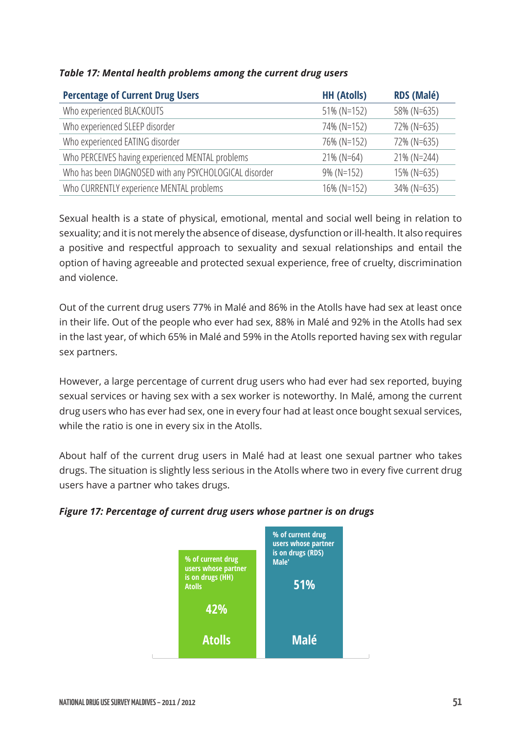*Table 17: Mental health problems among the current drug users*

| Percentage of Current Drug Users | HH (Atolls) | RDS (Malé) |
|---|---|---|
| Who experienced BLACKOUTS | 51% (N=152) | 58% (N=635) |
| Who experienced SLEEP disorder | 74% (N=152) | 72% (N=635) |
| Who experienced EATING disorder | 76% (N=152) | 72% (N=635) |
| Who PERCEIVES having experienced MENTAL problems | 21% (N=64) | 21% (N=244) |
| Who has been DIAGNOSED with any PSYCHOLOGICAL disorder | 9% (N=152) | 15% (N=635) |
| Who CURRENTLY experience MENTAL problems | 16% (N=152) | 34% (N=635) |

Sexual health is a state of physical, emotional, mental and social well being in relation to sexuality; and it is not merely the absence of disease, dysfunction or ill-health. It also requires a positive and respectful approach to sexuality and sexual relationships and entail the option of having agreeable and protected sexual experience, free of cruelty, discrimination and violence.

Out of the current drug users 77% in Malé and 86% in the Atolls have had sex at least once in their life. Out of the people who ever had sex, 88% in Malé and 92% in the Atolls had sex in the last year, of which 65% in Malé and 59% in the Atolls reported having sex with regular sex partners.

However, a large percentage of current drug users who had ever had sex reported, buying sexual services or having sex with a sex worker is noteworthy. In Malé, among the current drug users who has ever had sex, one in every four had at least once bought sexual services, while the ratio is one in every six in the Atolls.

About half of the current drug users in Malé had at least one sexual partner who takes drugs. The situation is slightly less serious in the Atolls where two in every five current drug users have a partner who takes drugs.

*Figure 17: Percentage of current drug users whose partner is on drugs*

% of current drug users whose partner is on drugs (HH) Atolls

42%

Atolls

% of current drug users whose partner is on drugs (RDS) Male'

51%

Malé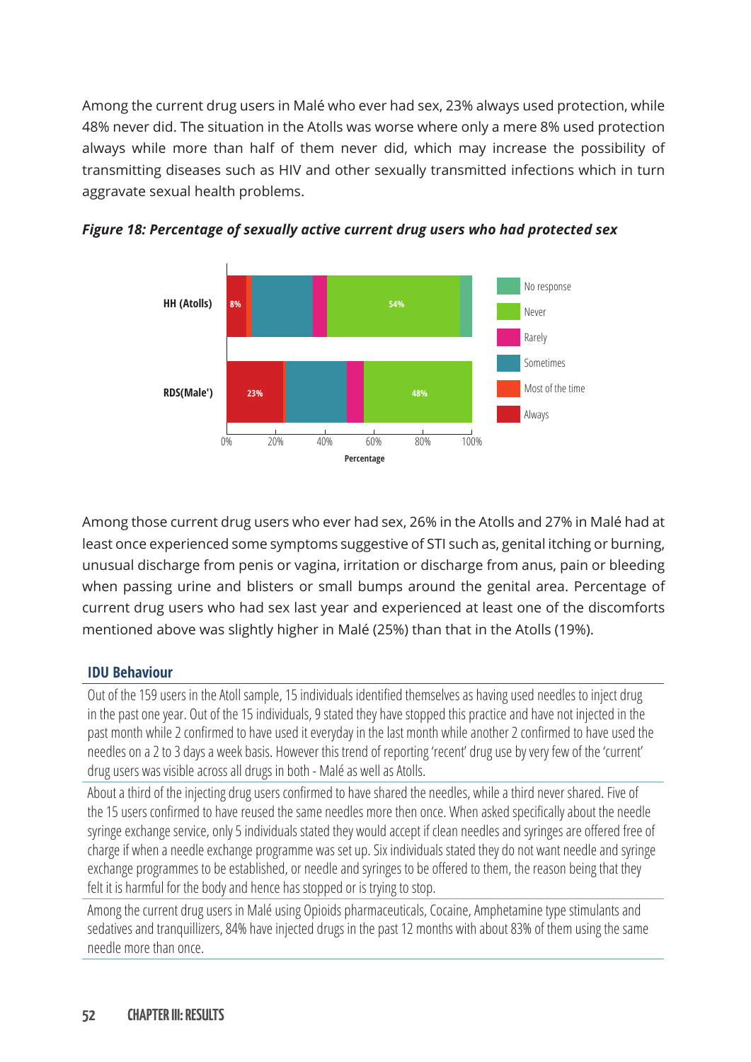Among the current drug users in Malé who ever had sex, 23% always used protection, while 48% never did. The situation in the Atolls was worse where only a mere 8% used protection always while more than half of them never did, which may increase the possibility of transmitting diseases such as HIV and other sexually transmitted infections which in turn aggravate sexual health problems.

***Figure 18: Percentage of sexually active current drug users who had protected sex***

Among those current drug users who ever had sex, 26% in the Atolls and 27% in Malé had at least once experienced some symptoms suggestive of STI such as, genital itching or burning, unusual discharge from penis or vagina, irritation or discharge from anus, pain or bleeding when passing urine and blisters or small bumps around the genital area. Percentage of current drug users who had sex last year and experienced at least one of the discomforts mentioned above was slightly higher in Malé (25%) than that in the Atolls (19%).

### IDU Behaviour

Out of the 159 users in the Atoll sample, 15 individuals identified themselves as having used needles to inject drug in the past one year. Out of the 15 individuals, 9 stated they have stopped this practice and have not injected in the past month while 2 confirmed to have used it everyday in the last month while another 2 confirmed to have used the needles on a 2 to 3 days a week basis. However this trend of reporting 'recent' drug use by very few of the 'current' drug users was visible across all drugs in both - Malé as well as Atolls.

About a third of the injecting drug users confirmed to have shared the needles, while a third never shared. Five of the 15 users confirmed to have reused the same needles more then once. When asked specifically about the needle syringe exchange service, only 5 individuals stated they would accept if clean needles and syringes are offered free of charge if when a needle exchange programme was set up. Six individuals stated they do not want needle and syringe exchange programmes to be established, or needle and syringes to be offered to them, the reason being that they felt it is harmful for the body and hence has stopped or is trying to stop.

Among the current drug users in Malé using Opioids pharmaceuticals, Cocaine, Amphetamine type stimulants and sedatives and tranquillizers, 84% have injected drugs in the past 12 months with about 83% of them using the same needle more than once.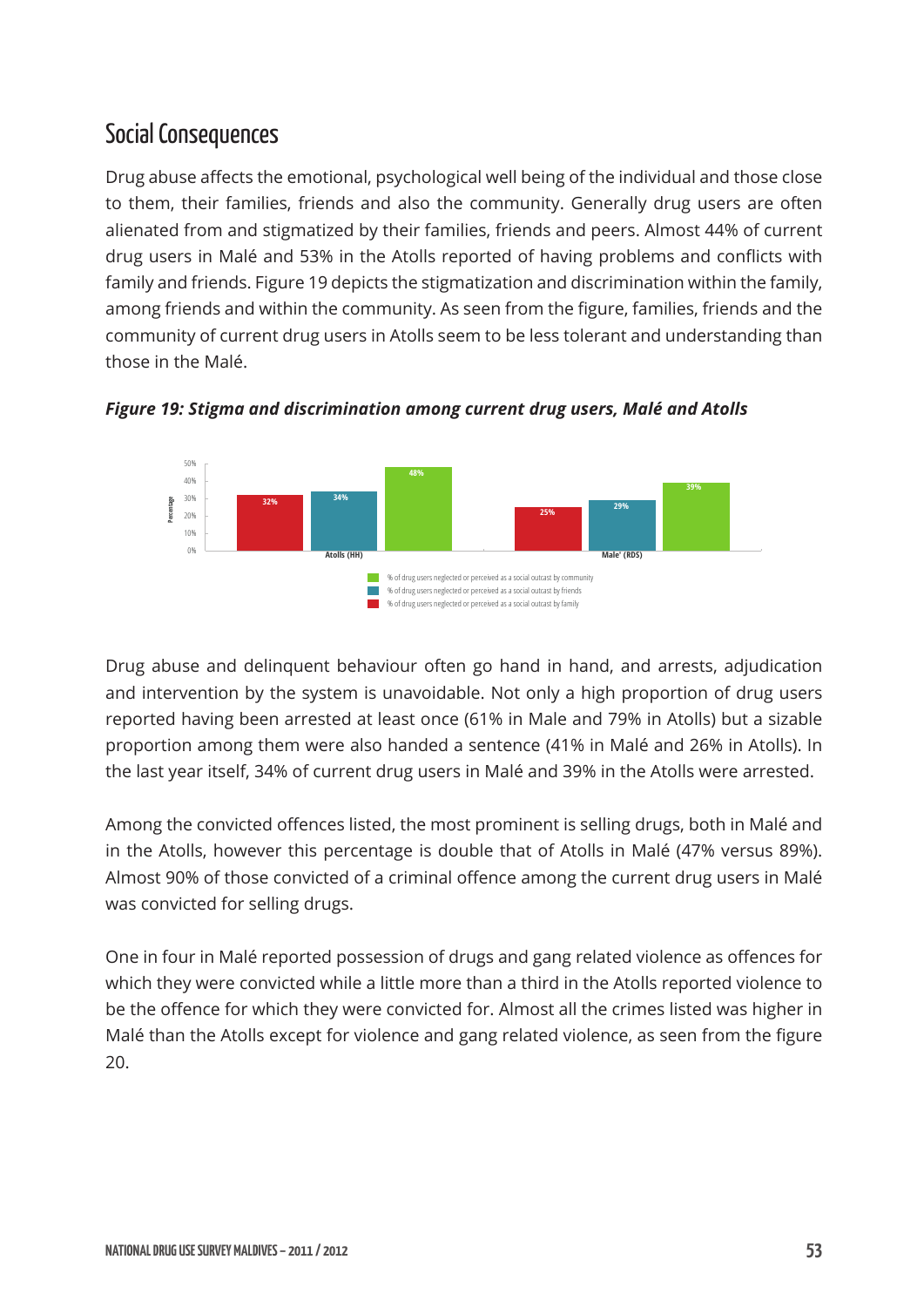## Social Consequences

Drug abuse affects the emotional, psychological well being of the individual and those close to them, their families, friends and also the community. Generally drug users are often alienated from and stigmatized by their families, friends and peers. Almost 44% of current drug users in Malé and 53% in the Atolls reported of having problems and conflicts with family and friends. Figure 19 depicts the stigmatization and discrimination within the family, among friends and within the community. As seen from the figure, families, friends and the community of current drug users in Atolls seem to be less tolerant and understanding than those in the Malé.

***Figure 19: Stigma and discrimination among current drug users, Malé and Atolls***

50%
40%
30%
20%
10%
0%
Percentage

32%
34%
48%
Atolls (HH)

25%
29%
39%
Male' (RDS)

% of drug users neglected or perceived as a social outcast by community
% of drug users neglected or perceived as a social outcast by friends
% of drug users neglected or perceived as a social outcast by family

Drug abuse and delinquent behaviour often go hand in hand, and arrests, adjudication and intervention by the system is unavoidable. Not only a high proportion of drug users reported having been arrested at least once (61% in Male and 79% in Atolls) but a sizable proportion among them were also handed a sentence (41% in Malé and 26% in Atolls). In the last year itself, 34% of current drug users in Malé and 39% in the Atolls were arrested.

Among the convicted offences listed, the most prominent is selling drugs, both in Malé and in the Atolls, however this percentage is double that of Atolls in Malé (47% versus 89%). Almost 90% of those convicted of a criminal offence among the current drug users in Malé was convicted for selling drugs.

One in four in Malé reported possession of drugs and gang related violence as offences for which they were convicted while a little more than a third in the Atolls reported violence to be the offence for which they were convicted for. Almost all the crimes listed was higher in Malé than the Atolls except for violence and gang related violence, as seen from the figure 20.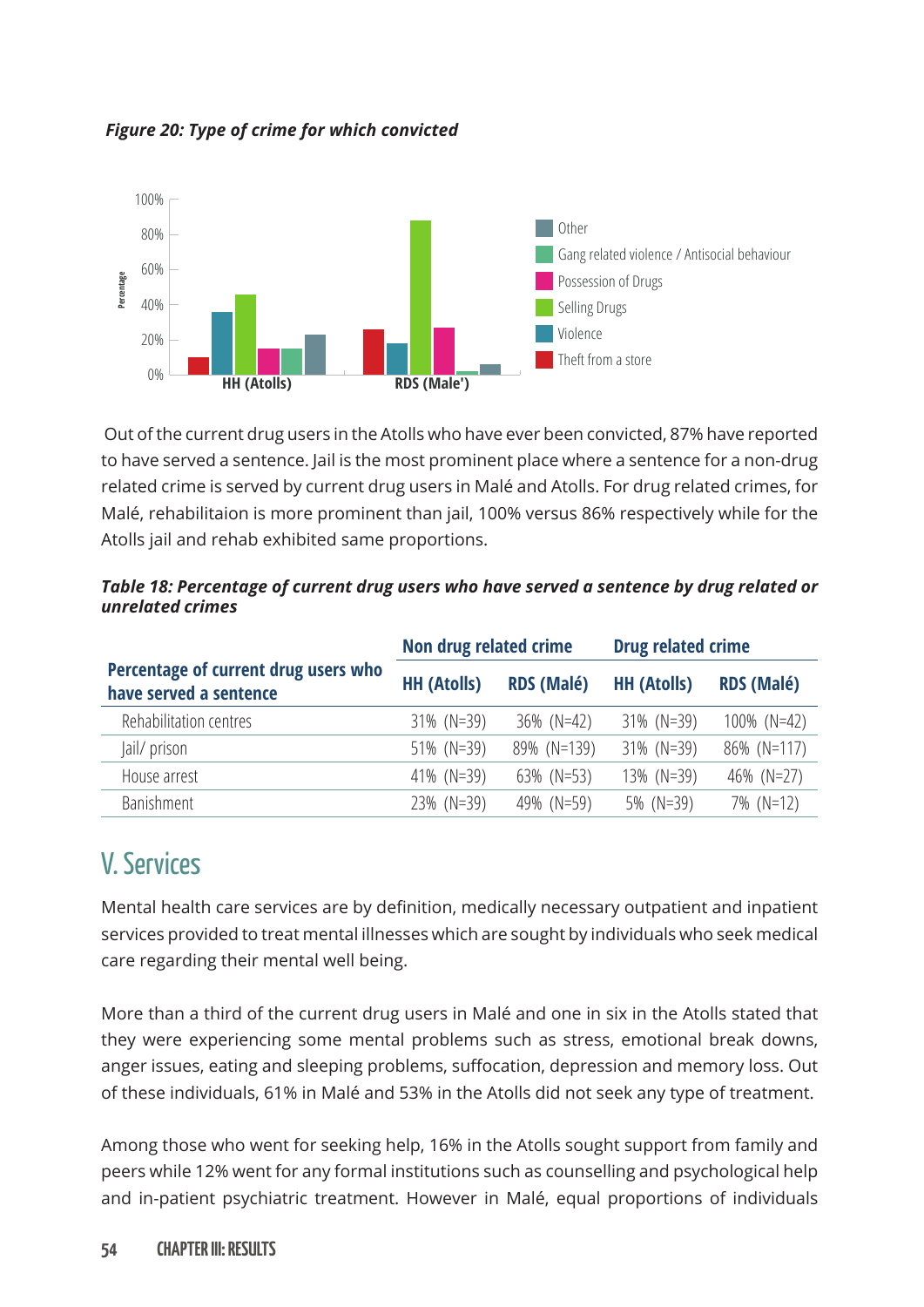*Figure 20: Type of crime for which convicted*

100%
80%
60%
40%
20%
0%
Percentage
HH (Atolls)
RDS (Male')
Other
Gang related violence / Antisocial behaviour
Possession of Drugs
Selling Drugs
Violence
Theft from a store

Out of the current drug users in the Atolls who have ever been convicted, 87% have reported to have served a sentence. Jail is the most prominent place where a sentence for a non-drug related crime is served by current drug users in Malé and Atolls. For drug related crimes, for Malé, rehabilitaion is more prominent than jail, 100% versus 86% respectively while for the Atolls jail and rehab exhibited same proportions.

***Table 18: Percentage of current drug users who have served a sentence by drug related or unrelated crimes***

| Percentage of current drug users who have served a sentence | Non drug related crime | | Drug related crime | |
|---|---|---|---|---|
| | HH (Atolls) | RDS (Malé) | HH (Atolls) | RDS (Malé) |
| Rehabilitation centres | 31% (N=39) | 36% (N=42) | 31% (N=39) | 100% (N=42) |
| Jail/ prison | 51% (N=39) | 89% (N=139) | 31% (N=39) | 86% (N=117) |
| House arrest | 41% (N=39) | 63% (N=53) | 13% (N=39) | 46% (N=27) |
| Banishment | 23% (N=39) | 49% (N=59) | 5% (N=39) | 7% (N=12) |

# V. Services

Mental health care services are by definition, medically necessary outpatient and inpatient services provided to treat mental illnesses which are sought by individuals who seek medical care regarding their mental well being.

More than a third of the current drug users in Malé and one in six in the Atolls stated that they were experiencing some mental problems such as stress, emotional break downs, anger issues, eating and sleeping problems, suffocation, depression and memory loss. Out of these individuals, 61% in Malé and 53% in the Atolls did not seek any type of treatment.

Among those who went for seeking help, 16% in the Atolls sought support from family and peers while 12% went for any formal institutions such as counselling and psychological help and in-patient psychiatric treatment. However in Malé, equal proportions of individuals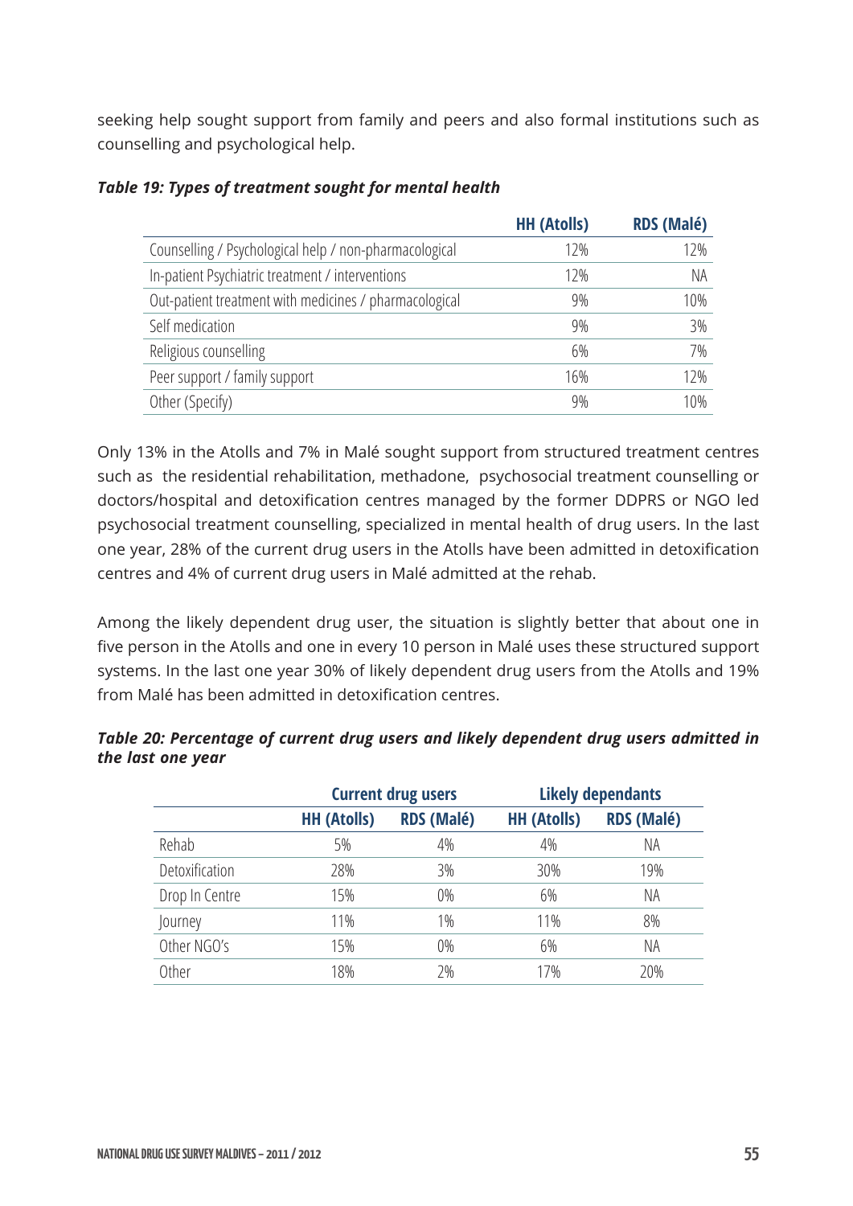seeking help sought support from family and peers and also formal institutions such as counselling and psychological help.

***Table 19: Types of treatment sought for mental health***

| | HH (Atolls) | RDS (Malé) |
|---|---|---|
| Counselling / Psychological help / non-pharmacological | 12% | 12% |
| In-patient Psychiatric treatment / interventions | 12% | NA |
| Out-patient treatment with medicines / pharmacological | 9% | 10% |
| Self medication | 9% | 3% |
| Religious counselling | 6% | 7% |
| Peer support / family support | 16% | 12% |
| Other (Specify) | 9% | 10% |

Only 13% in the Atolls and 7% in Malé sought support from structured treatment centres such as the residential rehabilitation, methadone, psychosocial treatment counselling or doctors/hospital and detoxification centres managed by the former DDPRS or NGO led psychosocial treatment counselling, specialized in mental health of drug users. In the last one year, 28% of the current drug users in the Atolls have been admitted in detoxification centres and 4% of current drug users in Malé admitted at the rehab.

Among the likely dependent drug user, the situation is slightly better that about one in five person in the Atolls and one in every 10 person in Malé uses these structured support systems. In the last one year 30% of likely dependent drug users from the Atolls and 19% from Malé has been admitted in detoxification centres.

***Table 20: Percentage of current drug users and likely dependent drug users admitted in the last one year***

| | Current drug users | | Likely dependants | |
|---|---|---|---|---|
| | HH (Atolls) | RDS (Malé) | HH (Atolls) | RDS (Malé) |
| Rehab | 5% | 4% | 4% | NA |
| Detoxification | 28% | 3% | 30% | 19% |
| Drop In Centre | 15% | 0% | 6% | NA |
| Journey | 11% | 1% | 11% | 8% |
| Other NGO's | 15% | 0% | 6% | NA |
| Other | 18% | 2% | 17% | 20% |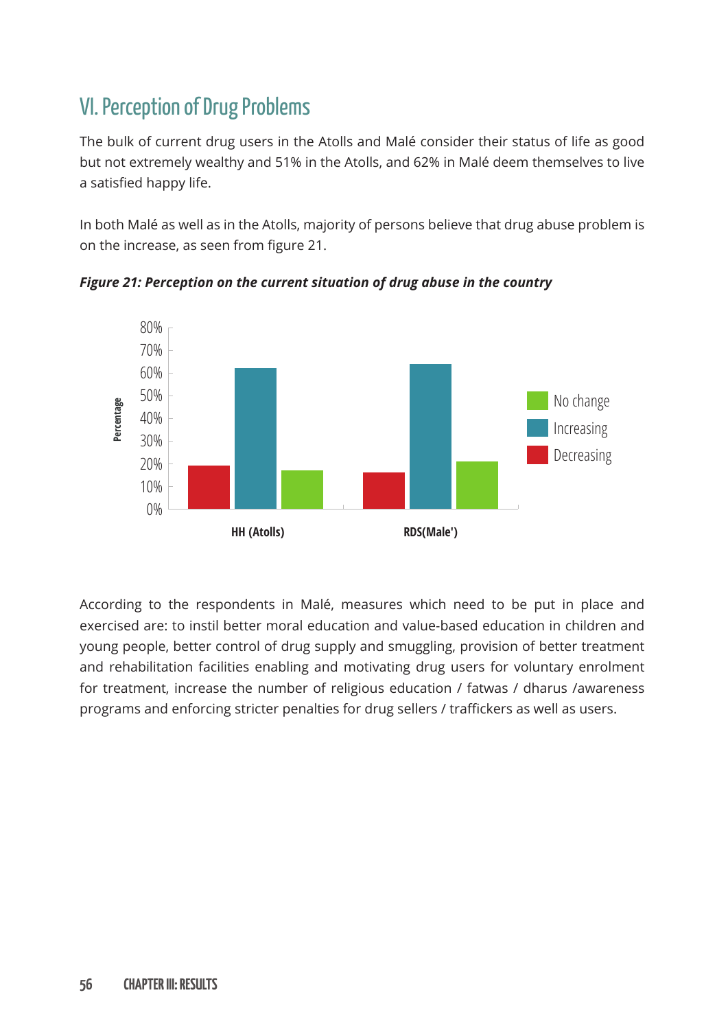## VI. Perception of Drug Problems

The bulk of current drug users in the Atolls and Malé consider their status of life as good but not extremely wealthy and 51% in the Atolls, and 62% in Malé deem themselves to live a satisfied happy life.

In both Malé as well as in the Atolls, majority of persons believe that drug abuse problem is on the increase, as seen from figure 21.

***Figure 21: Perception on the current situation of drug abuse in the country***

Percentage

80%
70%
60%
50%
40%
30%
20%
10%
0%

HH (Atolls)
RDS(Male')

No change
Increasing
Decreasing

According to the respondents in Malé, measures which need to be put in place and exercised are: to instil better moral education and value-based education in children and young people, better control of drug supply and smuggling, provision of better treatment and rehabilitation facilities enabling and motivating drug users for voluntary enrolment for treatment, increase the number of religious education / fatwas / dharus /awareness programs and enforcing stricter penalties for drug sellers / traffickers as well as users.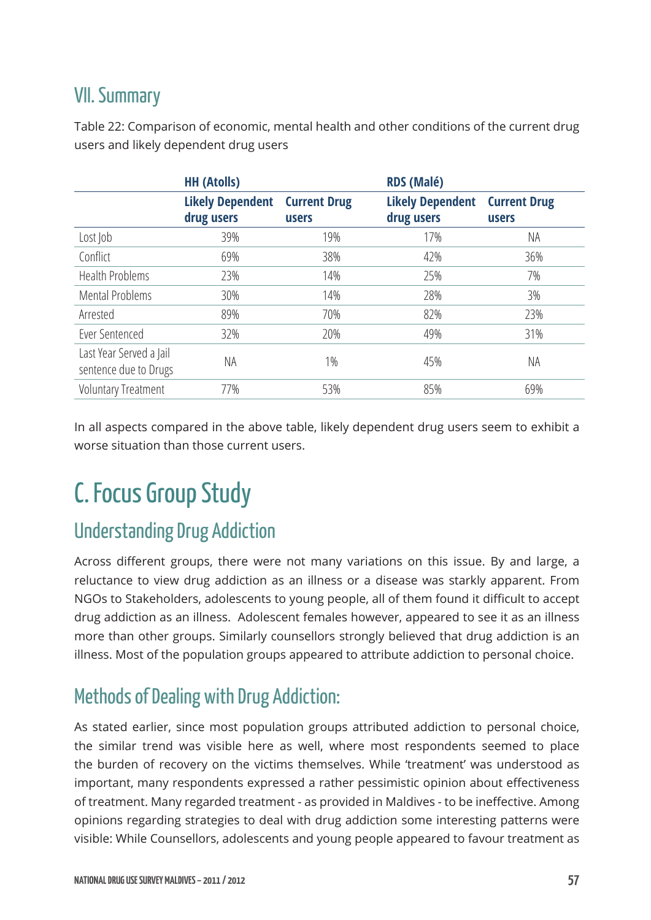## VII. Summary

Table 22: Comparison of economic, mental health and other conditions of the current drug users and likely dependent drug users

| | HH (Atolls) | | RDS (Malé) | |
|---|---|---|---|---|
| | **Likely Dependent drug users** | **Current Drug users** | **Likely Dependent drug users** | **Current Drug users** |
| Lost Job | 39% | 19% | 17% | NA |
| Conflict | 69% | 38% | 42% | 36% |
| Health Problems | 23% | 14% | 25% | 7% |
| Mental Problems | 30% | 14% | 28% | 3% |
| Arrested | 89% | 70% | 82% | 23% |
| Ever Sentenced | 32% | 20% | 49% | 31% |
| Last Year Served a Jail sentence due to Drugs | NA | 1% | 45% | NA |
| Voluntary Treatment | 77% | 53% | 85% | 69% |

In all aspects compared in the above table, likely dependent drug users seem to exhibit a worse situation than those current users.

# C. Focus Group Study

## Understanding Drug Addiction

Across different groups, there were not many variations on this issue. By and large, a reluctance to view drug addiction as an illness or a disease was starkly apparent. From NGOs to Stakeholders, adolescents to young people, all of them found it difficult to accept drug addiction as an illness. Adolescent females however, appeared to see it as an illness more than other groups. Similarly counsellors strongly believed that drug addiction is an illness. Most of the population groups appeared to attribute addiction to personal choice.

## Methods of Dealing with Drug Addiction:

As stated earlier, since most population groups attributed addiction to personal choice, the similar trend was visible here as well, where most respondents seemed to place the burden of recovery on the victims themselves. While 'treatment' was understood as important, many respondents expressed a rather pessimistic opinion about effectiveness of treatment. Many regarded treatment - as provided in Maldives - to be ineffective. Among opinions regarding strategies to deal with drug addiction some interesting patterns were visible: While Counsellors, adolescents and young people appeared to favour treatment as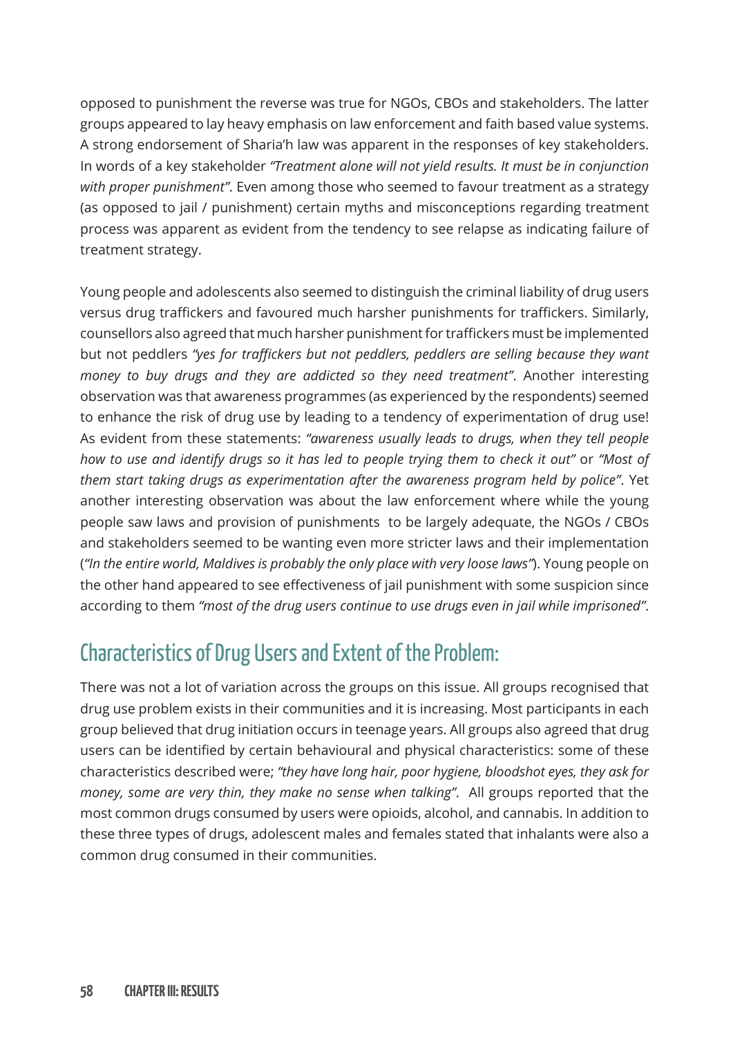opposed to punishment the reverse was true for NGOs, CBOs and stakeholders. The latter groups appeared to lay heavy emphasis on law enforcement and faith based value systems. A strong endorsement of Sharia'h law was apparent in the responses of key stakeholders. In words of a key stakeholder *"Treatment alone will not yield results. It must be in conjunction with proper punishment"*. Even among those who seemed to favour treatment as a strategy (as opposed to jail / punishment) certain myths and misconceptions regarding treatment process was apparent as evident from the tendency to see relapse as indicating failure of treatment strategy.

Young people and adolescents also seemed to distinguish the criminal liability of drug users versus drug traffickers and favoured much harsher punishments for traffickers. Similarly, counsellors also agreed that much harsher punishment for traffickers must be implemented but not peddlers *"yes for traffickers but not peddlers, peddlers are selling because they want money to buy drugs and they are addicted so they need treatment"*. Another interesting observation was that awareness programmes (as experienced by the respondents) seemed to enhance the risk of drug use by leading to a tendency of experimentation of drug use! As evident from these statements: *"awareness usually leads to drugs, when they tell people how to use and identify drugs so it has led to people trying them to check it out"* or *"Most of them start taking drugs as experimentation after the awareness program held by police"*. Yet another interesting observation was about the law enforcement where while the young people saw laws and provision of punishments to be largely adequate, the NGOs / CBOs and stakeholders seemed to be wanting even more stricter laws and their implementation (*"In the entire world, Maldives is probably the only place with very loose laws"*). Young people on the other hand appeared to see effectiveness of jail punishment with some suspicion since according to them *"most of the drug users continue to use drugs even in jail while imprisoned"*.

## Characteristics of Drug Users and Extent of the Problem:

There was not a lot of variation across the groups on this issue. All groups recognised that drug use problem exists in their communities and it is increasing. Most participants in each group believed that drug initiation occurs in teenage years. All groups also agreed that drug users can be identified by certain behavioural and physical characteristics: some of these characteristics described were; *"they have long hair, poor hygiene, bloodshot eyes, they ask for money, some are very thin, they make no sense when talking"*. All groups reported that the most common drugs consumed by users were opioids, alcohol, and cannabis. In addition to these three types of drugs, adolescent males and females stated that inhalants were also a common drug consumed in their communities.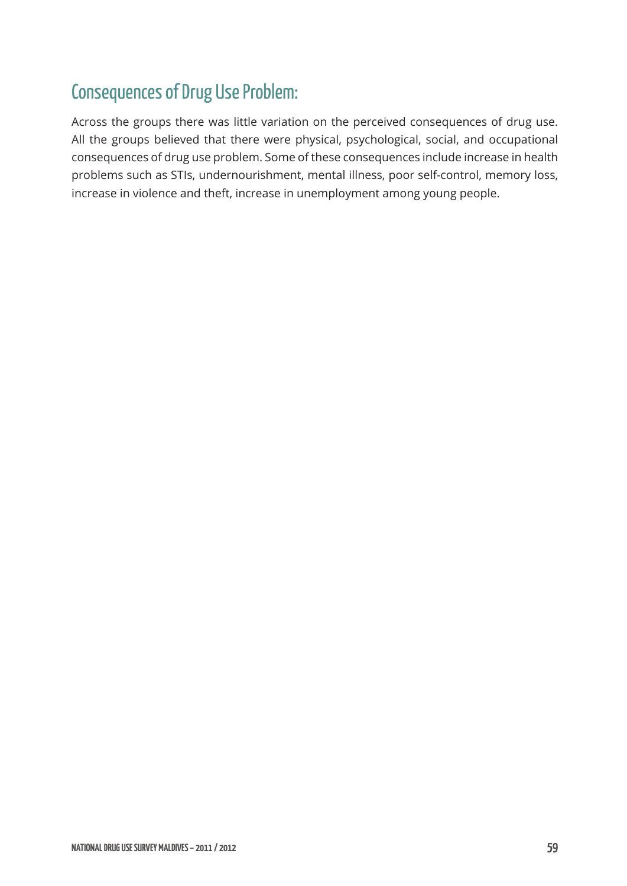## Consequences of Drug Use Problem:

Across the groups there was little variation on the perceived consequences of drug use. All the groups believed that there were physical, psychological, social, and occupational consequences of drug use problem. Some of these consequences include increase in health problems such as STIs, undernourishment, mental illness, poor self-control, memory loss, increase in violence and theft, increase in unemployment among young people.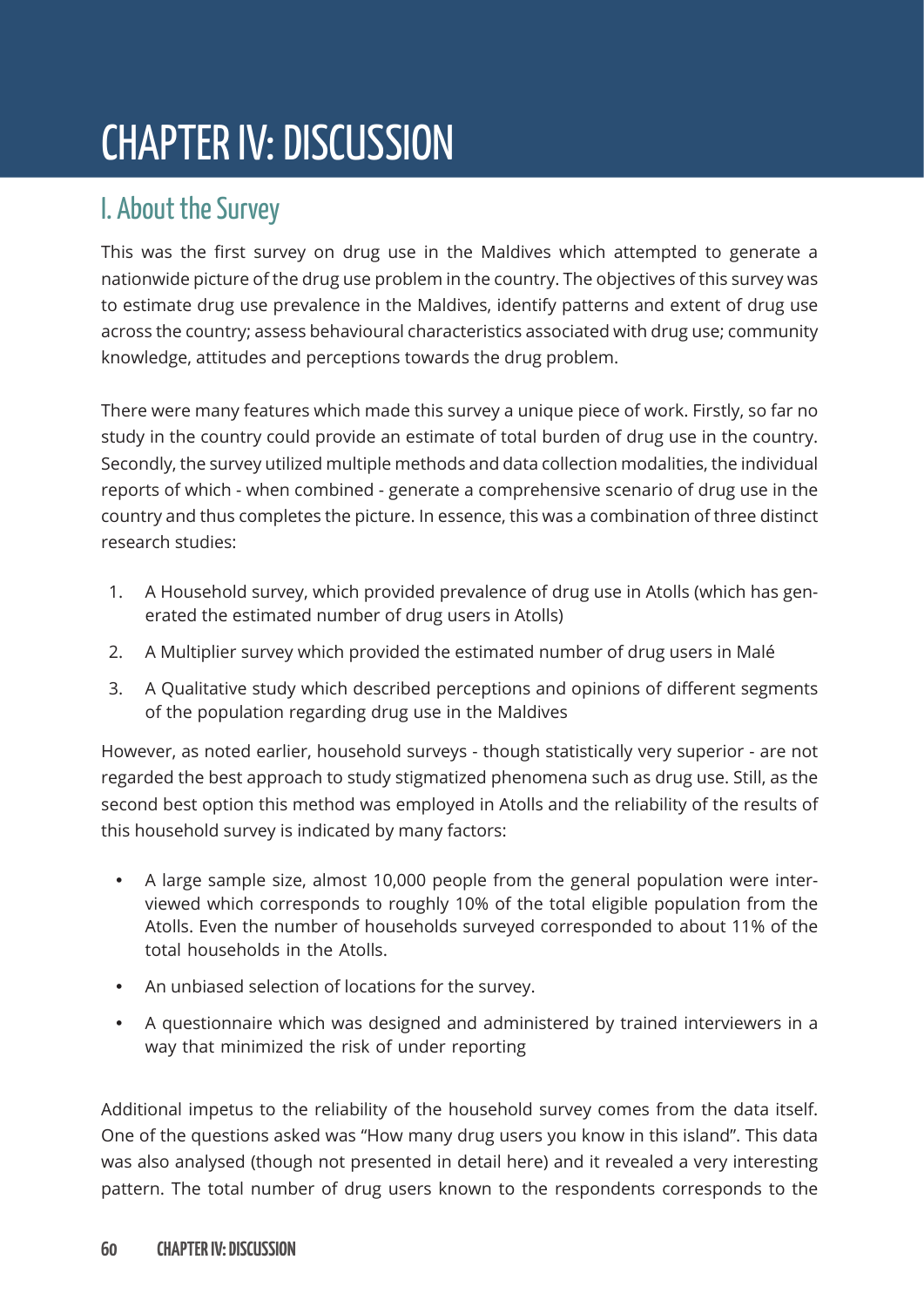# CHAPTER IV: DISCUSSION

## I. About the Survey

This was the first survey on drug use in the Maldives which attempted to generate a nationwide picture of the drug use problem in the country. The objectives of this survey was to estimate drug use prevalence in the Maldives, identify patterns and extent of drug use across the country; assess behavioural characteristics associated with drug use; community knowledge, attitudes and perceptions towards the drug problem.

There were many features which made this survey a unique piece of work. Firstly, so far no study in the country could provide an estimate of total burden of drug use in the country. Secondly, the survey utilized multiple methods and data collection modalities, the individual reports of which - when combined - generate a comprehensive scenario of drug use in the country and thus completes the picture. In essence, this was a combination of three distinct research studies:

1. A Household survey, which provided prevalence of drug use in Atolls (which has generated the estimated number of drug users in Atolls)
2. A Multiplier survey which provided the estimated number of drug users in Malé
3. A Qualitative study which described perceptions and opinions of different segments of the population regarding drug use in the Maldives

However, as noted earlier, household surveys - though statistically very superior - are not regarded the best approach to study stigmatized phenomena such as drug use. Still, as the second best option this method was employed in Atolls and the reliability of the results of this household survey is indicated by many factors:

- A large sample size, almost 10,000 people from the general population were interviewed which corresponds to roughly 10% of the total eligible population from the Atolls. Even the number of households surveyed corresponded to about 11% of the total households in the Atolls.
- An unbiased selection of locations for the survey.
- A questionnaire which was designed and administered by trained interviewers in a way that minimized the risk of under reporting

Additional impetus to the reliability of the household survey comes from the data itself. One of the questions asked was "How many drug users you know in this island". This data was also analysed (though not presented in detail here) and it revealed a very interesting pattern. The total number of drug users known to the respondents corresponds to the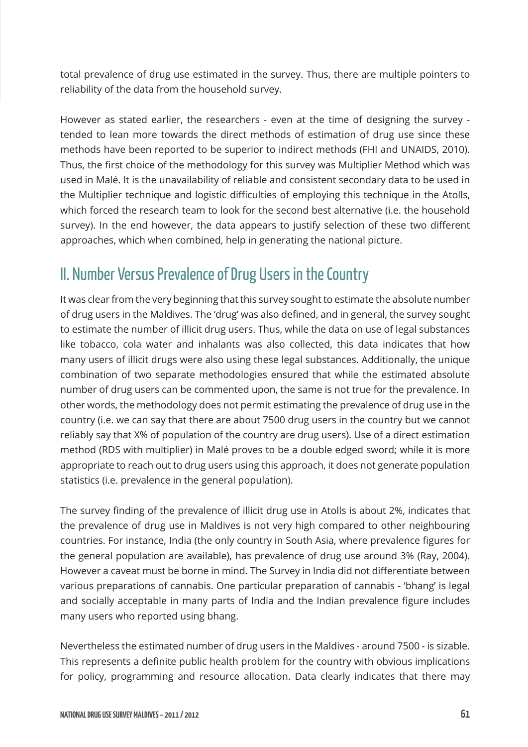total prevalence of drug use estimated in the survey. Thus, there are multiple pointers to reliability of the data from the household survey.

However as stated earlier, the researchers - even at the time of designing the survey - tended to lean more towards the direct methods of estimation of drug use since these methods have been reported to be superior to indirect methods (FHI and UNAIDS, 2010). Thus, the first choice of the methodology for this survey was Multiplier Method which was used in Malé. It is the unavailability of reliable and consistent secondary data to be used in the Multiplier technique and logistic difficulties of employing this technique in the Atolls, which forced the research team to look for the second best alternative (i.e. the household survey). In the end however, the data appears to justify selection of these two different approaches, which when combined, help in generating the national picture.

## II. Number Versus Prevalence of Drug Users in the Country

It was clear from the very beginning that this survey sought to estimate the absolute number of drug users in the Maldives. The 'drug' was also defined, and in general, the survey sought to estimate the number of illicit drug users. Thus, while the data on use of legal substances like tobacco, cola water and inhalants was also collected, this data indicates that how many users of illicit drugs were also using these legal substances. Additionally, the unique combination of two separate methodologies ensured that while the estimated absolute number of drug users can be commented upon, the same is not true for the prevalence. In other words, the methodology does not permit estimating the prevalence of drug use in the country (i.e. we can say that there are about 7500 drug users in the country but we cannot reliably say that X% of population of the country are drug users). Use of a direct estimation method (RDS with multiplier) in Malé proves to be a double edged sword; while it is more appropriate to reach out to drug users using this approach, it does not generate population statistics (i.e. prevalence in the general population).

The survey finding of the prevalence of illicit drug use in Atolls is about 2%, indicates that the prevalence of drug use in Maldives is not very high compared to other neighbouring countries. For instance, India (the only country in South Asia, where prevalence figures for the general population are available), has prevalence of drug use around 3% (Ray, 2004). However a caveat must be borne in mind. The Survey in India did not differentiate between various preparations of cannabis. One particular preparation of cannabis - 'bhang' is legal and socially acceptable in many parts of India and the Indian prevalence figure includes many users who reported using bhang.

Nevertheless the estimated number of drug users in the Maldives - around 7500 - is sizable. This represents a definite public health problem for the country with obvious implications for policy, programming and resource allocation. Data clearly indicates that there may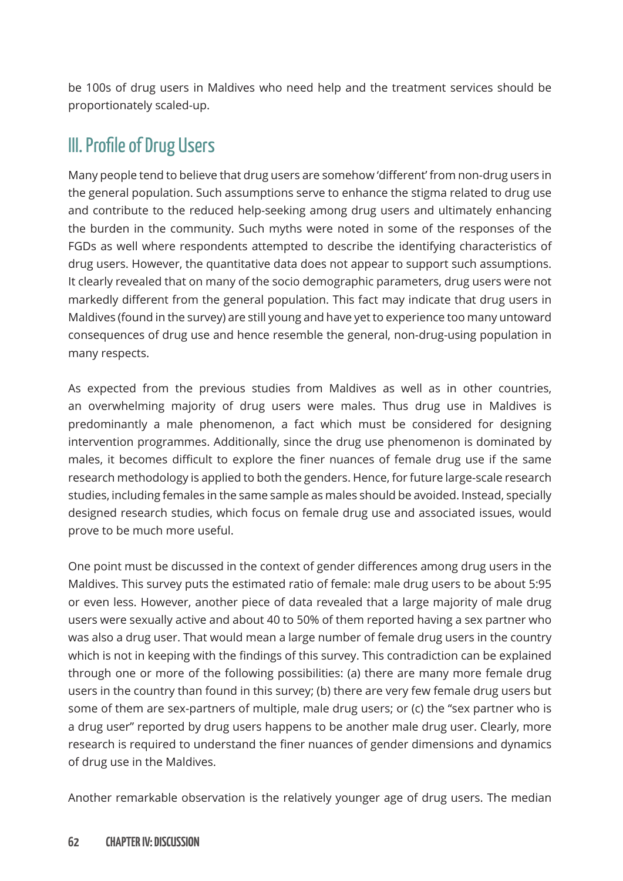be 100s of drug users in Maldives who need help and the treatment services should be proportionately scaled-up.

## III. Profile of Drug Users

Many people tend to believe that drug users are somehow 'different' from non-drug users in the general population. Such assumptions serve to enhance the stigma related to drug use and contribute to the reduced help-seeking among drug users and ultimately enhancing the burden in the community. Such myths were noted in some of the responses of the FGDs as well where respondents attempted to describe the identifying characteristics of drug users. However, the quantitative data does not appear to support such assumptions. It clearly revealed that on many of the socio demographic parameters, drug users were not markedly different from the general population. This fact may indicate that drug users in Maldives (found in the survey) are still young and have yet to experience too many untoward consequences of drug use and hence resemble the general, non-drug-using population in many respects.

As expected from the previous studies from Maldives as well as in other countries, an overwhelming majority of drug users were males. Thus drug use in Maldives is predominantly a male phenomenon, a fact which must be considered for designing intervention programmes. Additionally, since the drug use phenomenon is dominated by males, it becomes difficult to explore the finer nuances of female drug use if the same research methodology is applied to both the genders. Hence, for future large-scale research studies, including females in the same sample as males should be avoided. Instead, specially designed research studies, which focus on female drug use and associated issues, would prove to be much more useful.

One point must be discussed in the context of gender differences among drug users in the Maldives. This survey puts the estimated ratio of female: male drug users to be about 5:95 or even less. However, another piece of data revealed that a large majority of male drug users were sexually active and about 40 to 50% of them reported having a sex partner who was also a drug user. That would mean a large number of female drug users in the country which is not in keeping with the findings of this survey. This contradiction can be explained through one or more of the following possibilities: (a) there are many more female drug users in the country than found in this survey; (b) there are very few female drug users but some of them are sex-partners of multiple, male drug users; or (c) the "sex partner who is a drug user" reported by drug users happens to be another male drug user. Clearly, more research is required to understand the finer nuances of gender dimensions and dynamics of drug use in the Maldives.

Another remarkable observation is the relatively younger age of drug users. The median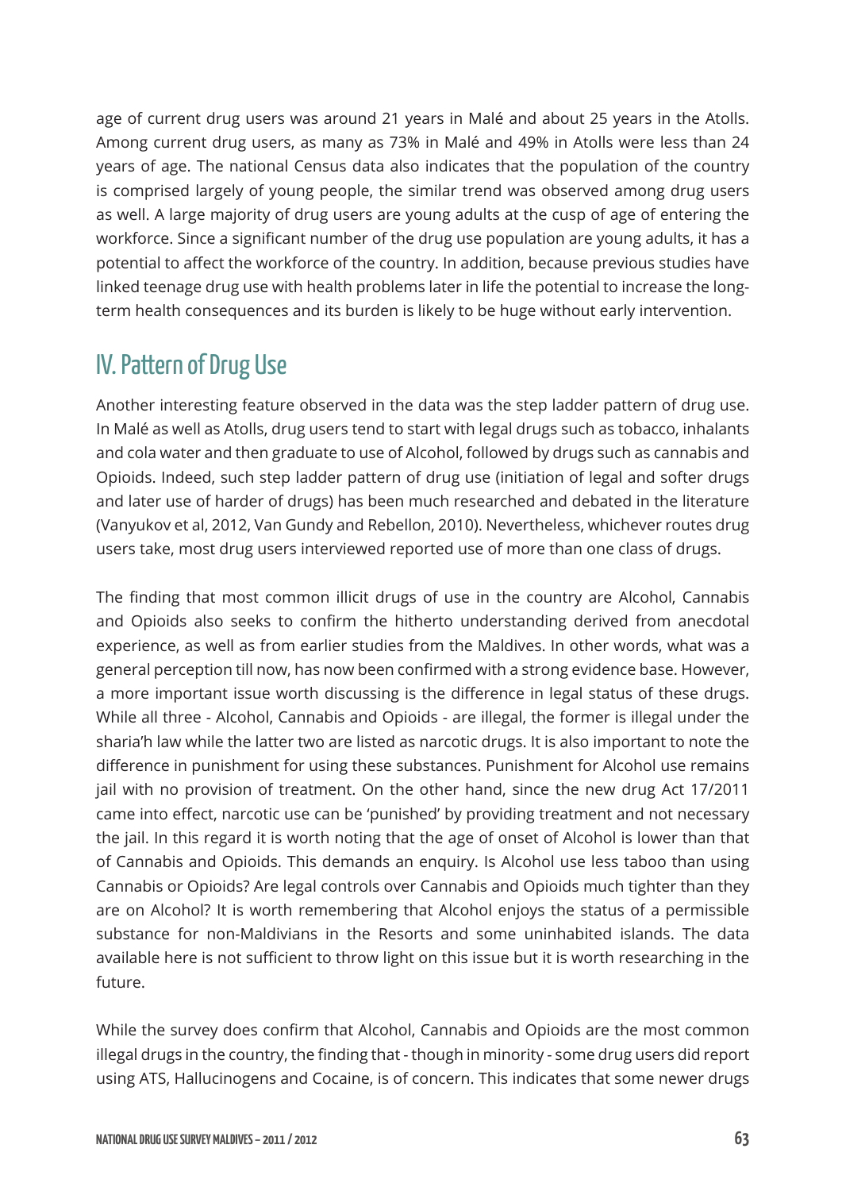age of current drug users was around 21 years in Malé and about 25 years in the Atolls. Among current drug users, as many as 73% in Malé and 49% in Atolls were less than 24 years of age. The national Census data also indicates that the population of the country is comprised largely of young people, the similar trend was observed among drug users as well. A large majority of drug users are young adults at the cusp of age of entering the workforce. Since a significant number of the drug use population are young adults, it has a potential to affect the workforce of the country. In addition, because previous studies have linked teenage drug use with health problems later in life the potential to increase the long-term health consequences and its burden is likely to be huge without early intervention.

## IV. Pattern of Drug Use

Another interesting feature observed in the data was the step ladder pattern of drug use. In Malé as well as Atolls, drug users tend to start with legal drugs such as tobacco, inhalants and cola water and then graduate to use of Alcohol, followed by drugs such as cannabis and Opioids. Indeed, such step ladder pattern of drug use (initiation of legal and softer drugs and later use of harder of drugs) has been much researched and debated in the literature (Vanyukov et al, 2012, Van Gundy and Rebellon, 2010). Nevertheless, whichever routes drug users take, most drug users interviewed reported use of more than one class of drugs.

The finding that most common illicit drugs of use in the country are Alcohol, Cannabis and Opioids also seeks to confirm the hitherto understanding derived from anecdotal experience, as well as from earlier studies from the Maldives. In other words, what was a general perception till now, has now been confirmed with a strong evidence base. However, a more important issue worth discussing is the difference in legal status of these drugs. While all three - Alcohol, Cannabis and Opioids - are illegal, the former is illegal under the sharia'h law while the latter two are listed as narcotic drugs. It is also important to note the difference in punishment for using these substances. Punishment for Alcohol use remains jail with no provision of treatment. On the other hand, since the new drug Act 17/2011 came into effect, narcotic use can be 'punished' by providing treatment and not necessary the jail. In this regard it is worth noting that the age of onset of Alcohol is lower than that of Cannabis and Opioids. This demands an enquiry. Is Alcohol use less taboo than using Cannabis or Opioids? Are legal controls over Cannabis and Opioids much tighter than they are on Alcohol? It is worth remembering that Alcohol enjoys the status of a permissible substance for non-Maldivians in the Resorts and some uninhabited islands. The data available here is not sufficient to throw light on this issue but it is worth researching in the future.

While the survey does confirm that Alcohol, Cannabis and Opioids are the most common illegal drugs in the country, the finding that - though in minority - some drug users did report using ATS, Hallucinogens and Cocaine, is of concern. This indicates that some newer drugs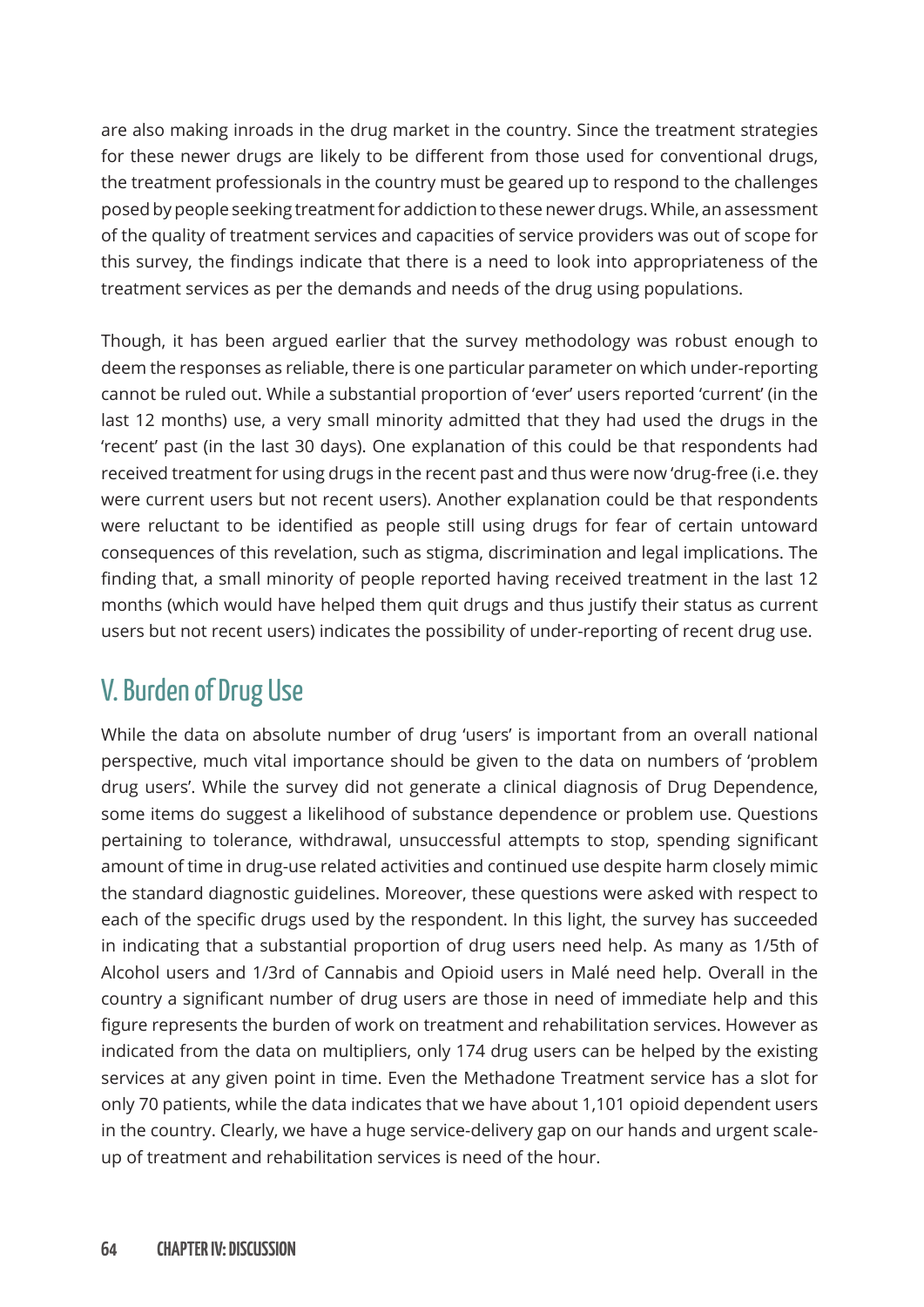are also making inroads in the drug market in the country. Since the treatment strategies for these newer drugs are likely to be different from those used for conventional drugs, the treatment professionals in the country must be geared up to respond to the challenges posed by people seeking treatment for addiction to these newer drugs. While, an assessment of the quality of treatment services and capacities of service providers was out of scope for this survey, the findings indicate that there is a need to look into appropriateness of the treatment services as per the demands and needs of the drug using populations.

Though, it has been argued earlier that the survey methodology was robust enough to deem the responses as reliable, there is one particular parameter on which under-reporting cannot be ruled out. While a substantial proportion of 'ever' users reported 'current' (in the last 12 months) use, a very small minority admitted that they had used the drugs in the 'recent' past (in the last 30 days). One explanation of this could be that respondents had received treatment for using drugs in the recent past and thus were now 'drug-free (i.e. they were current users but not recent users). Another explanation could be that respondents were reluctant to be identified as people still using drugs for fear of certain untoward consequences of this revelation, such as stigma, discrimination and legal implications. The finding that, a small minority of people reported having received treatment in the last 12 months (which would have helped them quit drugs and thus justify their status as current users but not recent users) indicates the possibility of under-reporting of recent drug use.

## V. Burden of Drug Use

While the data on absolute number of drug 'users' is important from an overall national perspective, much vital importance should be given to the data on numbers of 'problem drug users'. While the survey did not generate a clinical diagnosis of Drug Dependence, some items do suggest a likelihood of substance dependence or problem use. Questions pertaining to tolerance, withdrawal, unsuccessful attempts to stop, spending significant amount of time in drug-use related activities and continued use despite harm closely mimic the standard diagnostic guidelines. Moreover, these questions were asked with respect to each of the specific drugs used by the respondent. In this light, the survey has succeeded in indicating that a substantial proportion of drug users need help. As many as 1/5th of Alcohol users and 1/3rd of Cannabis and Opioid users in Malé need help. Overall in the country a significant number of drug users are those in need of immediate help and this figure represents the burden of work on treatment and rehabilitation services. However as indicated from the data on multipliers, only 174 drug users can be helped by the existing services at any given point in time. Even the Methadone Treatment service has a slot for only 70 patients, while the data indicates that we have about 1,101 opioid dependent users in the country. Clearly, we have a huge service-delivery gap on our hands and urgent scale-up of treatment and rehabilitation services is need of the hour.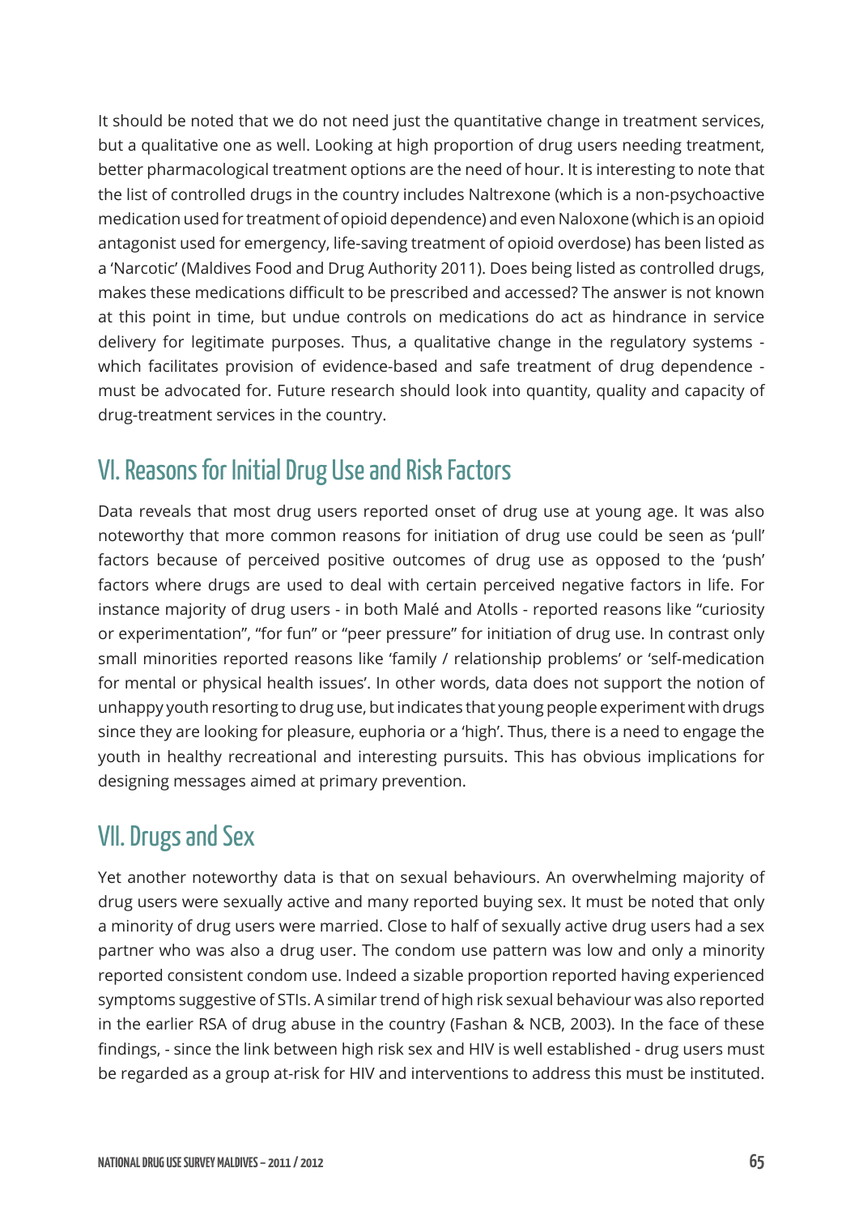It should be noted that we do not need just the quantitative change in treatment services, but a qualitative one as well. Looking at high proportion of drug users needing treatment, better pharmacological treatment options are the need of hour. It is interesting to note that the list of controlled drugs in the country includes Naltrexone (which is a non-psychoactive medication used for treatment of opioid dependence) and even Naloxone (which is an opioid antagonist used for emergency, life-saving treatment of opioid overdose) has been listed as a 'Narcotic' (Maldives Food and Drug Authority 2011). Does being listed as controlled drugs, makes these medications difficult to be prescribed and accessed? The answer is not known at this point in time, but undue controls on medications do act as hindrance in service delivery for legitimate purposes. Thus, a qualitative change in the regulatory systems - which facilitates provision of evidence-based and safe treatment of drug dependence - must be advocated for. Future research should look into quantity, quality and capacity of drug-treatment services in the country.

## VI. Reasons for Initial Drug Use and Risk Factors

Data reveals that most drug users reported onset of drug use at young age. It was also noteworthy that more common reasons for initiation of drug use could be seen as 'pull' factors because of perceived positive outcomes of drug use as opposed to the 'push' factors where drugs are used to deal with certain perceived negative factors in life. For instance majority of drug users - in both Malé and Atolls - reported reasons like "curiosity or experimentation", "for fun" or "peer pressure" for initiation of drug use. In contrast only small minorities reported reasons like 'family / relationship problems' or 'self-medication for mental or physical health issues'. In other words, data does not support the notion of unhappy youth resorting to drug use, but indicates that young people experiment with drugs since they are looking for pleasure, euphoria or a 'high'. Thus, there is a need to engage the youth in healthy recreational and interesting pursuits. This has obvious implications for designing messages aimed at primary prevention.

## VII. Drugs and Sex

Yet another noteworthy data is that on sexual behaviours. An overwhelming majority of drug users were sexually active and many reported buying sex. It must be noted that only a minority of drug users were married. Close to half of sexually active drug users had a sex partner who was also a drug user. The condom use pattern was low and only a minority reported consistent condom use. Indeed a sizable proportion reported having experienced symptoms suggestive of STIs. A similar trend of high risk sexual behaviour was also reported in the earlier RSA of drug abuse in the country (Fashan & NCB, 2003). In the face of these findings, - since the link between high risk sex and HIV is well established - drug users must be regarded as a group at-risk for HIV and interventions to address this must be instituted.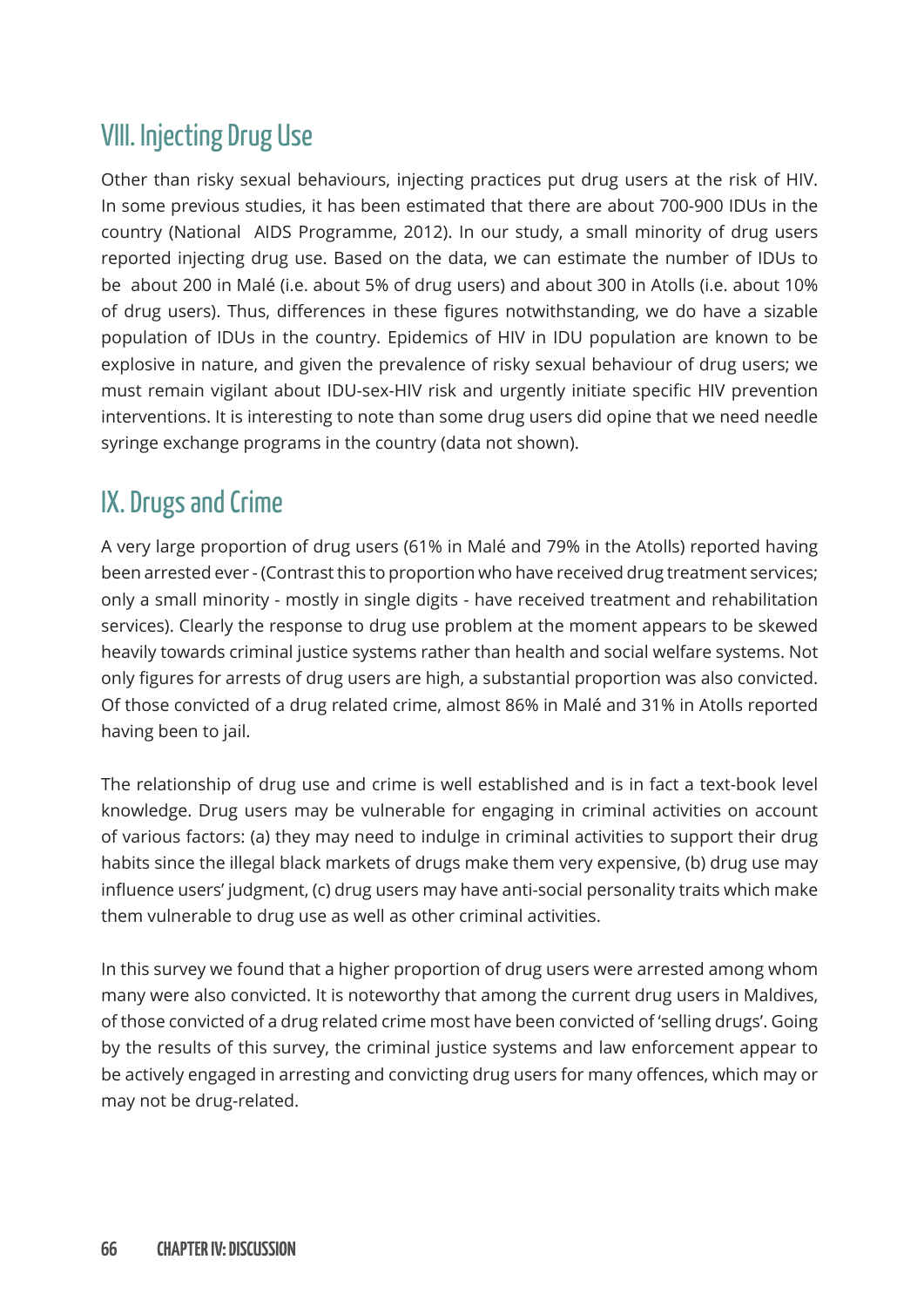## VIII. Injecting Drug Use

Other than risky sexual behaviours, injecting practices put drug users at the risk of HIV. In some previous studies, it has been estimated that there are about 700-900 IDUs in the country (National AIDS Programme, 2012). In our study, a small minority of drug users reported injecting drug use. Based on the data, we can estimate the number of IDUs to be about 200 in Malé (i.e. about 5% of drug users) and about 300 in Atolls (i.e. about 10% of drug users). Thus, differences in these figures notwithstanding, we do have a sizable population of IDUs in the country. Epidemics of HIV in IDU population are known to be explosive in nature, and given the prevalence of risky sexual behaviour of drug users; we must remain vigilant about IDU-sex-HIV risk and urgently initiate specific HIV prevention interventions. It is interesting to note than some drug users did opine that we need needle syringe exchange programs in the country (data not shown).

## IX. Drugs and Crime

A very large proportion of drug users (61% in Malé and 79% in the Atolls) reported having been arrested ever - (Contrast this to proportion who have received drug treatment services; only a small minority - mostly in single digits - have received treatment and rehabilitation services). Clearly the response to drug use problem at the moment appears to be skewed heavily towards criminal justice systems rather than health and social welfare systems. Not only figures for arrests of drug users are high, a substantial proportion was also convicted. Of those convicted of a drug related crime, almost 86% in Malé and 31% in Atolls reported having been to jail.

The relationship of drug use and crime is well established and is in fact a text-book level knowledge. Drug users may be vulnerable for engaging in criminal activities on account of various factors: (a) they may need to indulge in criminal activities to support their drug habits since the illegal black markets of drugs make them very expensive, (b) drug use may influence users' judgment, (c) drug users may have anti-social personality traits which make them vulnerable to drug use as well as other criminal activities.

In this survey we found that a higher proportion of drug users were arrested among whom many were also convicted. It is noteworthy that among the current drug users in Maldives, of those convicted of a drug related crime most have been convicted of 'selling drugs'. Going by the results of this survey, the criminal justice systems and law enforcement appear to be actively engaged in arresting and convicting drug users for many offences, which may or may not be drug-related.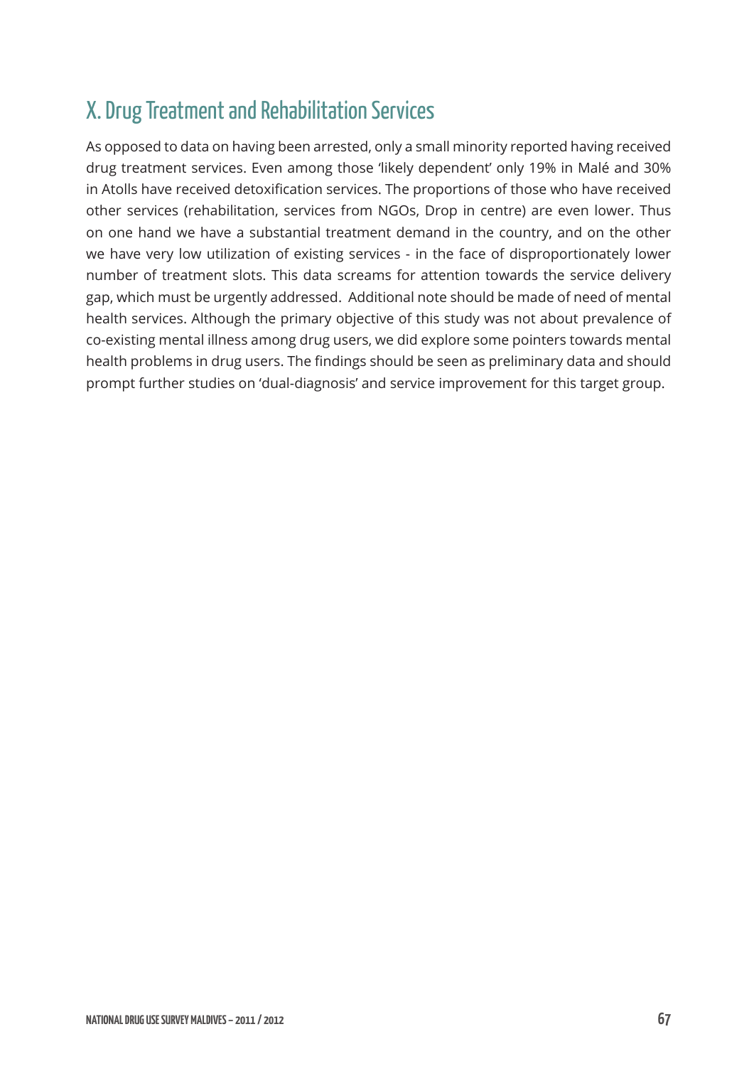# X. Drug Treatment and Rehabilitation Services

As opposed to data on having been arrested, only a small minority reported having received drug treatment services. Even among those 'likely dependent' only 19% in Malé and 30% in Atolls have received detoxification services. The proportions of those who have received other services (rehabilitation, services from NGOs, Drop in centre) are even lower. Thus on one hand we have a substantial treatment demand in the country, and on the other we have very low utilization of existing services - in the face of disproportionately lower number of treatment slots. This data screams for attention towards the service delivery gap, which must be urgently addressed. Additional note should be made of need of mental health services. Although the primary objective of this study was not about prevalence of co-existing mental illness among drug users, we did explore some pointers towards mental health problems in drug users. The findings should be seen as preliminary data and should prompt further studies on 'dual-diagnosis' and service improvement for this target group.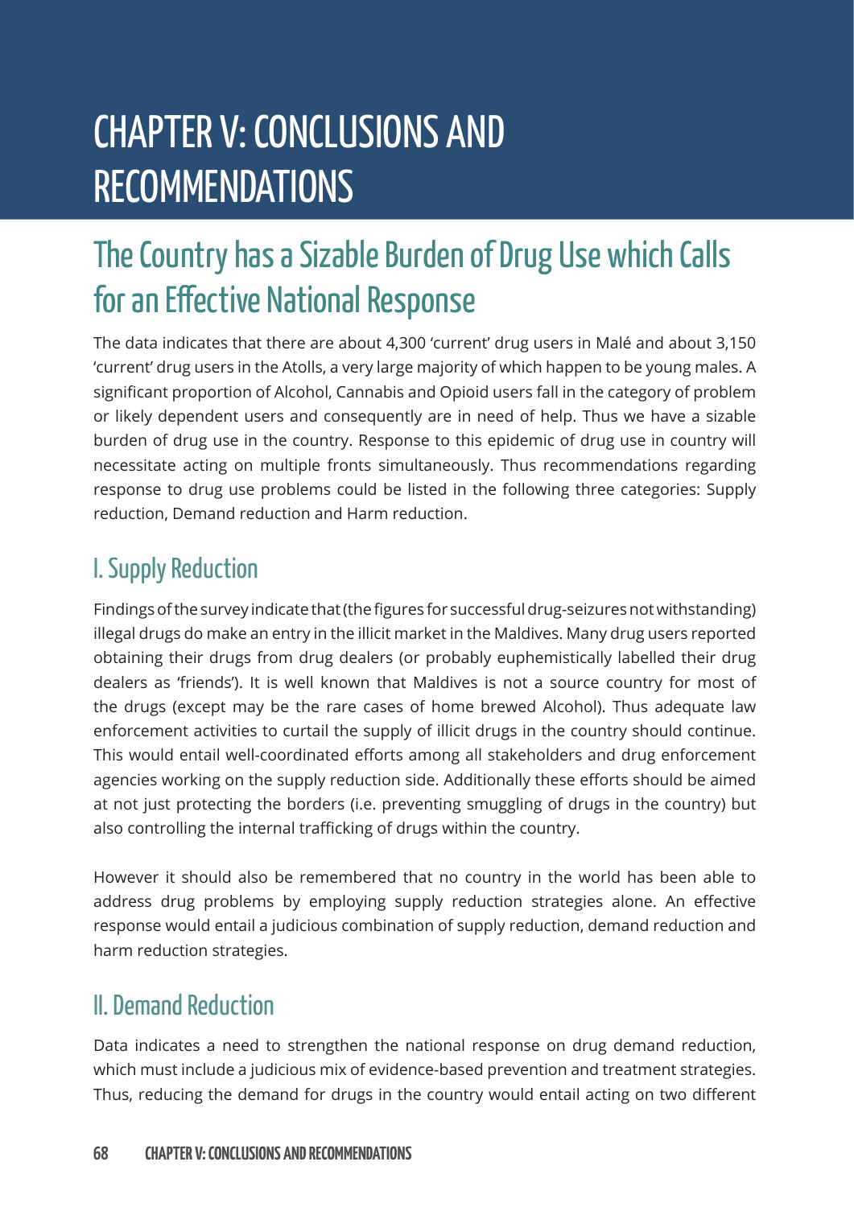# CHAPTER V: CONCLUSIONS AND RECOMMENDATIONS

## The Country has a Sizable Burden of Drug Use which Calls for an Effective National Response

The data indicates that there are about 4,300 'current' drug users in Malé and about 3,150 'current' drug users in the Atolls, a very large majority of which happen to be young males. A significant proportion of Alcohol, Cannabis and Opioid users fall in the category of problem or likely dependent users and consequently are in need of help. Thus we have a sizable burden of drug use in the country. Response to this epidemic of drug use in country will necessitate acting on multiple fronts simultaneously. Thus recommendations regarding response to drug use problems could be listed in the following three categories: Supply reduction, Demand reduction and Harm reduction.

### I. Supply Reduction

Findings of the survey indicate that (the figures for successful drug-seizures not withstanding) illegal drugs do make an entry in the illicit market in the Maldives. Many drug users reported obtaining their drugs from drug dealers (or probably euphemistically labelled their drug dealers as 'friends'). It is well known that Maldives is not a source country for most of the drugs (except may be the rare cases of home brewed Alcohol). Thus adequate law enforcement activities to curtail the supply of illicit drugs in the country should continue. This would entail well-coordinated efforts among all stakeholders and drug enforcement agencies working on the supply reduction side. Additionally these efforts should be aimed at not just protecting the borders (i.e. preventing smuggling of drugs in the country) but also controlling the internal trafficking of drugs within the country.

However it should also be remembered that no country in the world has been able to address drug problems by employing supply reduction strategies alone. An effective response would entail a judicious combination of supply reduction, demand reduction and harm reduction strategies.

### II. Demand Reduction

Data indicates a need to strengthen the national response on drug demand reduction, which must include a judicious mix of evidence-based prevention and treatment strategies. Thus, reducing the demand for drugs in the country would entail acting on two different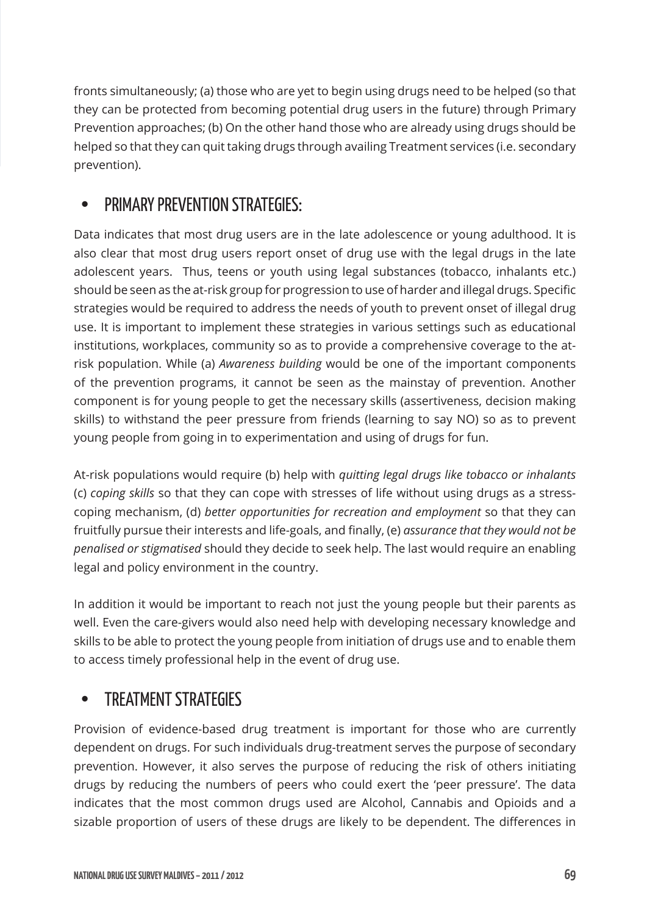fronts simultaneously; (a) those who are yet to begin using drugs need to be helped (so that they can be protected from becoming potential drug users in the future) through Primary Prevention approaches; (b) On the other hand those who are already using drugs should be helped so that they can quit taking drugs through availing Treatment services (i.e. secondary prevention).

## • PRIMARY PREVENTION STRATEGIES:

Data indicates that most drug users are in the late adolescence or young adulthood. It is also clear that most drug users report onset of drug use with the legal drugs in the late adolescent years. Thus, teens or youth using legal substances (tobacco, inhalants etc.) should be seen as the at-risk group for progression to use of harder and illegal drugs. Specific strategies would be required to address the needs of youth to prevent onset of illegal drug use. It is important to implement these strategies in various settings such as educational institutions, workplaces, community so as to provide a comprehensive coverage to the at-risk population. While (a) *Awareness building* would be one of the important components of the prevention programs, it cannot be seen as the mainstay of prevention. Another component is for young people to get the necessary skills (assertiveness, decision making skills) to withstand the peer pressure from friends (learning to say NO) so as to prevent young people from going in to experimentation and using of drugs for fun.

At-risk populations would require (b) help with *quitting legal drugs like tobacco or inhalants* (c) *coping skills* so that they can cope with stresses of life without using drugs as a stress-coping mechanism, (d) *better opportunities for recreation and employment* so that they can fruitfully pursue their interests and life-goals, and finally, (e) *assurance that they would not be penalised or stigmatised* should they decide to seek help. The last would require an enabling legal and policy environment in the country.

In addition it would be important to reach not just the young people but their parents as well. Even the care-givers would also need help with developing necessary knowledge and skills to be able to protect the young people from initiation of drugs use and to enable them to access timely professional help in the event of drug use.

## • TREATMENT STRATEGIES

Provision of evidence-based drug treatment is important for those who are currently dependent on drugs. For such individuals drug-treatment serves the purpose of secondary prevention. However, it also serves the purpose of reducing the risk of others initiating drugs by reducing the numbers of peers who could exert the 'peer pressure'. The data indicates that the most common drugs used are Alcohol, Cannabis and Opioids and a sizable proportion of users of these drugs are likely to be dependent. The differences in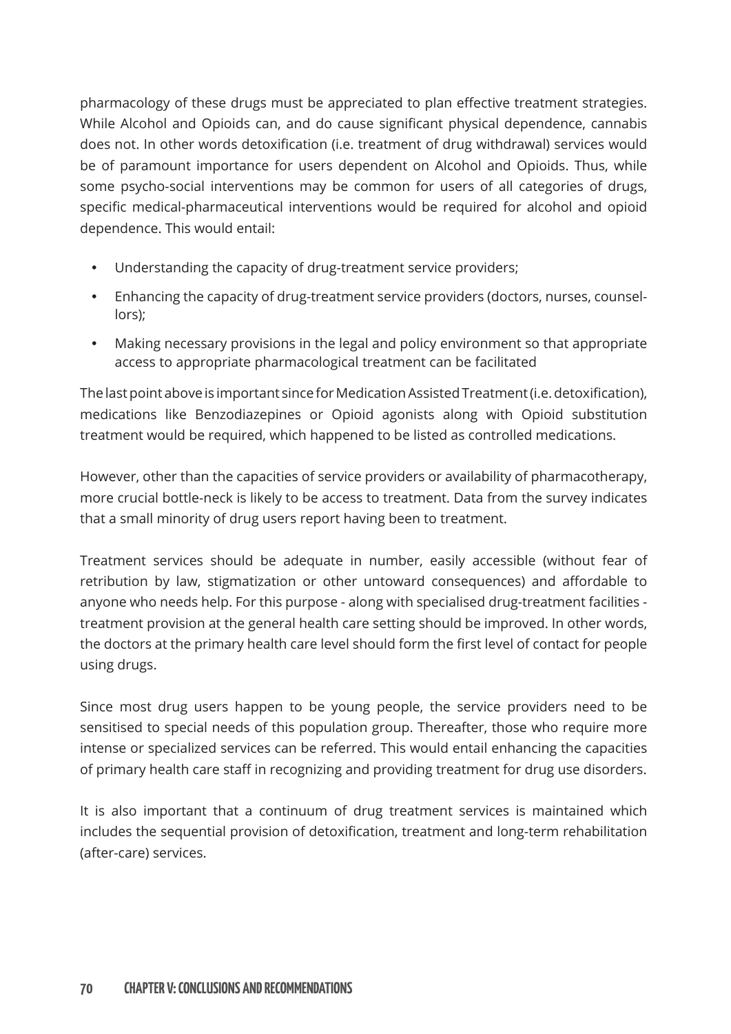pharmacology of these drugs must be appreciated to plan effective treatment strategies. While Alcohol and Opioids can, and do cause significant physical dependence, cannabis does not. In other words detoxification (i.e. treatment of drug withdrawal) services would be of paramount importance for users dependent on Alcohol and Opioids. Thus, while some psycho-social interventions may be common for users of all categories of drugs, specific medical-pharmaceutical interventions would be required for alcohol and opioid dependence. This would entail:

- Understanding the capacity of drug-treatment service providers;
- Enhancing the capacity of drug-treatment service providers (doctors, nurses, counsellors);
- Making necessary provisions in the legal and policy environment so that appropriate access to appropriate pharmacological treatment can be facilitated

The last point above is important since for Medication Assisted Treatment (i.e. detoxification), medications like Benzodiazepines or Opioid agonists along with Opioid substitution treatment would be required, which happened to be listed as controlled medications.

However, other than the capacities of service providers or availability of pharmacotherapy, more crucial bottle-neck is likely to be access to treatment. Data from the survey indicates that a small minority of drug users report having been to treatment.

Treatment services should be adequate in number, easily accessible (without fear of retribution by law, stigmatization or other untoward consequences) and affordable to anyone who needs help. For this purpose - along with specialised drug-treatment facilities - treatment provision at the general health care setting should be improved. In other words, the doctors at the primary health care level should form the first level of contact for people using drugs.

Since most drug users happen to be young people, the service providers need to be sensitised to special needs of this population group. Thereafter, those who require more intense or specialized services can be referred. This would entail enhancing the capacities of primary health care staff in recognizing and providing treatment for drug use disorders.

It is also important that a continuum of drug treatment services is maintained which includes the sequential provision of detoxification, treatment and long-term rehabilitation (after-care) services.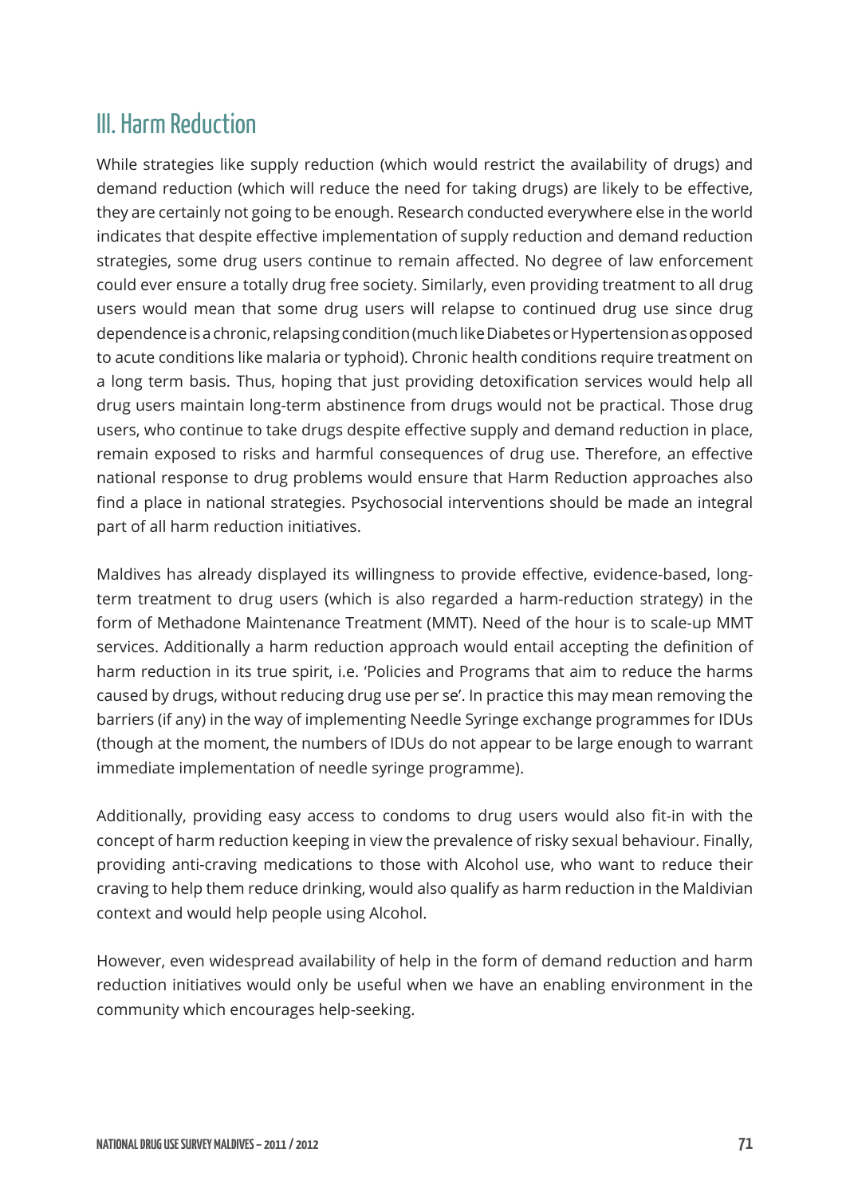## III. Harm Reduction

While strategies like supply reduction (which would restrict the availability of drugs) and demand reduction (which will reduce the need for taking drugs) are likely to be effective, they are certainly not going to be enough. Research conducted everywhere else in the world indicates that despite effective implementation of supply reduction and demand reduction strategies, some drug users continue to remain affected. No degree of law enforcement could ever ensure a totally drug free society. Similarly, even providing treatment to all drug users would mean that some drug users will relapse to continued drug use since drug dependence is a chronic, relapsing condition (much like Diabetes or Hypertension as opposed to acute conditions like malaria or typhoid). Chronic health conditions require treatment on a long term basis. Thus, hoping that just providing detoxification services would help all drug users maintain long-term abstinence from drugs would not be practical. Those drug users, who continue to take drugs despite effective supply and demand reduction in place, remain exposed to risks and harmful consequences of drug use. Therefore, an effective national response to drug problems would ensure that Harm Reduction approaches also find a place in national strategies. Psychosocial interventions should be made an integral part of all harm reduction initiatives.

Maldives has already displayed its willingness to provide effective, evidence-based, long-term treatment to drug users (which is also regarded a harm-reduction strategy) in the form of Methadone Maintenance Treatment (MMT). Need of the hour is to scale-up MMT services. Additionally a harm reduction approach would entail accepting the definition of harm reduction in its true spirit, i.e. 'Policies and Programs that aim to reduce the harms caused by drugs, without reducing drug use per se'. In practice this may mean removing the barriers (if any) in the way of implementing Needle Syringe exchange programmes for IDUs (though at the moment, the numbers of IDUs do not appear to be large enough to warrant immediate implementation of needle syringe programme).

Additionally, providing easy access to condoms to drug users would also fit-in with the concept of harm reduction keeping in view the prevalence of risky sexual behaviour. Finally, providing anti-craving medications to those with Alcohol use, who want to reduce their craving to help them reduce drinking, would also qualify as harm reduction in the Maldivian context and would help people using Alcohol.

However, even widespread availability of help in the form of demand reduction and harm reduction initiatives would only be useful when we have an enabling environment in the community which encourages help-seeking.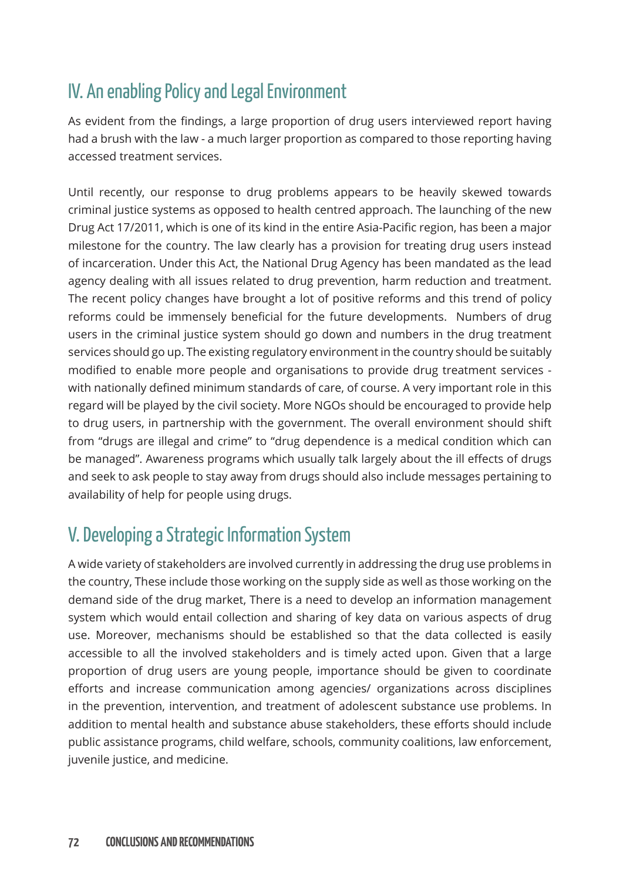## IV. An enabling Policy and Legal Environment

As evident from the findings, a large proportion of drug users interviewed report having had a brush with the law - a much larger proportion as compared to those reporting having accessed treatment services.

Until recently, our response to drug problems appears to be heavily skewed towards criminal justice systems as opposed to health centred approach. The launching of the new Drug Act 17/2011, which is one of its kind in the entire Asia-Pacific region, has been a major milestone for the country. The law clearly has a provision for treating drug users instead of incarceration. Under this Act, the National Drug Agency has been mandated as the lead agency dealing with all issues related to drug prevention, harm reduction and treatment. The recent policy changes have brought a lot of positive reforms and this trend of policy reforms could be immensely beneficial for the future developments. Numbers of drug users in the criminal justice system should go down and numbers in the drug treatment services should go up. The existing regulatory environment in the country should be suitably modified to enable more people and organisations to provide drug treatment services - with nationally defined minimum standards of care, of course. A very important role in this regard will be played by the civil society. More NGOs should be encouraged to provide help to drug users, in partnership with the government. The overall environment should shift from "drugs are illegal and crime" to "drug dependence is a medical condition which can be managed". Awareness programs which usually talk largely about the ill effects of drugs and seek to ask people to stay away from drugs should also include messages pertaining to availability of help for people using drugs.

## V. Developing a Strategic Information System

A wide variety of stakeholders are involved currently in addressing the drug use problems in the country, These include those working on the supply side as well as those working on the demand side of the drug market, There is a need to develop an information management system which would entail collection and sharing of key data on various aspects of drug use. Moreover, mechanisms should be established so that the data collected is easily accessible to all the involved stakeholders and is timely acted upon. Given that a large proportion of drug users are young people, importance should be given to coordinate efforts and increase communication among agencies/ organizations across disciplines in the prevention, intervention, and treatment of adolescent substance use problems. In addition to mental health and substance abuse stakeholders, these efforts should include public assistance programs, child welfare, schools, community coalitions, law enforcement, juvenile justice, and medicine.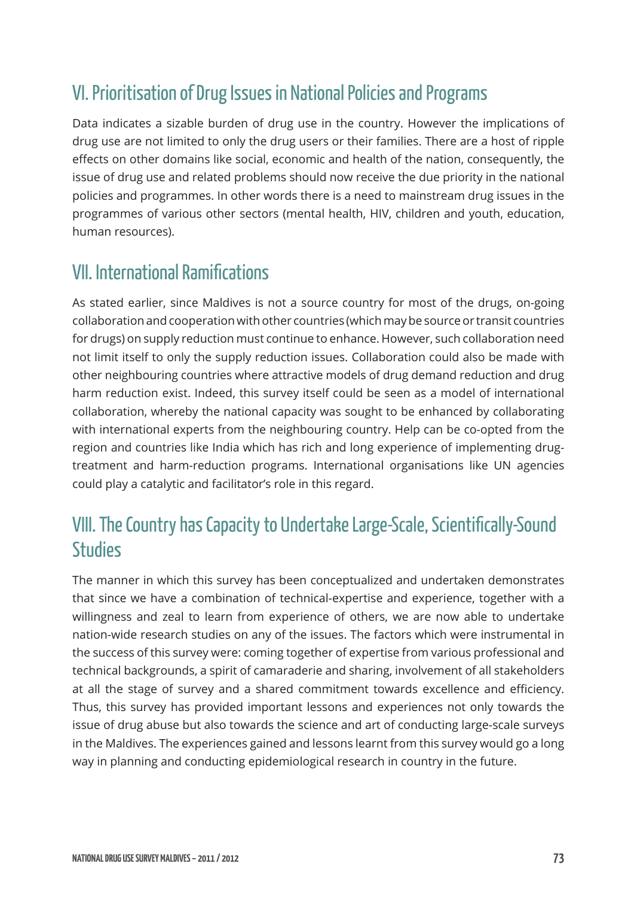## VI. Prioritisation of Drug Issues in National Policies and Programs

Data indicates a sizable burden of drug use in the country. However the implications of drug use are not limited to only the drug users or their families. There are a host of ripple effects on other domains like social, economic and health of the nation, consequently, the issue of drug use and related problems should now receive the due priority in the national policies and programmes. In other words there is a need to mainstream drug issues in the programmes of various other sectors (mental health, HIV, children and youth, education, human resources).

## VII. International Ramifications

As stated earlier, since Maldives is not a source country for most of the drugs, on-going collaboration and cooperation with other countries (which may be source or transit countries for drugs) on supply reduction must continue to enhance. However, such collaboration need not limit itself to only the supply reduction issues. Collaboration could also be made with other neighbouring countries where attractive models of drug demand reduction and drug harm reduction exist. Indeed, this survey itself could be seen as a model of international collaboration, whereby the national capacity was sought to be enhanced by collaborating with international experts from the neighbouring country. Help can be co-opted from the region and countries like India which has rich and long experience of implementing drug-treatment and harm-reduction programs. International organisations like UN agencies could play a catalytic and facilitator's role in this regard.

## VIII. The Country has Capacity to Undertake Large-Scale, Scientifically-Sound Studies

The manner in which this survey has been conceptualized and undertaken demonstrates that since we have a combination of technical-expertise and experience, together with a willingness and zeal to learn from experience of others, we are now able to undertake nation-wide research studies on any of the issues. The factors which were instrumental in the success of this survey were: coming together of expertise from various professional and technical backgrounds, a spirit of camaraderie and sharing, involvement of all stakeholders at all the stage of survey and a shared commitment towards excellence and efficiency. Thus, this survey has provided important lessons and experiences not only towards the issue of drug abuse but also towards the science and art of conducting large-scale surveys in the Maldives. The experiences gained and lessons learnt from this survey would go a long way in planning and conducting epidemiological research in country in the future.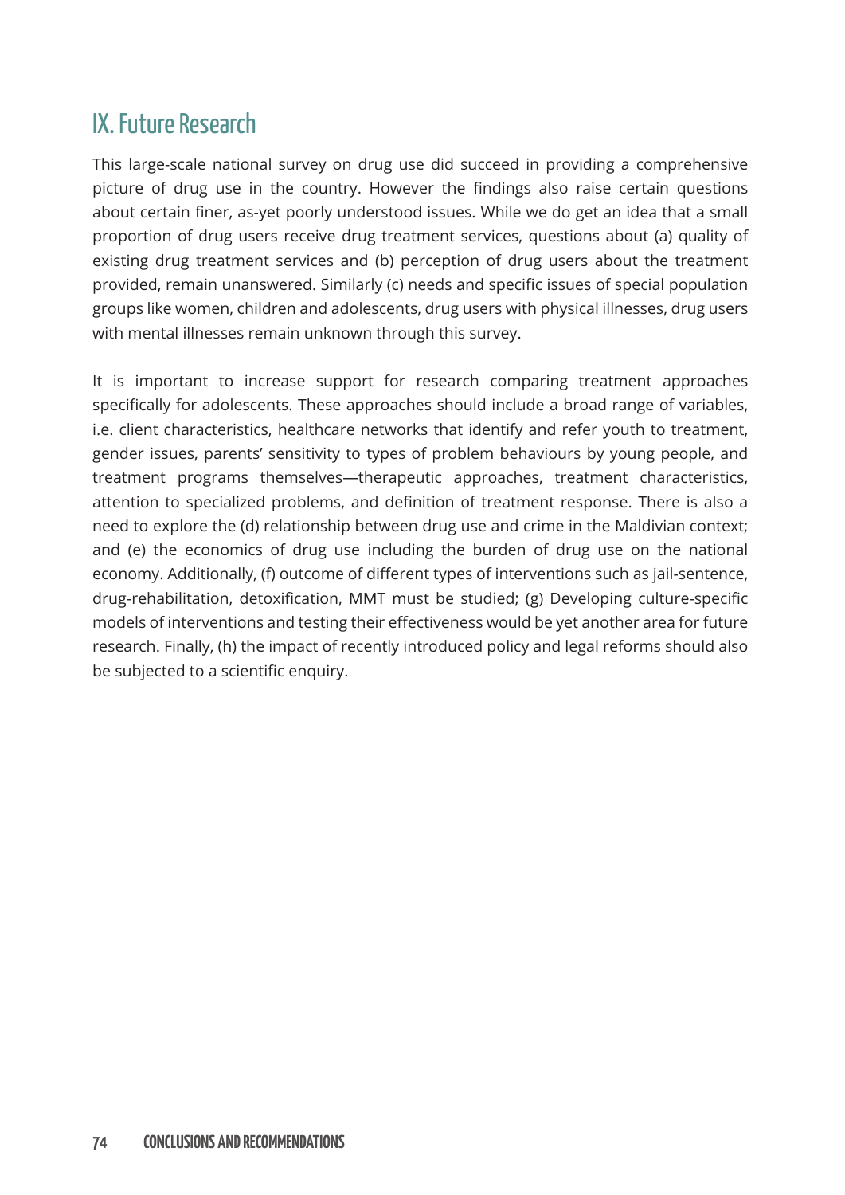# IX. Future Research

This large-scale national survey on drug use did succeed in providing a comprehensive picture of drug use in the country. However the findings also raise certain questions about certain finer, as-yet poorly understood issues. While we do get an idea that a small proportion of drug users receive drug treatment services, questions about (a) quality of existing drug treatment services and (b) perception of drug users about the treatment provided, remain unanswered. Similarly (c) needs and specific issues of special population groups like women, children and adolescents, drug users with physical illnesses, drug users with mental illnesses remain unknown through this survey.

It is important to increase support for research comparing treatment approaches specifically for adolescents. These approaches should include a broad range of variables, i.e. client characteristics, healthcare networks that identify and refer youth to treatment, gender issues, parents' sensitivity to types of problem behaviours by young people, and treatment programs themselves—therapeutic approaches, treatment characteristics, attention to specialized problems, and definition of treatment response. There is also a need to explore the (d) relationship between drug use and crime in the Maldivian context; and (e) the economics of drug use including the burden of drug use on the national economy. Additionally, (f) outcome of different types of interventions such as jail-sentence, drug-rehabilitation, detoxification, MMT must be studied; (g) Developing culture-specific models of interventions and testing their effectiveness would be yet another area for future research. Finally, (h) the impact of recently introduced policy and legal reforms should also be subjected to a scientific enquiry.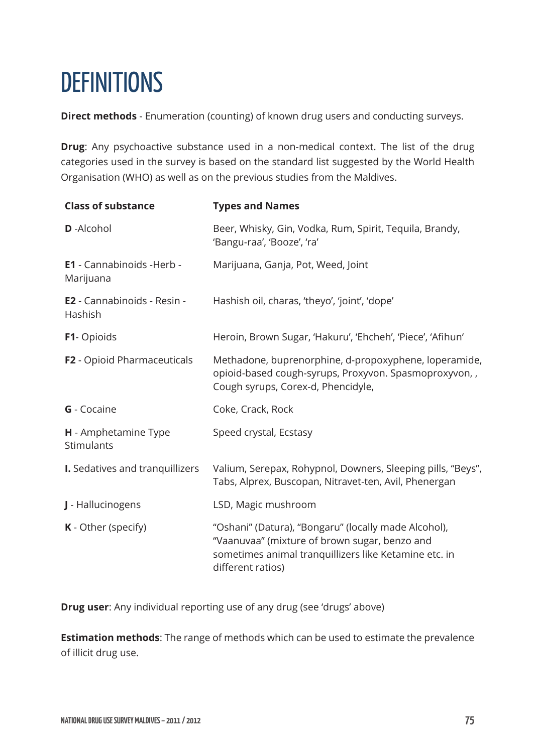# DEFINITIONS

**Direct methods** - Enumeration (counting) of known drug users and conducting surveys.

**Drug**: Any psychoactive substance used in a non-medical context. The list of the drug categories used in the survey is based on the standard list suggested by the World Health Organisation (WHO) as well as on the previous studies from the Maldives.

| Class of substance | Types and Names |
|---|---|
| **D** -Alcohol | Beer, Whisky, Gin, Vodka, Rum, Spirit, Tequila, Brandy, 'Bangu-raa', 'Booze', 'ra' |
| **E1** - Cannabinoids -Herb - Marijuana | Marijuana, Ganja, Pot, Weed, Joint |
| **E2** - Cannabinoids - Resin - Hashish | Hashish oil, charas, 'theyo', 'joint', 'dope' |
| **F1**- Opioids | Heroin, Brown Sugar, 'Hakuru', 'Ehcheh', 'Piece', 'Afihun' |
| **F2** - Opioid Pharmaceuticals | Methadone, buprenorphine, d-propoxyphene, loperamide, opioid-based cough-syrups, Proxyvon. Spasmoproxyvon, , Cough syrups, Corex-d, Phencidyle, |
| **G** - Cocaine | Coke, Crack, Rock |
| **H** - Amphetamine Type Stimulants | Speed crystal, Ecstasy |
| **I.** Sedatives and tranquillizers | Valium, Serepax, Rohypnol, Downers, Sleeping pills, "Beys", Tabs, Alprex, Buscopan, Nitravet-ten, Avil, Phenergan |
| **J** - Hallucinogens | LSD, Magic mushroom |
| **K** - Other (specify) | "Oshani" (Datura), "Bongaru" (locally made Alcohol), "Vaanuvaa" (mixture of brown sugar, benzo and sometimes animal tranquillizers like Ketamine etc. in different ratios) |

**Drug user**: Any individual reporting use of any drug (see 'drugs' above)

**Estimation methods**: The range of methods which can be used to estimate the prevalence of illicit drug use.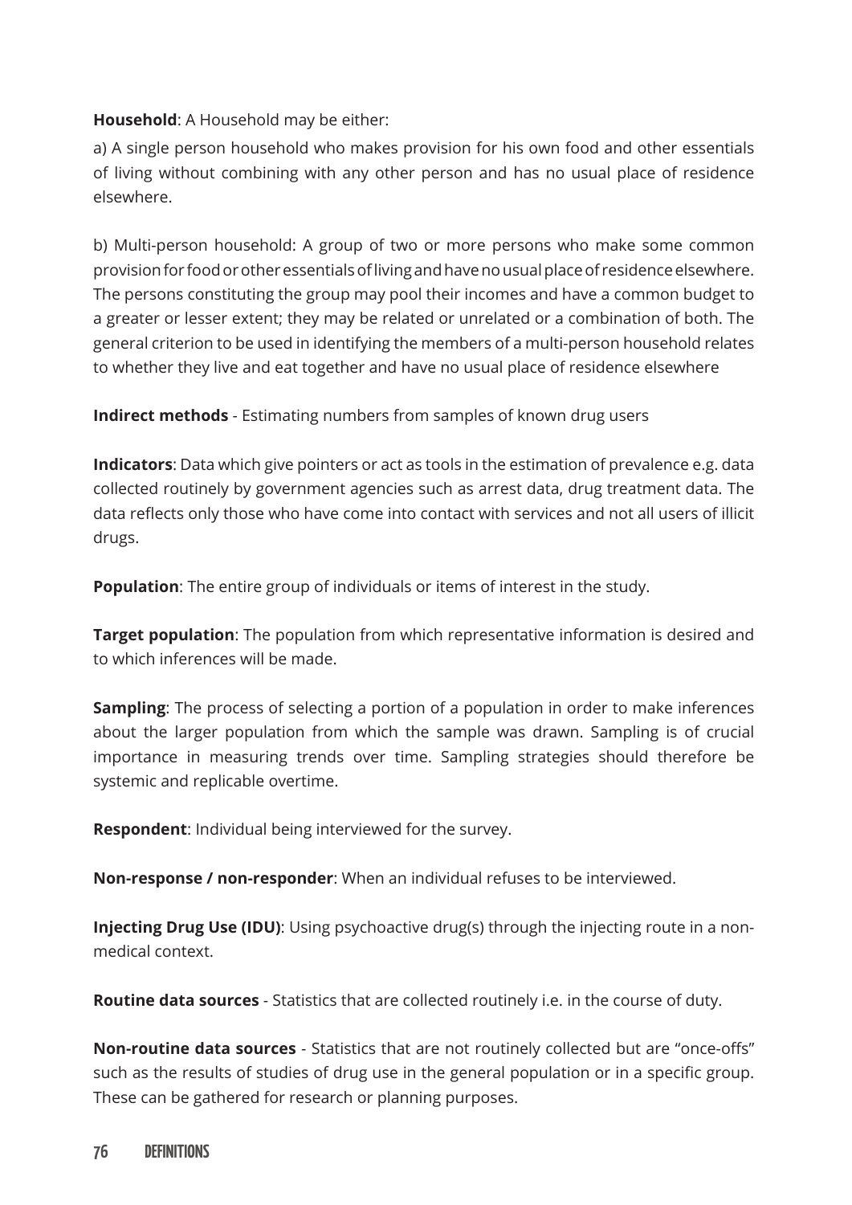**Household**: A Household may be either:

a) A single person household who makes provision for his own food and other essentials of living without combining with any other person and has no usual place of residence elsewhere.

b) Multi-person household: A group of two or more persons who make some common provision for food or other essentials of living and have no usual place of residence elsewhere. The persons constituting the group may pool their incomes and have a common budget to a greater or lesser extent; they may be related or unrelated or a combination of both. The general criterion to be used in identifying the members of a multi-person household relates to whether they live and eat together and have no usual place of residence elsewhere

**Indirect methods** - Estimating numbers from samples of known drug users

**Indicators**: Data which give pointers or act as tools in the estimation of prevalence e.g. data collected routinely by government agencies such as arrest data, drug treatment data. The data reflects only those who have come into contact with services and not all users of illicit drugs.

**Population**: The entire group of individuals or items of interest in the study.

**Target population**: The population from which representative information is desired and to which inferences will be made.

**Sampling**: The process of selecting a portion of a population in order to make inferences about the larger population from which the sample was drawn. Sampling is of crucial importance in measuring trends over time. Sampling strategies should therefore be systemic and replicable overtime.

**Respondent**: Individual being interviewed for the survey.

**Non-response / non-responder**: When an individual refuses to be interviewed.

**Injecting Drug Use (IDU)**: Using psychoactive drug(s) through the injecting route in a non-medical context.

**Routine data sources** - Statistics that are collected routinely i.e. in the course of duty.

**Non-routine data sources** - Statistics that are not routinely collected but are "once-offs" such as the results of studies of drug use in the general population or in a specific group. These can be gathered for research or planning purposes.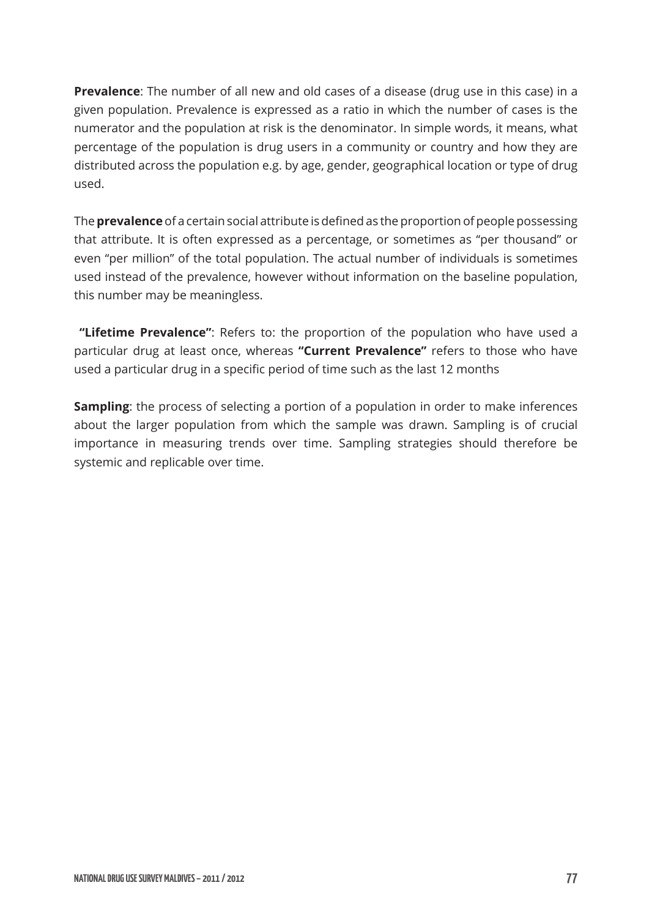**Prevalence**: The number of all new and old cases of a disease (drug use in this case) in a given population. Prevalence is expressed as a ratio in which the number of cases is the numerator and the population at risk is the denominator. In simple words, it means, what percentage of the population is drug users in a community or country and how they are distributed across the population e.g. by age, gender, geographical location or type of drug used.

The **prevalence** of a certain social attribute is defined as the proportion of people possessing that attribute. It is often expressed as a percentage, or sometimes as "per thousand" or even "per million" of the total population. The actual number of individuals is sometimes used instead of the prevalence, however without information on the baseline population, this number may be meaningless.

**"Lifetime Prevalence"**: Refers to: the proportion of the population who have used a particular drug at least once, whereas **"Current Prevalence"** refers to those who have used a particular drug in a specific period of time such as the last 12 months

**Sampling**: the process of selecting a portion of a population in order to make inferences about the larger population from which the sample was drawn. Sampling is of crucial importance in measuring trends over time. Sampling strategies should therefore be systemic and replicable over time.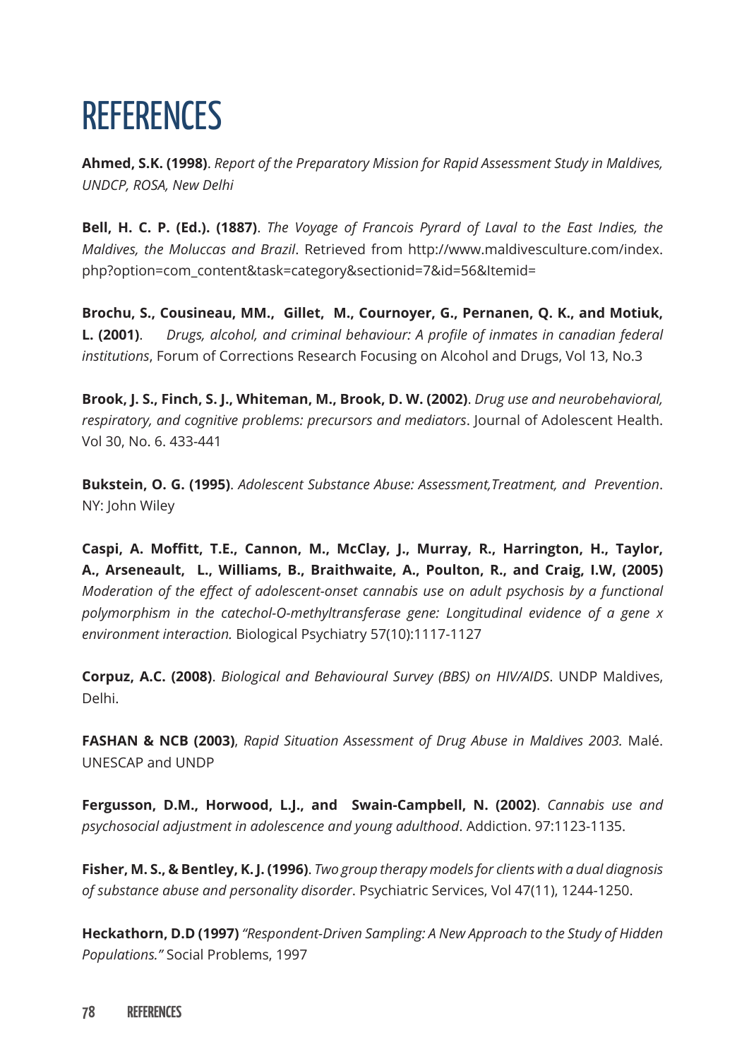# REFERENCES

**Ahmed, S.K. (1998)**. *Report of the Preparatory Mission for Rapid Assessment Study in Maldives, UNDCP, ROSA, New Delhi*

**Bell, H. C. P. (Ed.). (1887)**. *The Voyage of Francois Pyrard of Laval to the East Indies, the Maldives, the Moluccas and Brazil*. Retrieved from http://www.maldivesculture.com/index.php?option=com_content&task=category&sectionid=7&id=56&Itemid=

**Brochu, S., Cousineau, MM., Gillet, M., Cournoyer, G., Pernanen, Q. K., and Motiuk, L. (2001)**. *Drugs, alcohol, and criminal behaviour: A profile of inmates in canadian federal institutions*, Forum of Corrections Research Focusing on Alcohol and Drugs, Vol 13, No.3

**Brook, J. S., Finch, S. J., Whiteman, M., Brook, D. W. (2002)**. *Drug use and neurobehavioral, respiratory, and cognitive problems: precursors and mediators*. Journal of Adolescent Health. Vol 30, No. 6. 433-441

**Bukstein, O. G. (1995)**. *Adolescent Substance Abuse: Assessment,Treatment, and Prevention*. NY: John Wiley

**Caspi, A. Moffitt, T.E., Cannon, M., McClay, J., Murray, R., Harrington, H., Taylor, A., Arseneault, L., Williams, B., Braithwaite, A., Poulton, R., and Craig, I.W, (2005)** *Moderation of the effect of adolescent-onset cannabis use on adult psychosis by a functional polymorphism in the catechol-O-methyltransferase gene: Longitudinal evidence of a gene x environment interaction.* Biological Psychiatry 57(10):1117-1127

**Corpuz, A.C. (2008)**. *Biological and Behavioural Survey (BBS) on HIV/AIDS*. UNDP Maldives, Delhi.

**FASHAN & NCB (2003)**, *Rapid Situation Assessment of Drug Abuse in Maldives 2003.* Malé. UNESCAP and UNDP

**Fergusson, D.M., Horwood, L.J., and Swain-Campbell, N. (2002)**. *Cannabis use and psychosocial adjustment in adolescence and young adulthood*. Addiction. 97:1123-1135.

**Fisher, M. S., & Bentley, K. J. (1996)**. *Two group therapy models for clients with a dual diagnosis of substance abuse and personality disorder*. Psychiatric Services, Vol 47(11), 1244-1250.

**Heckathorn, D.D (1997)** *"Respondent-Driven Sampling: A New Approach to the Study of Hidden Populations."* Social Problems, 1997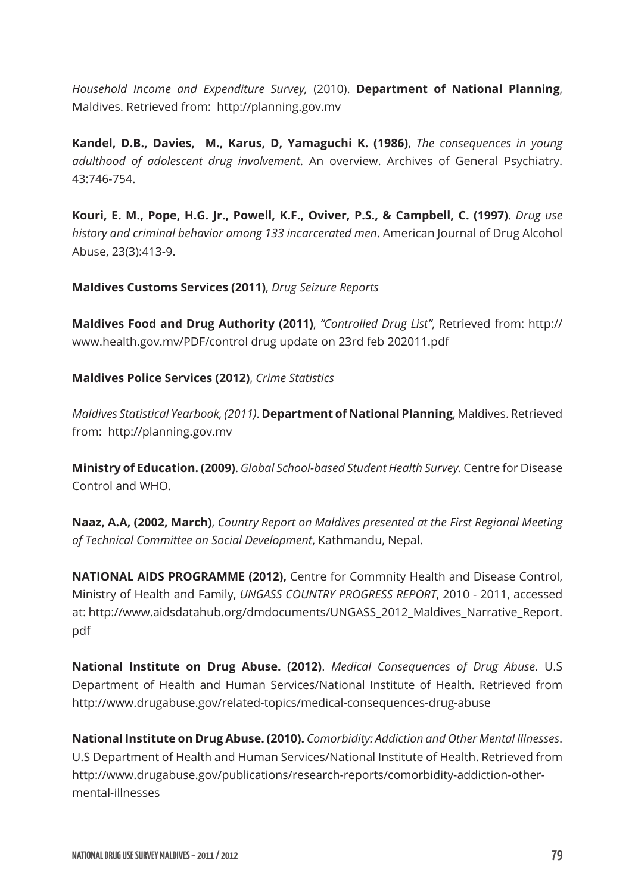*Household Income and Expenditure Survey,* (2010). **Department of National Planning**, Maldives. Retrieved from: http://planning.gov.mv

**Kandel, D.B., Davies, M., Karus, D, Yamaguchi K. (1986)**, *The consequences in young adulthood of adolescent drug involvement*. An overview. Archives of General Psychiatry. 43:746-754.

**Kouri, E. M., Pope, H.G. Jr., Powell, K.F., Oviver, P.S., & Campbell, C. (1997)**. *Drug use history and criminal behavior among 133 incarcerated men*. American Journal of Drug Alcohol Abuse, 23(3):413-9.

**Maldives Customs Services (2011)**, *Drug Seizure Reports*

**Maldives Food and Drug Authority (2011)**, *"Controlled Drug List"*, Retrieved from: http://www.health.gov.mv/PDF/control drug update on 23rd feb 202011.pdf

**Maldives Police Services (2012)**, *Crime Statistics*

*Maldives Statistical Yearbook, (2011)*. **Department of National Planning**, Maldives. Retrieved from: http://planning.gov.mv

**Ministry of Education. (2009)**. *Global School-based Student Health Survey.* Centre for Disease Control and WHO.

**Naaz, A.A, (2002, March)**, *Country Report on Maldives presented at the First Regional Meeting of Technical Committee on Social Development*, Kathmandu, Nepal.

**NATIONAL AIDS PROGRAMME (2012),** Centre for Commnity Health and Disease Control, Ministry of Health and Family, *UNGASS COUNTRY PROGRESS REPORT*, 2010 - 2011, accessed at: http://www.aidsdatahub.org/dmdocuments/UNGASS_2012_Maldives_Narrative_Report.pdf

**National Institute on Drug Abuse. (2012)**. *Medical Consequences of Drug Abuse*. U.S Department of Health and Human Services/National Institute of Health. Retrieved from http://www.drugabuse.gov/related-topics/medical-consequences-drug-abuse

**National Institute on Drug Abuse. (2010).** *Comorbidity: Addiction and Other Mental Illnesses*. U.S Department of Health and Human Services/National Institute of Health. Retrieved from http://www.drugabuse.gov/publications/research-reports/comorbidity-addiction-other-mental-illnesses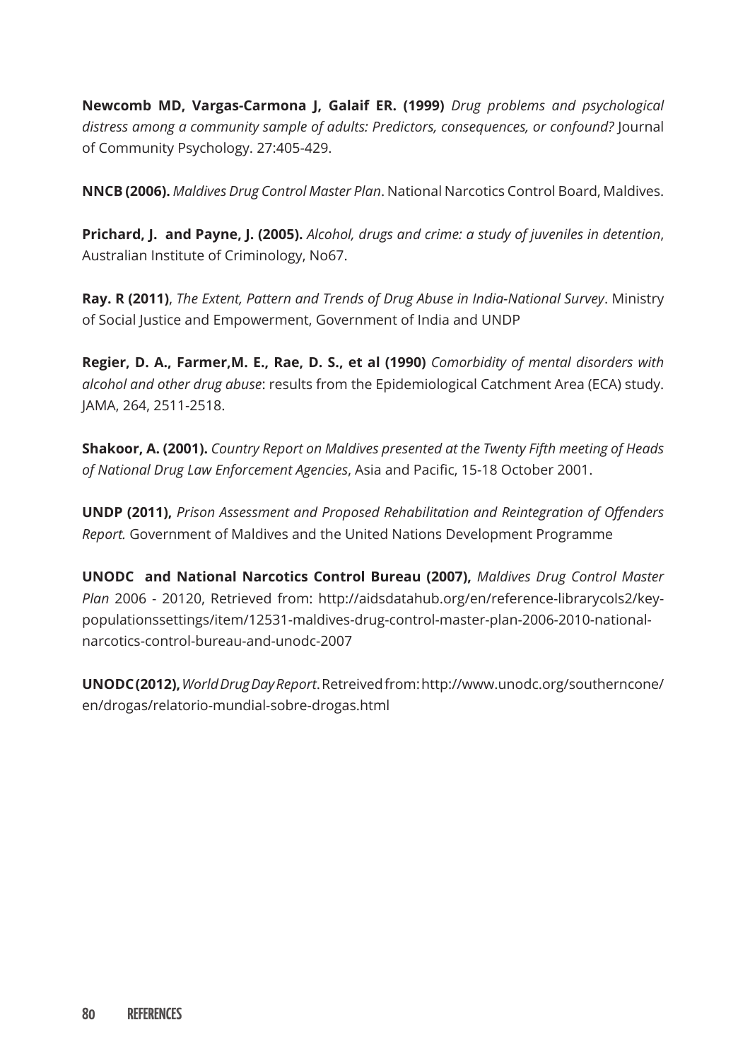**Newcomb MD, Vargas-Carmona J, Galaif ER. (1999)** *Drug problems and psychological distress among a community sample of adults: Predictors, consequences, or confound?* Journal of Community Psychology. 27:405-429.

**NNCB (2006).** *Maldives Drug Control Master Plan*. National Narcotics Control Board, Maldives.

**Prichard, J. and Payne, J. (2005).** *Alcohol, drugs and crime: a study of juveniles in detention*, Australian Institute of Criminology, No67.

**Ray. R (2011)**, *The Extent, Pattern and Trends of Drug Abuse in India-National Survey*. Ministry of Social Justice and Empowerment, Government of India and UNDP

**Regier, D. A., Farmer,M. E., Rae, D. S., et al (1990)** *Comorbidity of mental disorders with alcohol and other drug abuse*: results from the Epidemiological Catchment Area (ECA) study. JAMA, 264, 2511-2518.

**Shakoor, A. (2001).** *Country Report on Maldives presented at the Twenty Fifth meeting of Heads of National Drug Law Enforcement Agencies*, Asia and Pacific, 15-18 October 2001.

**UNDP (2011),** *Prison Assessment and Proposed Rehabilitation and Reintegration of Offenders Report.* Government of Maldives and the United Nations Development Programme

**UNODC and National Narcotics Control Bureau (2007),** *Maldives Drug Control Master Plan* 2006 - 20120, Retrieved from: http://aidsdatahub.org/en/reference-librarycols2/key-populationssettings/item/12531-maldives-drug-control-master-plan-2006-2010-national-narcotics-control-bureau-and-unodc-2007

**UNODC (2012),** *World Drug Day Report*. Retreived from: http://www.unodc.org/southerncone/en/drogas/relatorio-mundial-sobre-drogas.html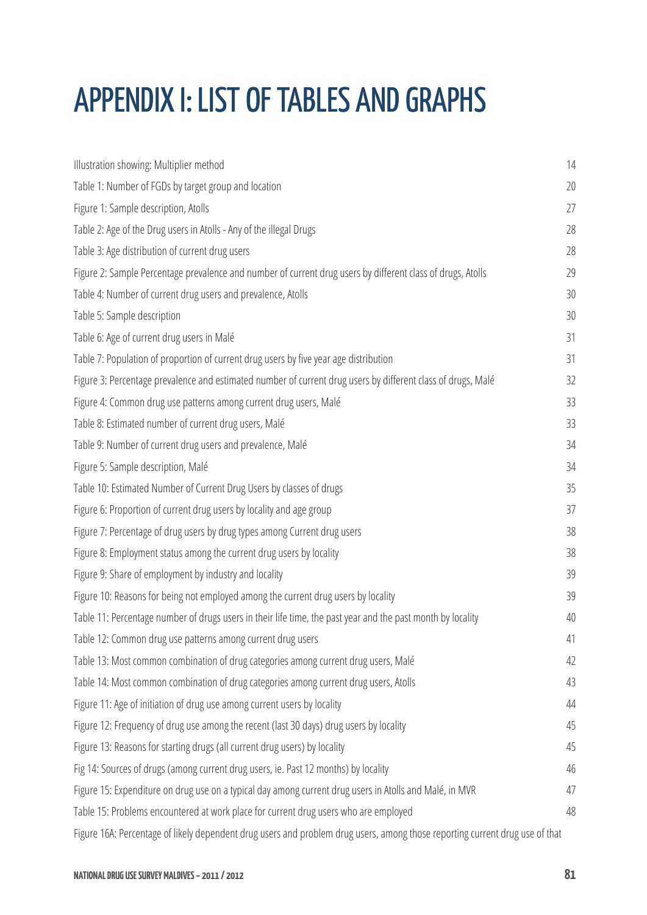# APPENDIX I: LIST OF TABLES AND GRAPHS

| | |
|---|---|
| Illustration showing: Multiplier method | 14 |
| Table 1: Number of FGDs by target group and location | 20 |
| Figure 1: Sample description, Atolls | 27 |
| Table 2: Age of the Drug users in Atolls - Any of the illegal Drugs | 28 |
| Table 3: Age distribution of current drug users | 28 |
| Figure 2: Sample Percentage prevalence and number of current drug users by different class of drugs, Atolls | 29 |
| Table 4: Number of current drug users and prevalence, Atolls | 30 |
| Table 5: Sample description | 30 |
| Table 6: Age of current drug users in Malé | 31 |
| Table 7: Population of proportion of current drug users by five year age distribution | 31 |
| Figure 3: Percentage prevalence and estimated number of current drug users by different class of drugs, Malé | 32 |
| Figure 4: Common drug use patterns among current drug users, Malé | 33 |
| Table 8: Estimated number of current drug users, Malé | 33 |
| Table 9: Number of current drug users and prevalence, Malé | 34 |
| Figure 5: Sample description, Malé | 34 |
| Table 10: Estimated Number of Current Drug Users by classes of drugs | 35 |
| Figure 6: Proportion of current drug users by locality and age group | 37 |
| Figure 7: Percentage of drug users by drug types among Current drug users | 38 |
| Figure 8: Employment status among the current drug users by locality | 38 |
| Figure 9: Share of employment by industry and locality | 39 |
| Figure 10: Reasons for being not employed among the current drug users by locality | 39 |
| Table 11: Percentage number of drugs users in their life time, the past year and the past month by locality | 40 |
| Table 12: Common drug use patterns among current drug users | 41 |
| Table 13: Most common combination of drug categories among current drug users, Malé | 42 |
| Table 14: Most common combination of drug categories among current drug users, Atolls | 43 |
| Figure 11: Age of initiation of drug use among current users by locality | 44 |
| Figure 12: Frequency of drug use among the recent (last 30 days) drug users by locality | 45 |
| Figure 13: Reasons for starting drugs (all current drug users) by locality | 45 |
| Fig 14: Sources of drugs (among current drug users, ie. Past 12 months) by locality | 46 |
| Figure 15: Expenditure on drug use on a typical day among current drug users in Atolls and Malé, in MVR | 47 |
| Table 15: Problems encountered at work place for current drug users who are employed | 48 |
| Figure 16A: Percentage of likely dependent drug users and problem drug users, among those reporting current drug use of that | |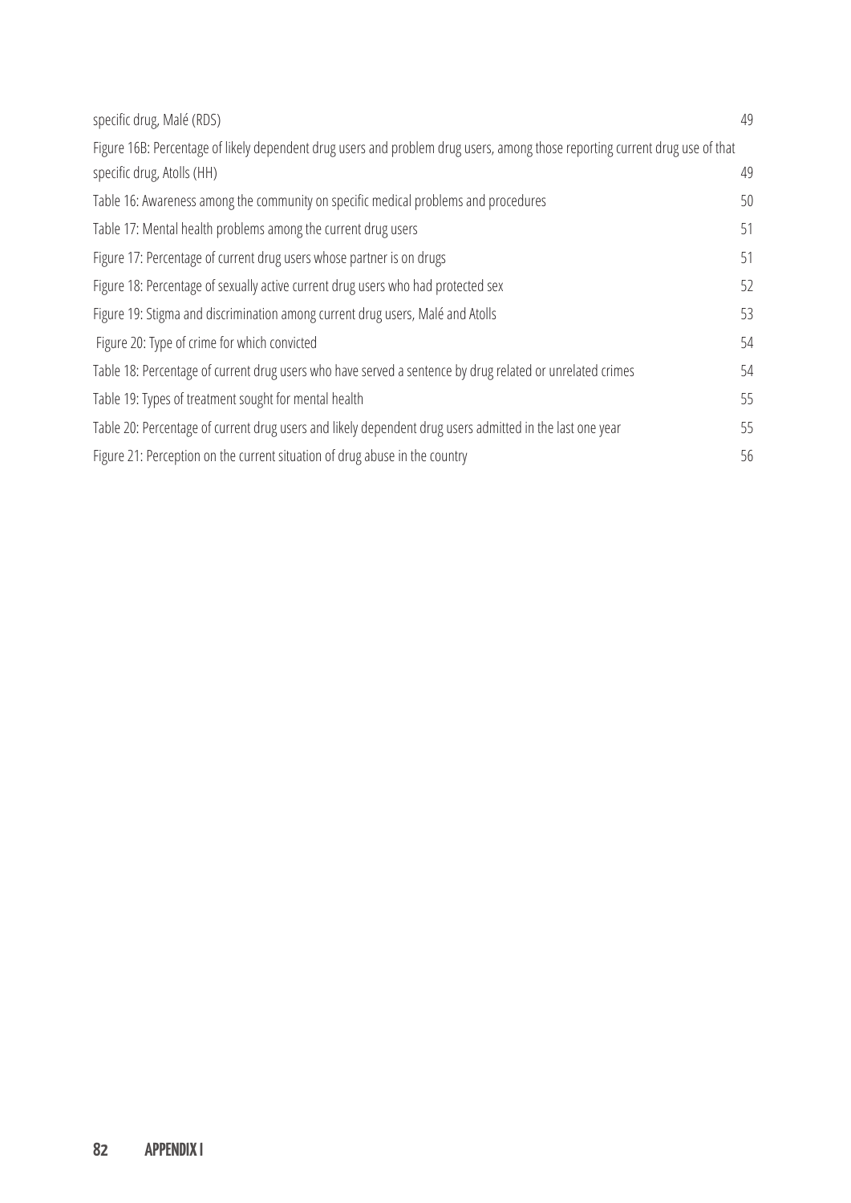specific drug, Malé (RDS) 49

Figure 16B: Percentage of likely dependent drug users and problem drug users, among those reporting current drug use of that specific drug, Atolls (HH) 49

Table 16: Awareness among the community on specific medical problems and procedures 50

Table 17: Mental health problems among the current drug users 51

Figure 17: Percentage of current drug users whose partner is on drugs 51

Figure 18: Percentage of sexually active current drug users who had protected sex 52

Figure 19: Stigma and discrimination among current drug users, Malé and Atolls 53

Figure 20: Type of crime for which convicted 54

Table 18: Percentage of current drug users who have served a sentence by drug related or unrelated crimes 54

Table 19: Types of treatment sought for mental health 55

Table 20: Percentage of current drug users and likely dependent drug users admitted in the last one year 55

Figure 21: Perception on the current situation of drug abuse in the country 56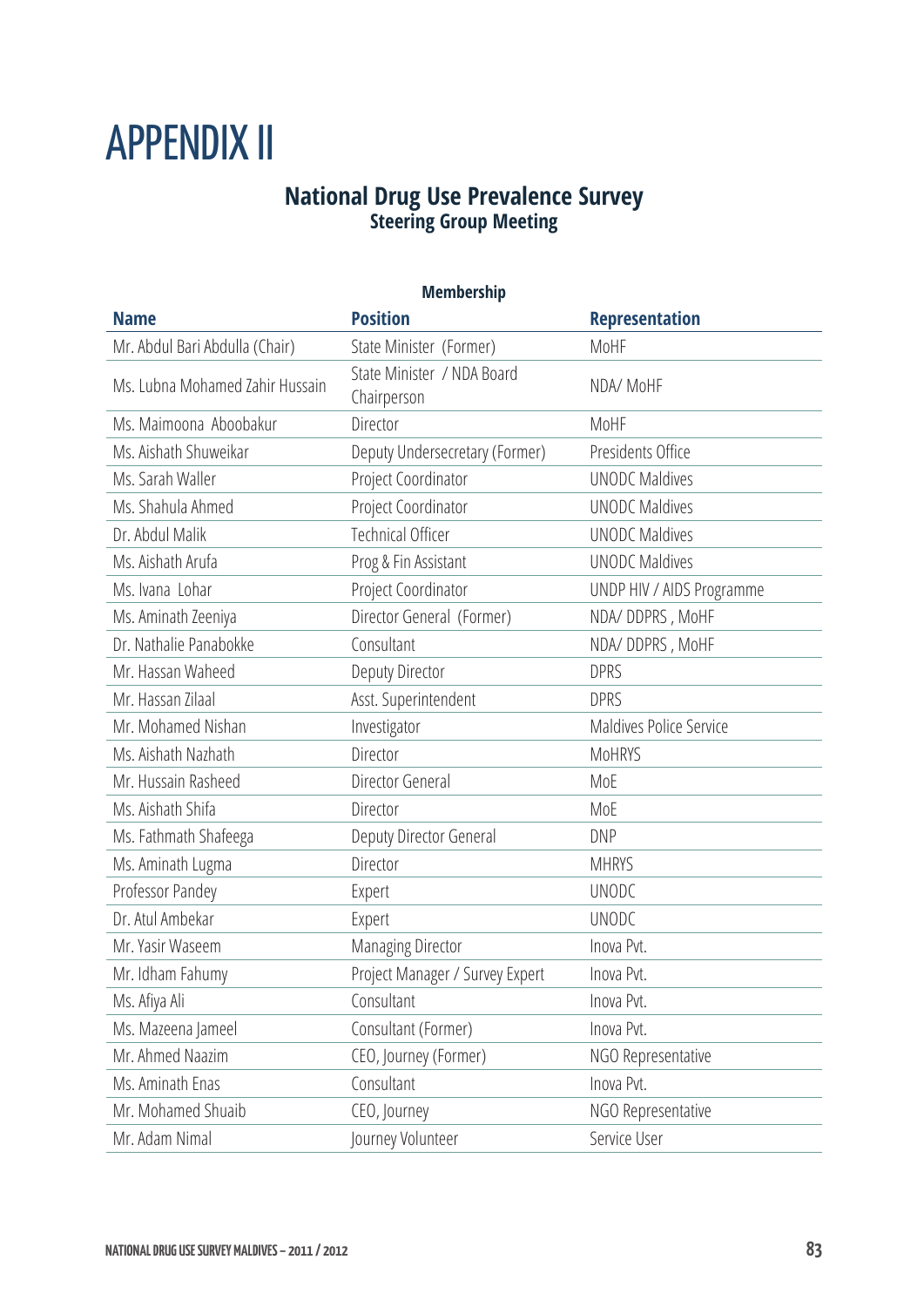# APPENDIX II

## National Drug Use Prevalence Survey
### Steering Group Meeting

**Membership**

| Name | Position | Representation |
|---|---|---|
| Mr. Abdul Bari Abdulla (Chair) | State Minister (Former) | MoHF |
| Ms. Lubna Mohamed Zahir Hussain | State Minister / NDA Board Chairperson | NDA/ MoHF |
| Ms. Maimoona Aboobakur | Director | MoHF |
| Ms. Aishath Shuweikar | Deputy Undersecretary (Former) | Presidents Office |
| Ms. Sarah Waller | Project Coordinator | UNODC Maldives |
| Ms. Shahula Ahmed | Project Coordinator | UNODC Maldives |
| Dr. Abdul Malik | Technical Officer | UNODC Maldives |
| Ms. Aishath Arufa | Prog & Fin Assistant | UNODC Maldives |
| Ms. Ivana Lohar | Project Coordinator | UNDP HIV / AIDS Programme |
| Ms. Aminath Zeeniya | Director General (Former) | NDA/ DDPRS , MoHF |
| Dr. Nathalie Panabokke | Consultant | NDA/ DDPRS , MoHF |
| Mr. Hassan Waheed | Deputy Director | DPRS |
| Mr. Hassan Zilaal | Asst. Superintendent | DPRS |
| Mr. Mohamed Nishan | Investigator | Maldives Police Service |
| Ms. Aishath Nazhath | Director | MoHRYS |
| Mr. Hussain Rasheed | Director General | MoE |
| Ms. Aishath Shifa | Director | MoE |
| Ms. Fathmath Shafeega | Deputy Director General | DNP |
| Ms. Aminath Lugma | Director | MHRYS |
| Professor Pandey | Expert | UNODC |
| Dr. Atul Ambekar | Expert | UNODC |
| Mr. Yasir Waseem | Managing Director | Inova Pvt. |
| Mr. Idham Fahumy | Project Manager / Survey Expert | Inova Pvt. |
| Ms. Afiya Ali | Consultant | Inova Pvt. |
| Ms. Mazeena Jameel | Consultant (Former) | Inova Pvt. |
| Mr. Ahmed Naazim | CEO, Journey (Former) | NGO Representative |
| Ms. Aminath Enas | Consultant | Inova Pvt. |
| Mr. Mohamed Shuaib | CEO, Journey | NGO Representative |
| Mr. Adam Nimal | Journey Volunteer | Service User |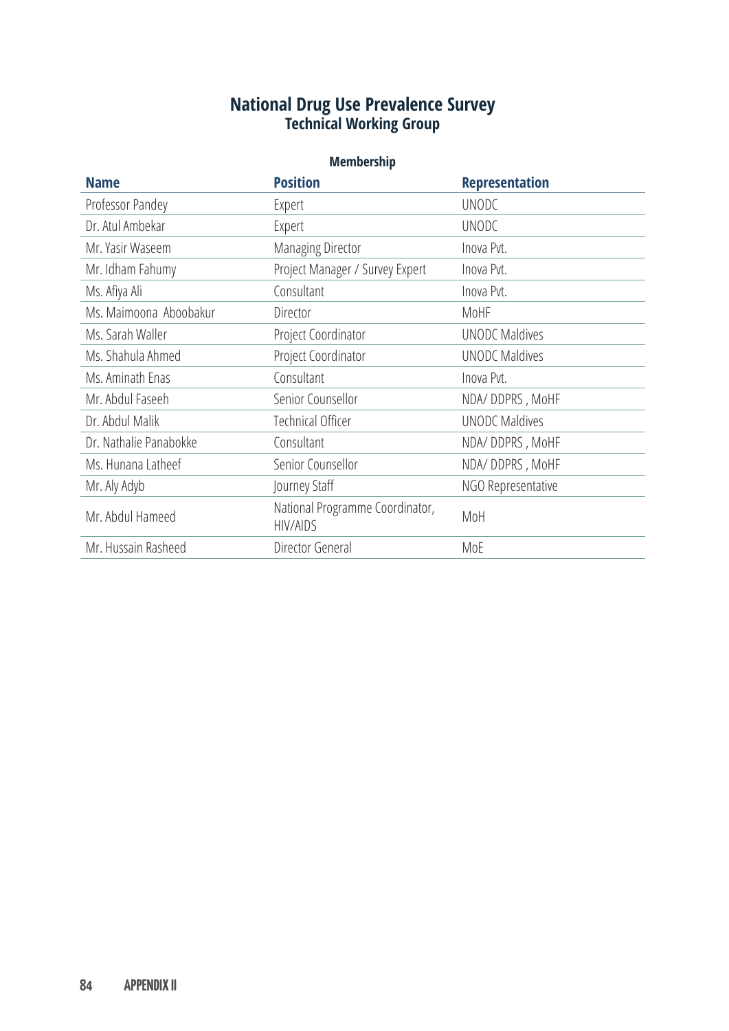# National Drug Use Prevalence Survey

## Technical Working Group

### Membership

| Name | Position | Representation |
|---|---|---|
| Professor Pandey | Expert | UNODC |
| Dr. Atul Ambekar | Expert | UNODC |
| Mr. Yasir Waseem | Managing Director | Inova Pvt. |
| Mr. Idham Fahumy | Project Manager / Survey Expert | Inova Pvt. |
| Ms. Afiya Ali | Consultant | Inova Pvt. |
| Ms. Maimoona Aboobakur | Director | MoHF |
| Ms. Sarah Waller | Project Coordinator | UNODC Maldives |
| Ms. Shahula Ahmed | Project Coordinator | UNODC Maldives |
| Ms. Aminath Enas | Consultant | Inova Pvt. |
| Mr. Abdul Faseeh | Senior Counsellor | NDA/ DDPRS , MoHF |
| Dr. Abdul Malik | Technical Officer | UNODC Maldives |
| Dr. Nathalie Panabokke | Consultant | NDA/ DDPRS , MoHF |
| Ms. Hunana Latheef | Senior Counsellor | NDA/ DDPRS , MoHF |
| Mr. Aly Adyb | Journey Staff | NGO Representative |
| Mr. Abdul Hameed | National Programme Coordinator, HIV/AIDS | MoH |
| Mr. Hussain Rasheed | Director General | MoE |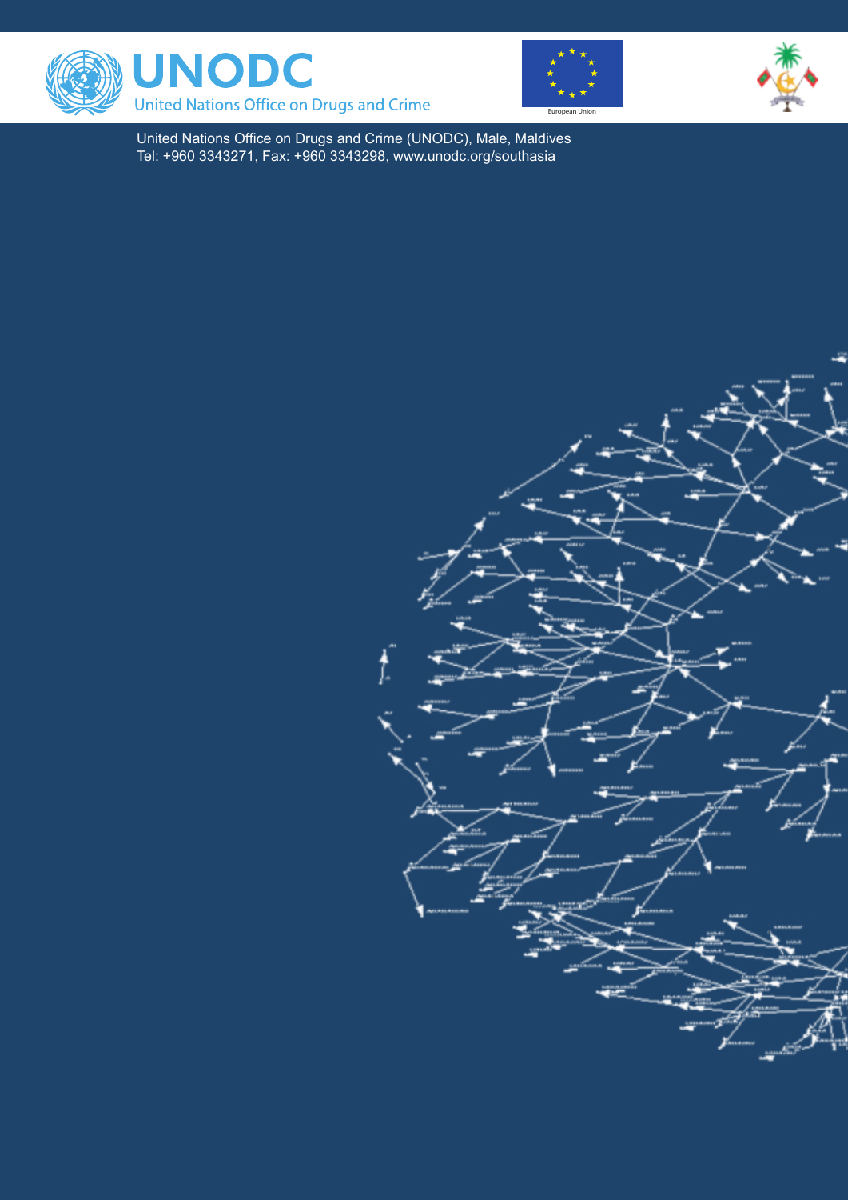UNODC

United Nations Office on Drugs and Crime

European Union

United Nations Office on Drugs and Crime (UNODC), Male, Maldives
Tel: +960 3343271, Fax: +960 3343298, www.unodc.org/southasia